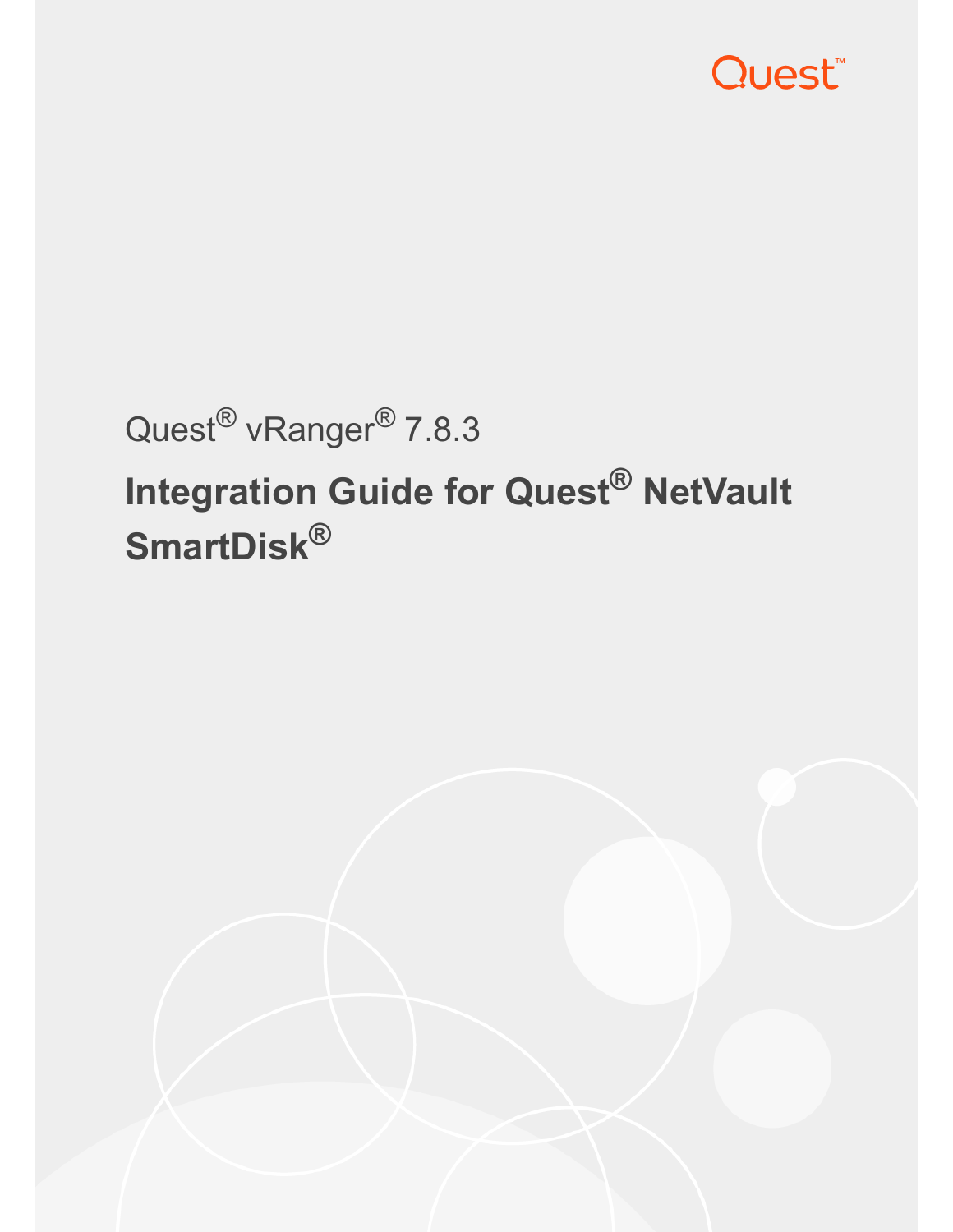Quest

Quest® vRanger® 7.8.3

# Integration Guide for Quest® NetVault SmartDisk®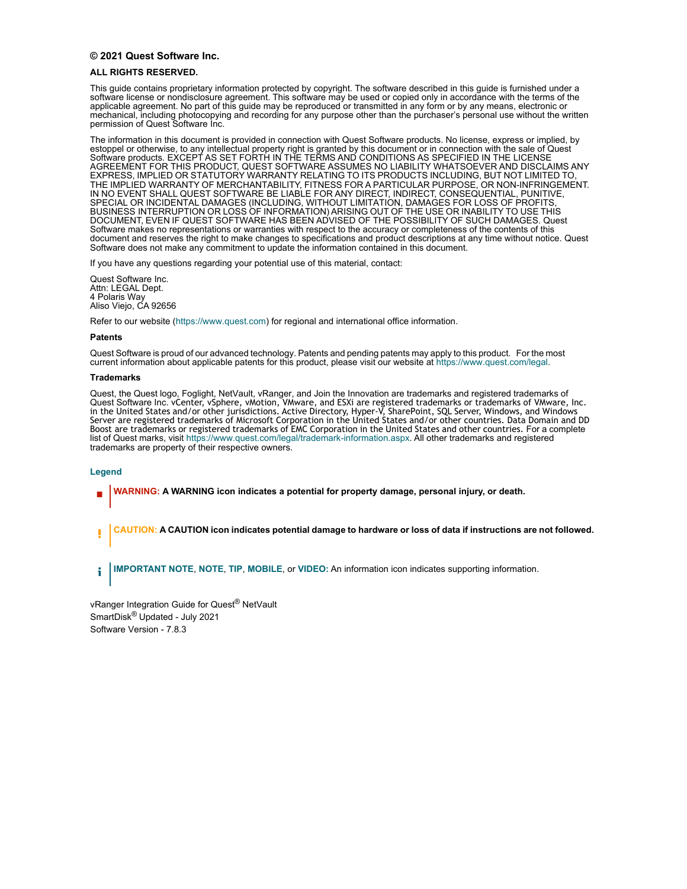**© 2021 Quest Software Inc.**

**ALL RIGHTS RESERVED.**

This guide contains proprietary information protected by copyright. The software described in this guide is furnished under a software license or nondisclosure agreement. This software may be used or copied only in accordance with the terms of the applicable agreement. No part of this guide may be reproduced or transmitted in any form or by any means, electronic or mechanical, including photocopying and recording for any purpose other than the purchaser's personal use without the written permission of Quest Software Inc.

The information in this document is provided in connection with Quest Software products. No license, express or implied, by estoppel or otherwise, to any intellectual property right is granted by this document or in connection with the sale of Quest Software products. EXCEPT AS SET FORTH IN THE TERMS AND CONDITIONS AS SPECIFIED IN THE LICENSE AGREEMENT FOR THIS PRODUCT, QUEST SOFTWARE ASSUMES NO LIABILITY WHATSOEVER AND DISCLAIMS ANY EXPRESS, IMPLIED OR STATUTORY WARRANTY RELATING TO ITS PRODUCTS INCLUDING, BUT NOT LIMITED TO, THE IMPLIED WARRANTY OF MERCHANTABILITY, FITNESS FOR A PARTICULAR PURPOSE, OR NON-INFRINGEMENT. IN NO EVENT SHALL QUEST SOFTWARE BE LIABLE FOR ANY DIRECT, INDIRECT, CONSEQUENTIAL, PUNITIVE, SPECIAL OR INCIDENTAL DAMAGES (INCLUDING, WITHOUT LIMITATION, DAMAGES FOR LOSS OF PROFITS, BUSINESS INTERRUPTION OR LOSS OF INFORMATION) ARISING OUT OF THE USE OR INABILITY TO USE THIS DOCUMENT, EVEN IF QUEST SOFTWARE HAS BEEN ADVISED OF THE POSSIBILITY OF SUCH DAMAGES. Quest Software makes no representations or warranties with respect to the accuracy or completeness of the contents of this document and reserves the right to make changes to specifications and product descriptions at any time without notice. Quest Software does not make any commitment to update the information contained in this document.

If you have any questions regarding your potential use of this material, contact:

Quest Software Inc.
Attn: LEGAL Dept.
4 Polaris Way
Aliso Viejo, CA 92656

Refer to our website (https://www.quest.com) for regional and international office information.

**Patents**

Quest Software is proud of our advanced technology. Patents and pending patents may apply to this product. For the most current information about applicable patents for this product, please visit our website at https://www.quest.com/legal.

**Trademarks**

Quest, the Quest logo, Foglight, NetVault, vRanger, and Join the Innovation are trademarks and registered trademarks of Quest Software Inc. vCenter, vSphere, vMotion, VMware, and ESXi are registered trademarks or trademarks of VMware, Inc. in the United States and/or other jurisdictions. Active Directory, Hyper-V, SharePoint, SQL Server, Windows, and Windows Server are registered trademarks of Microsoft Corporation in the United States and/or other countries. Data Domain and DD Boost are trademarks or registered trademarks of EMC Corporation in the United States and other countries. For a complete list of Quest marks, visit https://www.quest.com/legal/trademark-information.aspx. All other trademarks and registered trademarks are property of their respective owners.

**Legend**

**WARNING: A WARNING icon indicates a potential for property damage, personal injury, or death.**

**CAUTION: A CAUTION icon indicates potential damage to hardware or loss of data if instructions are not followed.**

**IMPORTANT NOTE**, **NOTE**, **TIP**, **MOBILE**, or **VIDEO:** An information icon indicates supporting information.

vRanger Integration Guide for Quest® NetVault SmartDisk® Updated - July 2021
Software Version - 7.8.3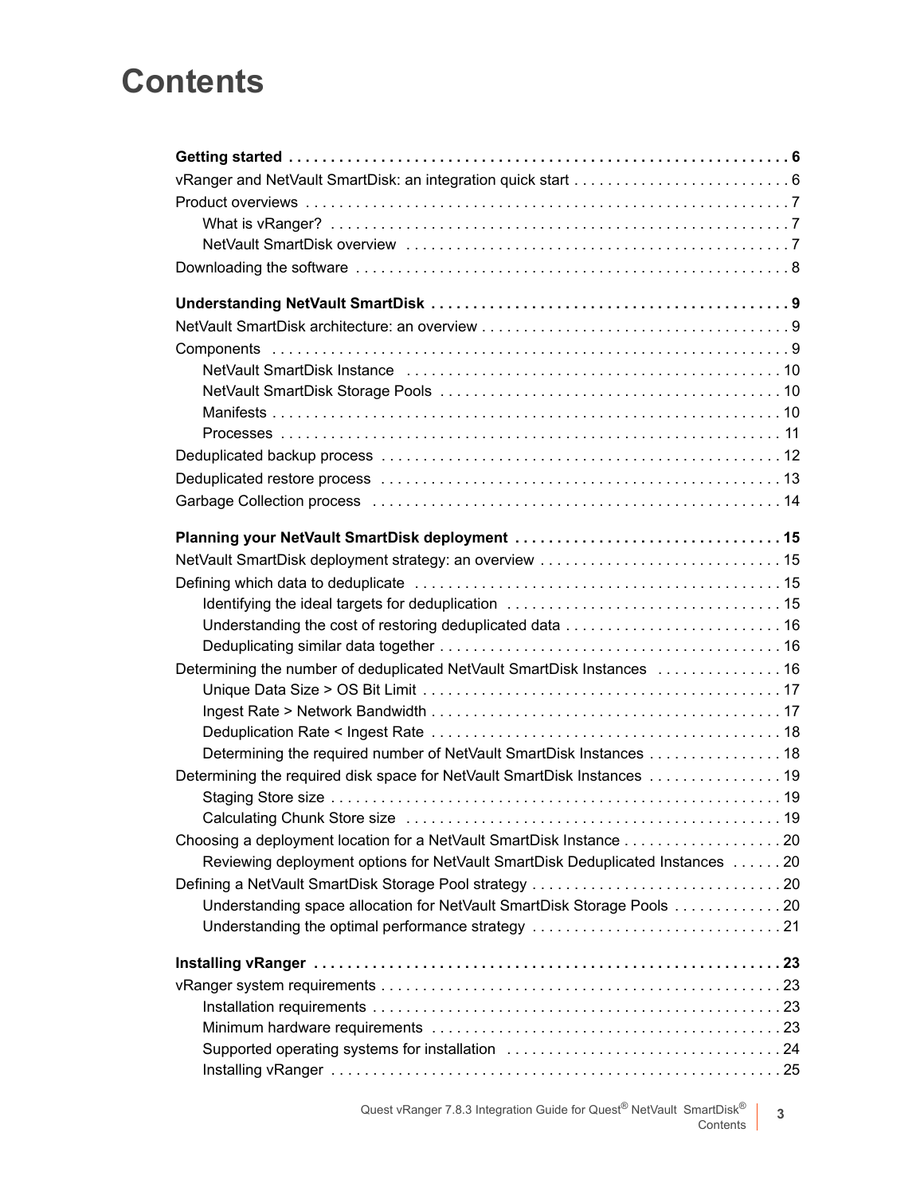# Contents

**Getting started . . . . . . . . . . 6**

vRanger and NetVault SmartDisk: an integration quick start . . . . . . . . . . 6

Product overviews . . . . . . . . . . 7

- What is vRanger? . . . . . . . . . . 7
- NetVault SmartDisk overview . . . . . . . . . . 7

Downloading the software . . . . . . . . . . 8

**Understanding NetVault SmartDisk . . . . . . . . . . 9**

NetVault SmartDisk architecture: an overview . . . . . . . . . . 9

Components . . . . . . . . . . 9

- NetVault SmartDisk Instance . . . . . . . . . . 10
- NetVault SmartDisk Storage Pools . . . . . . . . . . 10
- Manifests . . . . . . . . . . 10
- Processes . . . . . . . . . . 11

Deduplicated backup process . . . . . . . . . . 12

Deduplicated restore process . . . . . . . . . . 13

Garbage Collection process . . . . . . . . . . 14

**Planning your NetVault SmartDisk deployment . . . . . . . . . . 15**

NetVault SmartDisk deployment strategy: an overview . . . . . . . . . . 15

Defining which data to deduplicate . . . . . . . . . . 15

- Identifying the ideal targets for deduplication . . . . . . . . . . 15
- Understanding the cost of restoring deduplicated data . . . . . . . . . . 16
- Deduplicating similar data together . . . . . . . . . . 16

Determining the number of deduplicated NetVault SmartDisk Instances . . . . . . . . . . 16

- Unique Data Size > OS Bit Limit . . . . . . . . . . 17
- Ingest Rate > Network Bandwidth . . . . . . . . . . 17
- Deduplication Rate < Ingest Rate . . . . . . . . . . 18
- Determining the required number of NetVault SmartDisk Instances . . . . . . . . . . 18

Determining the required disk space for NetVault SmartDisk Instances . . . . . . . . . . 19

- Staging Store size . . . . . . . . . . 19
- Calculating Chunk Store size . . . . . . . . . . 19

Choosing a deployment location for a NetVault SmartDisk Instance . . . . . . . . . . 20

- Reviewing deployment options for NetVault SmartDisk Deduplicated Instances . . . . . . . . . . 20

Defining a NetVault SmartDisk Storage Pool strategy . . . . . . . . . . 20

- Understanding space allocation for NetVault SmartDisk Storage Pools . . . . . . . . . . 20
- Understanding the optimal performance strategy . . . . . . . . . . 21

**Installing vRanger . . . . . . . . . . 23**

vRanger system requirements . . . . . . . . . . 23

- Installation requirements . . . . . . . . . . 23
- Minimum hardware requirements . . . . . . . . . . 23
- Supported operating systems for installation . . . . . . . . . . 24
- Installing vRanger . . . . . . . . . . 25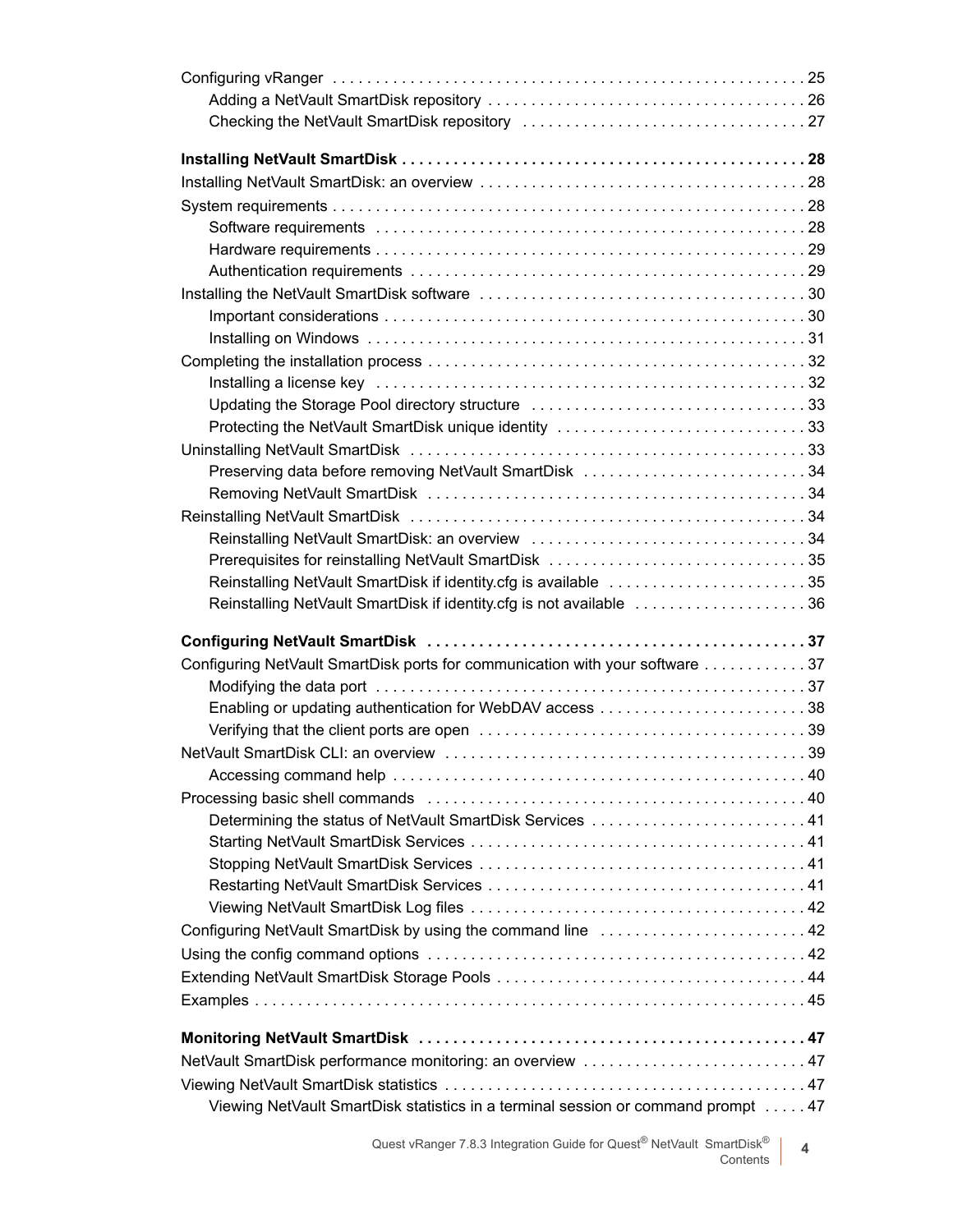Configuring vRanger . . . . . . . . . . . . . . . . . . . . . . . . . . . . . . . . . . . . . . . . . . . . . . . . . . . . . . 25
    Adding a NetVault SmartDisk repository . . . . . . . . . . . . . . . . . . . . . . . . . . . . . . . . . . . . 26
    Checking the NetVault SmartDisk repository . . . . . . . . . . . . . . . . . . . . . . . . . . . . . . . . 27

**Installing NetVault SmartDisk . . . . . . . . . . . . . . . . . . . . . . . . . . . . . . . . . . . . . . . . . . . . . . . 28**

Installing NetVault SmartDisk: an overview . . . . . . . . . . . . . . . . . . . . . . . . . . . . . . . . . . . . . . 28
System requirements . . . . . . . . . . . . . . . . . . . . . . . . . . . . . . . . . . . . . . . . . . . . . . . . . . . . . . 28
    Software requirements . . . . . . . . . . . . . . . . . . . . . . . . . . . . . . . . . . . . . . . . . . . . . . . . . . 28
    Hardware requirements . . . . . . . . . . . . . . . . . . . . . . . . . . . . . . . . . . . . . . . . . . . . . . . . . . 29
    Authentication requirements . . . . . . . . . . . . . . . . . . . . . . . . . . . . . . . . . . . . . . . . . . . . . . 29
Installing the NetVault SmartDisk software . . . . . . . . . . . . . . . . . . . . . . . . . . . . . . . . . . . . . . 30
    Important considerations . . . . . . . . . . . . . . . . . . . . . . . . . . . . . . . . . . . . . . . . . . . . . . . . . 30
    Installing on Windows . . . . . . . . . . . . . . . . . . . . . . . . . . . . . . . . . . . . . . . . . . . . . . . . . . . 31
Completing the installation process . . . . . . . . . . . . . . . . . . . . . . . . . . . . . . . . . . . . . . . . . . . 32
    Installing a license key . . . . . . . . . . . . . . . . . . . . . . . . . . . . . . . . . . . . . . . . . . . . . . . . . . . 32
    Updating the Storage Pool directory structure . . . . . . . . . . . . . . . . . . . . . . . . . . . . . . . . 33
    Protecting the NetVault SmartDisk unique identity . . . . . . . . . . . . . . . . . . . . . . . . . . . . . 33
Uninstalling NetVault SmartDisk . . . . . . . . . . . . . . . . . . . . . . . . . . . . . . . . . . . . . . . . . . . . . . 33
    Preserving data before removing NetVault SmartDisk . . . . . . . . . . . . . . . . . . . . . . . . . . 34
    Removing NetVault SmartDisk . . . . . . . . . . . . . . . . . . . . . . . . . . . . . . . . . . . . . . . . . . . . . 34
Reinstalling NetVault SmartDisk . . . . . . . . . . . . . . . . . . . . . . . . . . . . . . . . . . . . . . . . . . . . . . 34
    Reinstalling NetVault SmartDisk: an overview . . . . . . . . . . . . . . . . . . . . . . . . . . . . . . . . 34
    Prerequisites for reinstalling NetVault SmartDisk . . . . . . . . . . . . . . . . . . . . . . . . . . . . . . 35
    Reinstalling NetVault SmartDisk if identity.cfg is available . . . . . . . . . . . . . . . . . . . . . . . 35
    Reinstalling NetVault SmartDisk if identity.cfg is not available . . . . . . . . . . . . . . . . . . . . 36

**Configuring NetVault SmartDisk . . . . . . . . . . . . . . . . . . . . . . . . . . . . . . . . . . . . . . . . . . . . 37**

Configuring NetVault SmartDisk ports for communication with your software . . . . . . . . . . . . 37
    Modifying the data port . . . . . . . . . . . . . . . . . . . . . . . . . . . . . . . . . . . . . . . . . . . . . . . . . . 37
    Enabling or updating authentication for WebDAV access . . . . . . . . . . . . . . . . . . . . . . . . 38
    Verifying that the client ports are open . . . . . . . . . . . . . . . . . . . . . . . . . . . . . . . . . . . . . . 39
NetVault SmartDisk CLI: an overview . . . . . . . . . . . . . . . . . . . . . . . . . . . . . . . . . . . . . . . . . . 39
    Accessing command help . . . . . . . . . . . . . . . . . . . . . . . . . . . . . . . . . . . . . . . . . . . . . . . . . 40
Processing basic shell commands . . . . . . . . . . . . . . . . . . . . . . . . . . . . . . . . . . . . . . . . . . . . . 40
    Determining the status of NetVault SmartDisk Services . . . . . . . . . . . . . . . . . . . . . . . . . 41
    Starting NetVault SmartDisk Services . . . . . . . . . . . . . . . . . . . . . . . . . . . . . . . . . . . . . . . 41
    Stopping NetVault SmartDisk Services . . . . . . . . . . . . . . . . . . . . . . . . . . . . . . . . . . . . . . 41
    Restarting NetVault SmartDisk Services . . . . . . . . . . . . . . . . . . . . . . . . . . . . . . . . . . . . . 41
    Viewing NetVault SmartDisk Log files . . . . . . . . . . . . . . . . . . . . . . . . . . . . . . . . . . . . . . . 42
Configuring NetVault SmartDisk by using the command line . . . . . . . . . . . . . . . . . . . . . . . . 42
Using the config command options . . . . . . . . . . . . . . . . . . . . . . . . . . . . . . . . . . . . . . . . . . . . 42
Extending NetVault SmartDisk Storage Pools . . . . . . . . . . . . . . . . . . . . . . . . . . . . . . . . . . . . 44
Examples . . . . . . . . . . . . . . . . . . . . . . . . . . . . . . . . . . . . . . . . . . . . . . . . . . . . . . . . . . . . . . . . 45

**Monitoring NetVault SmartDisk . . . . . . . . . . . . . . . . . . . . . . . . . . . . . . . . . . . . . . . . . . . . . . 47**

NetVault SmartDisk performance monitoring: an overview . . . . . . . . . . . . . . . . . . . . . . . . . . 47
Viewing NetVault SmartDisk statistics . . . . . . . . . . . . . . . . . . . . . . . . . . . . . . . . . . . . . . . . . . 47
    Viewing NetVault SmartDisk statistics in a terminal session or command prompt . . . . . 47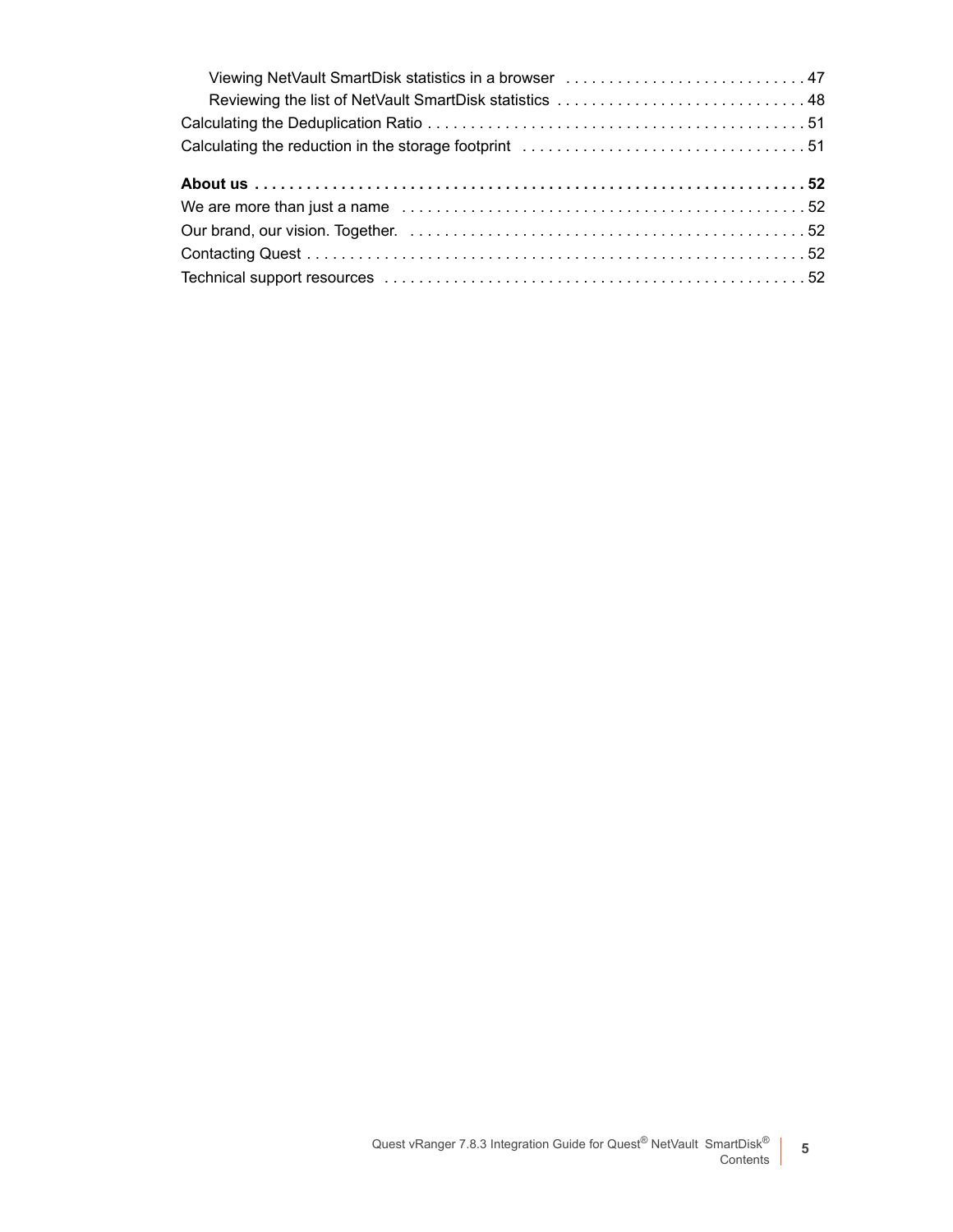Viewing NetVault SmartDisk statistics in a browser . . . 47
Reviewing the list of NetVault SmartDisk statistics . . . 48
Calculating the Deduplication Ratio . . . 51
Calculating the reduction in the storage footprint . . . 51

**About us . . . 52**
We are more than just a name . . . 52
Our brand, our vision. Together. . . . 52
Contacting Quest . . . 52
Technical support resources . . . 52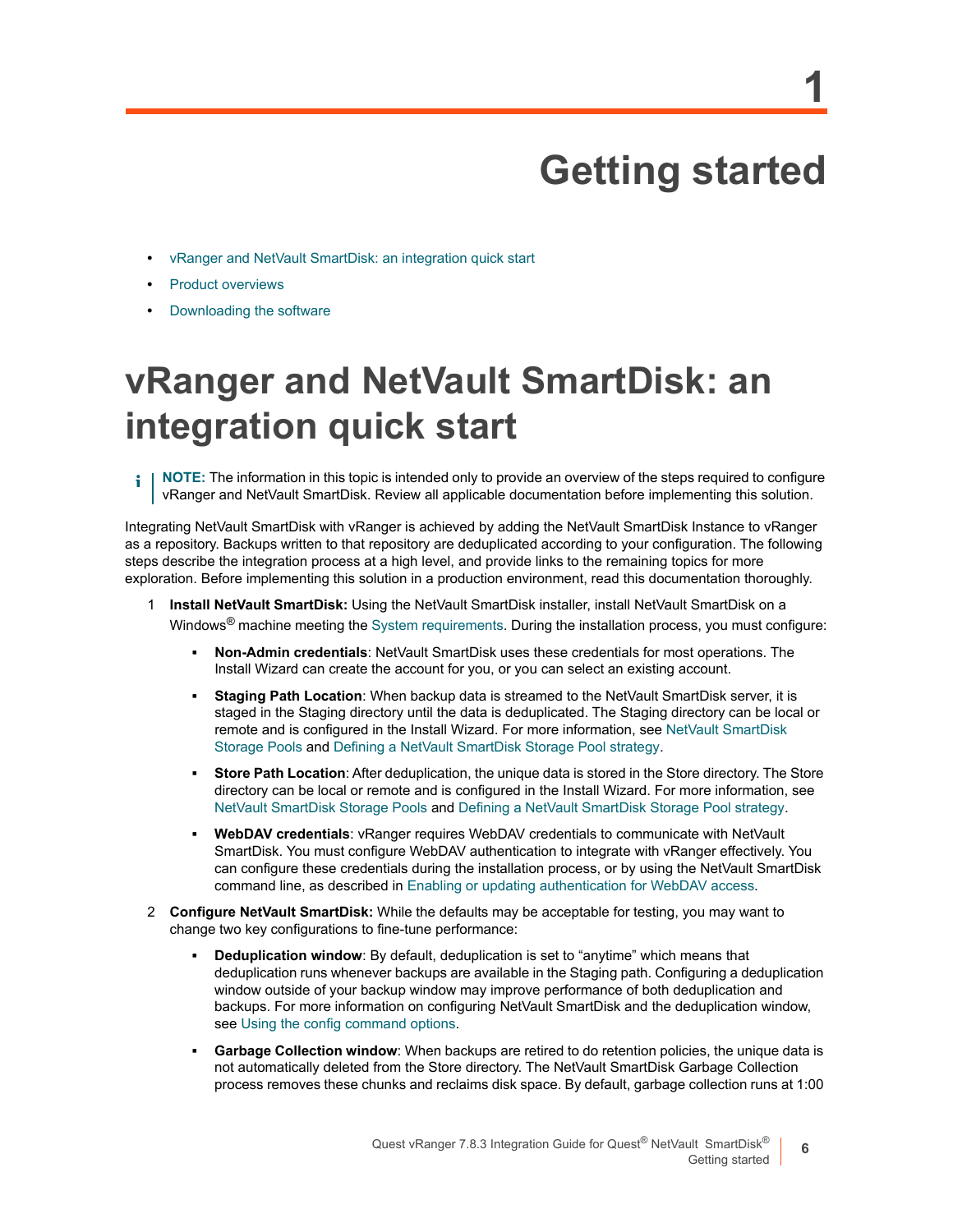# 1 Getting started

- vRanger and NetVault SmartDisk: an integration quick start
- Product overviews
- Downloading the software

## vRanger and NetVault SmartDisk: an integration quick start

> **NOTE:** The information in this topic is intended only to provide an overview of the steps required to configure vRanger and NetVault SmartDisk. Review all applicable documentation before implementing this solution.

Integrating NetVault SmartDisk with vRanger is achieved by adding the NetVault SmartDisk Instance to vRanger as a repository. Backups written to that repository are deduplicated according to your configuration. The following steps describe the integration process at a high level, and provide links to the remaining topics for more exploration. Before implementing this solution in a production environment, read this documentation thoroughly.

1. **Install NetVault SmartDisk:** Using the NetVault SmartDisk installer, install NetVault SmartDisk on a Windows® machine meeting the System requirements. During the installation process, you must configure:
   - **Non-Admin credentials**: NetVault SmartDisk uses these credentials for most operations. The Install Wizard can create the account for you, or you can select an existing account.
   - **Staging Path Location**: When backup data is streamed to the NetVault SmartDisk server, it is staged in the Staging directory until the data is deduplicated. The Staging directory can be local or remote and is configured in the Install Wizard. For more information, see NetVault SmartDisk Storage Pools and Defining a NetVault SmartDisk Storage Pool strategy.
   - **Store Path Location**: After deduplication, the unique data is stored in the Store directory. The Store directory can be local or remote and is configured in the Install Wizard. For more information, see NetVault SmartDisk Storage Pools and Defining a NetVault SmartDisk Storage Pool strategy.
   - **WebDAV credentials**: vRanger requires WebDAV credentials to communicate with NetVault SmartDisk. You must configure WebDAV authentication to integrate with vRanger effectively. You can configure these credentials during the installation process, or by using the NetVault SmartDisk command line, as described in Enabling or updating authentication for WebDAV access.
2. **Configure NetVault SmartDisk:** While the defaults may be acceptable for testing, you may want to change two key configurations to fine-tune performance:
   - **Deduplication window**: By default, deduplication is set to “anytime” which means that deduplication runs whenever backups are available in the Staging path. Configuring a deduplication window outside of your backup window may improve performance of both deduplication and backups. For more information on configuring NetVault SmartDisk and the deduplication window, see Using the config command options.
   - **Garbage Collection window**: When backups are retired to do retention policies, the unique data is not automatically deleted from the Store directory. The NetVault SmartDisk Garbage Collection process removes these chunks and reclaims disk space. By default, garbage collection runs at 1:00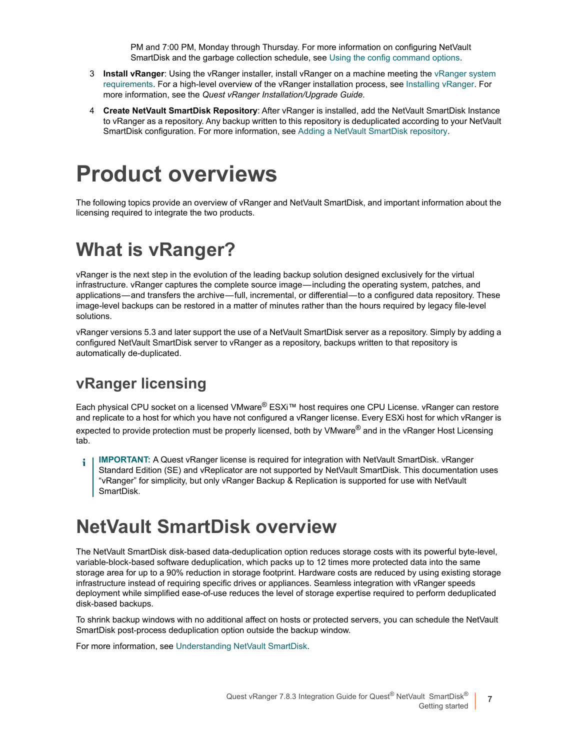PM and 7:00 PM, Monday through Thursday. For more information on configuring NetVault SmartDisk and the garbage collection schedule, see Using the config command options.

3 **Install vRanger**: Using the vRanger installer, install vRanger on a machine meeting the vRanger system requirements. For a high-level overview of the vRanger installation process, see Installing vRanger. For more information, see the *Quest vRanger Installation/Upgrade Guide*.

4 **Create NetVault SmartDisk Repository**: After vRanger is installed, add the NetVault SmartDisk Instance to vRanger as a repository. Any backup written to this repository is deduplicated according to your NetVault SmartDisk configuration. For more information, see Adding a NetVault SmartDisk repository.

# Product overviews

The following topics provide an overview of vRanger and NetVault SmartDisk, and important information about the licensing required to integrate the two products.

# What is vRanger?

vRanger is the next step in the evolution of the leading backup solution designed exclusively for the virtual infrastructure. vRanger captures the complete source image—including the operating system, patches, and applications—and transfers the archive—full, incremental, or differential—to a configured data repository. These image-level backups can be restored in a matter of minutes rather than the hours required by legacy file-level solutions.

vRanger versions 5.3 and later support the use of a NetVault SmartDisk server as a repository. Simply by adding a configured NetVault SmartDisk server to vRanger as a repository, backups written to that repository is automatically de-duplicated.

## vRanger licensing

Each physical CPU socket on a licensed VMware® ESXi™ host requires one CPU License. vRanger can restore and replicate to a host for which you have not configured a vRanger license. Every ESXi host for which vRanger is expected to provide protection must be properly licensed, both by VMware® and in the vRanger Host Licensing tab.

> **IMPORTANT:** A Quest vRanger license is required for integration with NetVault SmartDisk. vRanger Standard Edition (SE) and vReplicator are not supported by NetVault SmartDisk. This documentation uses "vRanger" for simplicity, but only vRanger Backup & Replication is supported for use with NetVault SmartDisk.

# NetVault SmartDisk overview

The NetVault SmartDisk disk-based data-deduplication option reduces storage costs with its powerful byte-level, variable-block-based software deduplication, which packs up to 12 times more protected data into the same storage area for up to a 90% reduction in storage footprint. Hardware costs are reduced by using existing storage infrastructure instead of requiring specific drives or appliances. Seamless integration with vRanger speeds deployment while simplified ease-of-use reduces the level of storage expertise required to perform deduplicated disk-based backups.

To shrink backup windows with no additional affect on hosts or protected servers, you can schedule the NetVault SmartDisk post-process deduplication option outside the backup window.

For more information, see Understanding NetVault SmartDisk.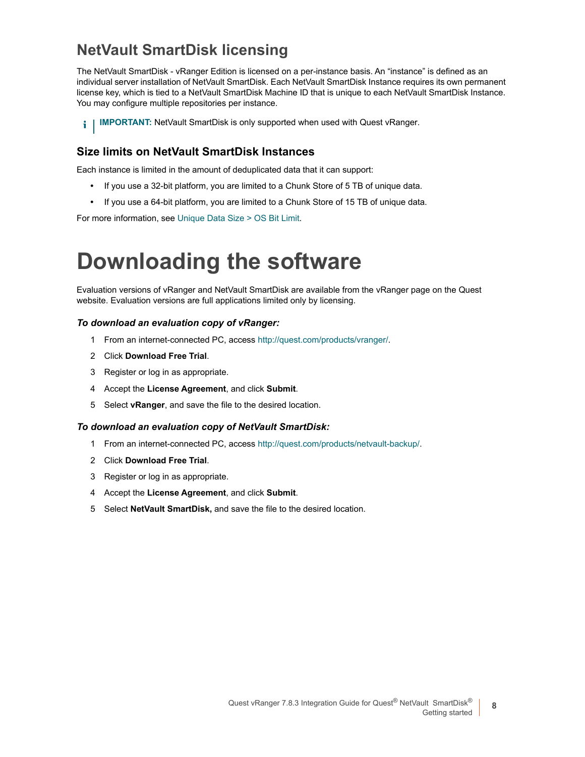## NetVault SmartDisk licensing

The NetVault SmartDisk - vRanger Edition is licensed on a per-instance basis. An “instance” is defined as an individual server installation of NetVault SmartDisk. Each NetVault SmartDisk Instance requires its own permanent license key, which is tied to a NetVault SmartDisk Machine ID that is unique to each NetVault SmartDisk Instance. You may configure multiple repositories per instance.

**IMPORTANT:** NetVault SmartDisk is only supported when used with Quest vRanger.

### Size limits on NetVault SmartDisk Instances

Each instance is limited in the amount of deduplicated data that it can support:

- If you use a 32-bit platform, you are limited to a Chunk Store of 5 TB of unique data.
- If you use a 64-bit platform, you are limited to a Chunk Store of 15 TB of unique data.

For more information, see Unique Data Size > OS Bit Limit.

# Downloading the software

Evaluation versions of vRanger and NetVault SmartDisk are available from the vRanger page on the Quest website. Evaluation versions are full applications limited only by licensing.

***To download an evaluation copy of vRanger:***

1. From an internet-connected PC, access http://quest.com/products/vranger/.
2. Click **Download Free Trial**.
3. Register or log in as appropriate.
4. Accept the **License Agreement**, and click **Submit**.
5. Select **vRanger**, and save the file to the desired location.

***To download an evaluation copy of NetVault SmartDisk:***

1. From an internet-connected PC, access http://quest.com/products/netvault-backup/.
2. Click **Download Free Trial**.
3. Register or log in as appropriate.
4. Accept the **License Agreement**, and click **Submit**.
5. Select **NetVault SmartDisk,** and save the file to the desired location.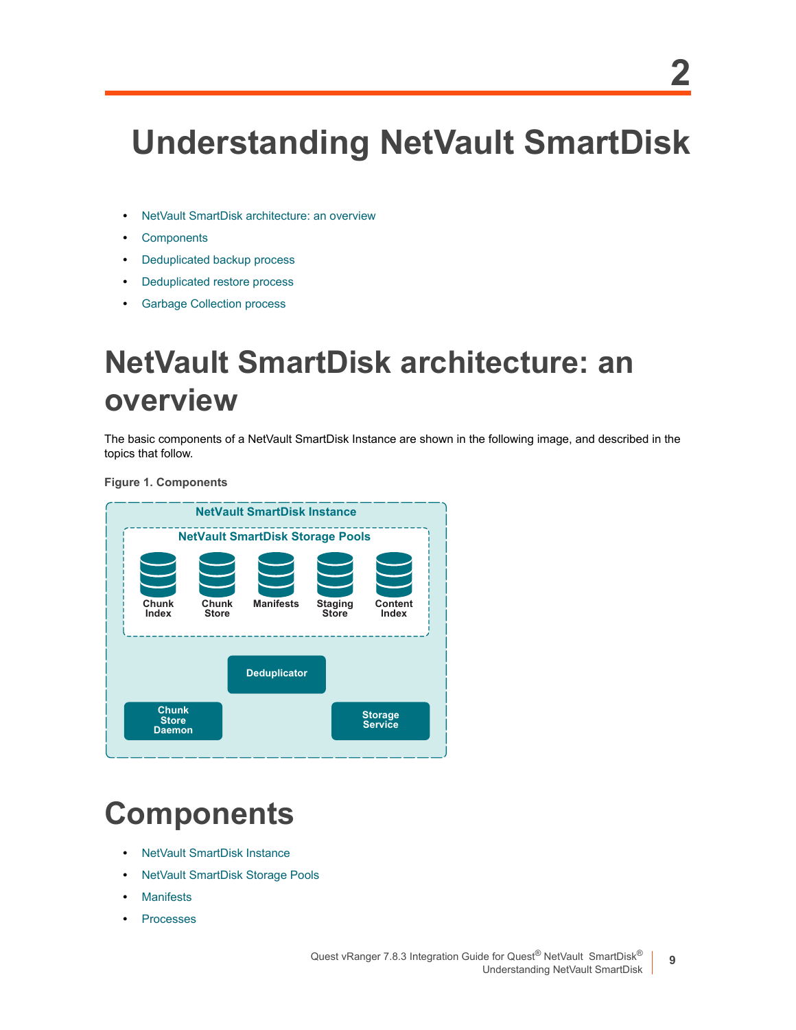# 2

# Understanding NetVault SmartDisk

- NetVault SmartDisk architecture: an overview
- Components
- Deduplicated backup process
- Deduplicated restore process
- Garbage Collection process

# NetVault SmartDisk architecture: an overview

The basic components of a NetVault SmartDisk Instance are shown in the following image, and described in the topics that follow.

**Figure 1. Components**

# Components

- NetVault SmartDisk Instance
- NetVault SmartDisk Storage Pools
- Manifests
- Processes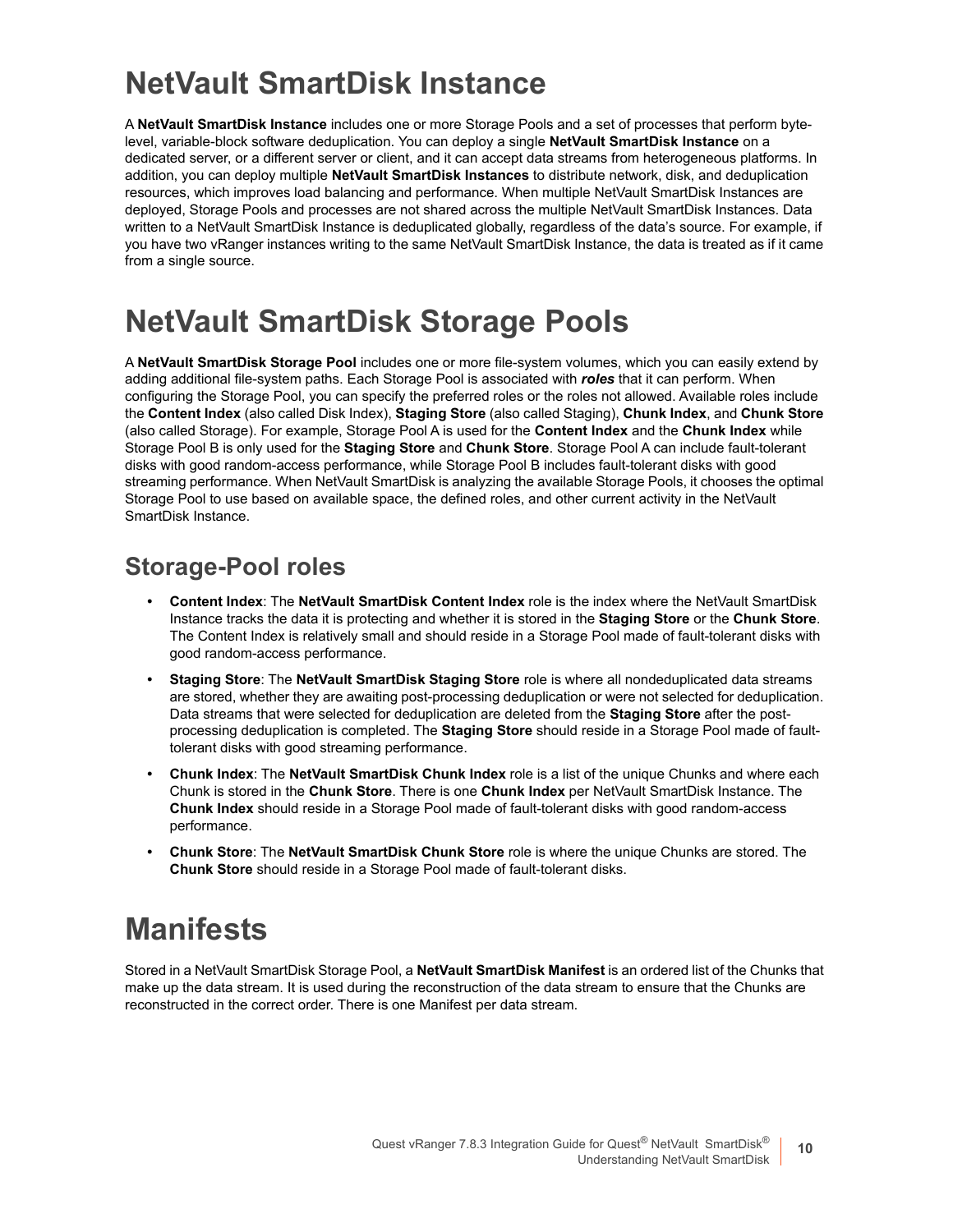# NetVault SmartDisk Instance

A **NetVault SmartDisk Instance** includes one or more Storage Pools and a set of processes that perform byte-level, variable-block software deduplication. You can deploy a single **NetVault SmartDisk Instance** on a dedicated server, or a different server or client, and it can accept data streams from heterogeneous platforms. In addition, you can deploy multiple **NetVault SmartDisk Instances** to distribute network, disk, and deduplication resources, which improves load balancing and performance. When multiple NetVault SmartDisk Instances are deployed, Storage Pools and processes are not shared across the multiple NetVault SmartDisk Instances. Data written to a NetVault SmartDisk Instance is deduplicated globally, regardless of the data's source. For example, if you have two vRanger instances writing to the same NetVault SmartDisk Instance, the data is treated as if it came from a single source.

# NetVault SmartDisk Storage Pools

A **NetVault SmartDisk Storage Pool** includes one or more file-system volumes, which you can easily extend by adding additional file-system paths. Each Storage Pool is associated with ***roles*** that it can perform. When configuring the Storage Pool, you can specify the preferred roles or the roles not allowed. Available roles include the **Content Index** (also called Disk Index), **Staging Store** (also called Staging), **Chunk Index**, and **Chunk Store** (also called Storage). For example, Storage Pool A is used for the **Content Index** and the **Chunk Index** while Storage Pool B is only used for the **Staging Store** and **Chunk Store**. Storage Pool A can include fault-tolerant disks with good random-access performance, while Storage Pool B includes fault-tolerant disks with good streaming performance. When NetVault SmartDisk is analyzing the available Storage Pools, it chooses the optimal Storage Pool to use based on available space, the defined roles, and other current activity in the NetVault SmartDisk Instance.

## Storage-Pool roles

- **Content Index**: The **NetVault SmartDisk Content Index** role is the index where the NetVault SmartDisk Instance tracks the data it is protecting and whether it is stored in the **Staging Store** or the **Chunk Store**. The Content Index is relatively small and should reside in a Storage Pool made of fault-tolerant disks with good random-access performance.
- **Staging Store**: The **NetVault SmartDisk Staging Store** role is where all nondeduplicated data streams are stored, whether they are awaiting post-processing deduplication or were not selected for deduplication. Data streams that were selected for deduplication are deleted from the **Staging Store** after the post-processing deduplication is completed. The **Staging Store** should reside in a Storage Pool made of fault-tolerant disks with good streaming performance.
- **Chunk Index**: The **NetVault SmartDisk Chunk Index** role is a list of the unique Chunks and where each Chunk is stored in the **Chunk Store**. There is one **Chunk Index** per NetVault SmartDisk Instance. The **Chunk Index** should reside in a Storage Pool made of fault-tolerant disks with good random-access performance.
- **Chunk Store**: The **NetVault SmartDisk Chunk Store** role is where the unique Chunks are stored. The **Chunk Store** should reside in a Storage Pool made of fault-tolerant disks.

# Manifests

Stored in a NetVault SmartDisk Storage Pool, a **NetVault SmartDisk Manifest** is an ordered list of the Chunks that make up the data stream. It is used during the reconstruction of the data stream to ensure that the Chunks are reconstructed in the correct order. There is one Manifest per data stream.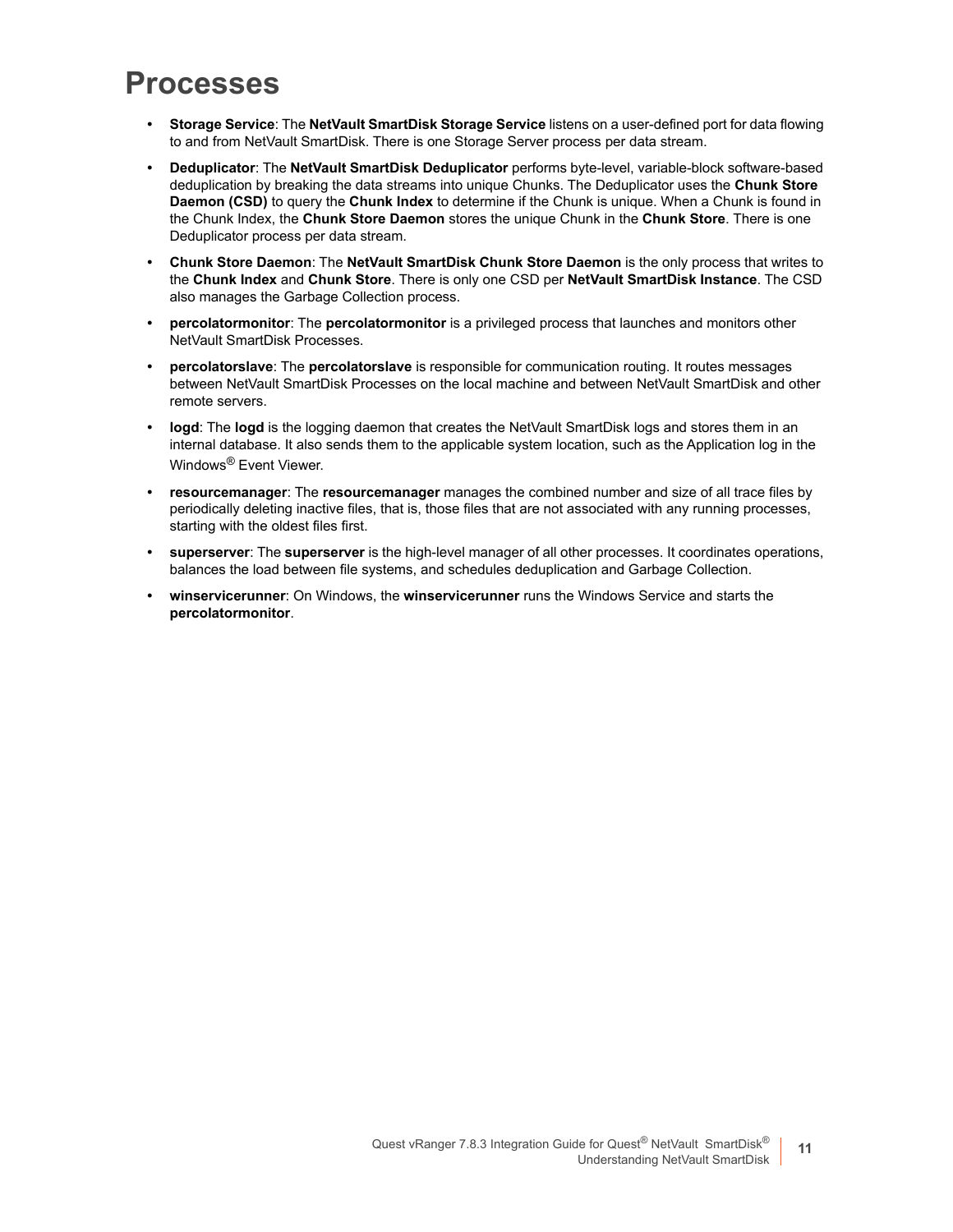# Processes

- **Storage Service**: The **NetVault SmartDisk Storage Service** listens on a user-defined port for data flowing to and from NetVault SmartDisk. There is one Storage Server process per data stream.
- **Deduplicator**: The **NetVault SmartDisk Deduplicator** performs byte-level, variable-block software-based deduplication by breaking the data streams into unique Chunks. The Deduplicator uses the **Chunk Store Daemon (CSD)** to query the **Chunk Index** to determine if the Chunk is unique. When a Chunk is found in the Chunk Index, the **Chunk Store Daemon** stores the unique Chunk in the **Chunk Store**. There is one Deduplicator process per data stream.
- **Chunk Store Daemon**: The **NetVault SmartDisk Chunk Store Daemon** is the only process that writes to the **Chunk Index** and **Chunk Store**. There is only one CSD per **NetVault SmartDisk Instance**. The CSD also manages the Garbage Collection process.
- **percolatormonitor**: The **percolatormonitor** is a privileged process that launches and monitors other NetVault SmartDisk Processes.
- **percolatorslave**: The **percolatorslave** is responsible for communication routing. It routes messages between NetVault SmartDisk Processes on the local machine and between NetVault SmartDisk and other remote servers.
- **logd**: The **logd** is the logging daemon that creates the NetVault SmartDisk logs and stores them in an internal database. It also sends them to the applicable system location, such as the Application log in the Windows® Event Viewer.
- **resourcemanager**: The **resourcemanager** manages the combined number and size of all trace files by periodically deleting inactive files, that is, those files that are not associated with any running processes, starting with the oldest files first.
- **superserver**: The **superserver** is the high-level manager of all other processes. It coordinates operations, balances the load between file systems, and schedules deduplication and Garbage Collection.
- **winservicerunner**: On Windows, the **winservicerunner** runs the Windows Service and starts the **percolatormonitor**.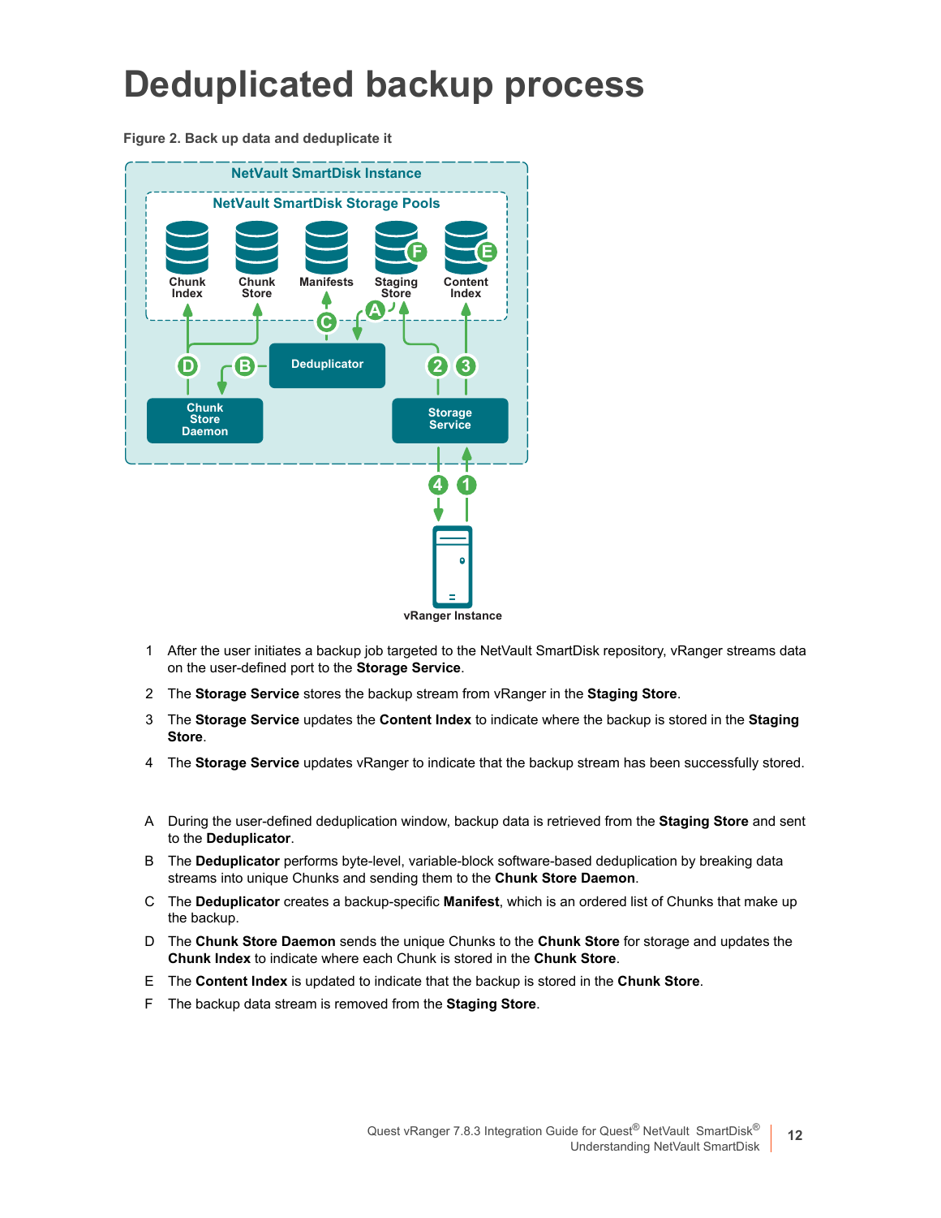# Deduplicated backup process

**Figure 2. Back up data and deduplicate it**

1. After the user initiates a backup job targeted to the NetVault SmartDisk repository, vRanger streams data on the user-defined port to the **Storage Service**.
2. The **Storage Service** stores the backup stream from vRanger in the **Staging Store**.
3. The **Storage Service** updates the **Content Index** to indicate where the backup is stored in the **Staging Store**.
4. The **Storage Service** updates vRanger to indicate that the backup stream has been successfully stored.

A During the user-defined deduplication window, backup data is retrieved from the **Staging Store** and sent to the **Deduplicator**.

B The **Deduplicator** performs byte-level, variable-block software-based deduplication by breaking data streams into unique Chunks and sending them to the **Chunk Store Daemon**.

C The **Deduplicator** creates a backup-specific **Manifest**, which is an ordered list of Chunks that make up the backup.

D The **Chunk Store Daemon** sends the unique Chunks to the **Chunk Store** for storage and updates the **Chunk Index** to indicate where each Chunk is stored in the **Chunk Store**.

E The **Content Index** is updated to indicate that the backup is stored in the **Chunk Store**.

F The backup data stream is removed from the **Staging Store**.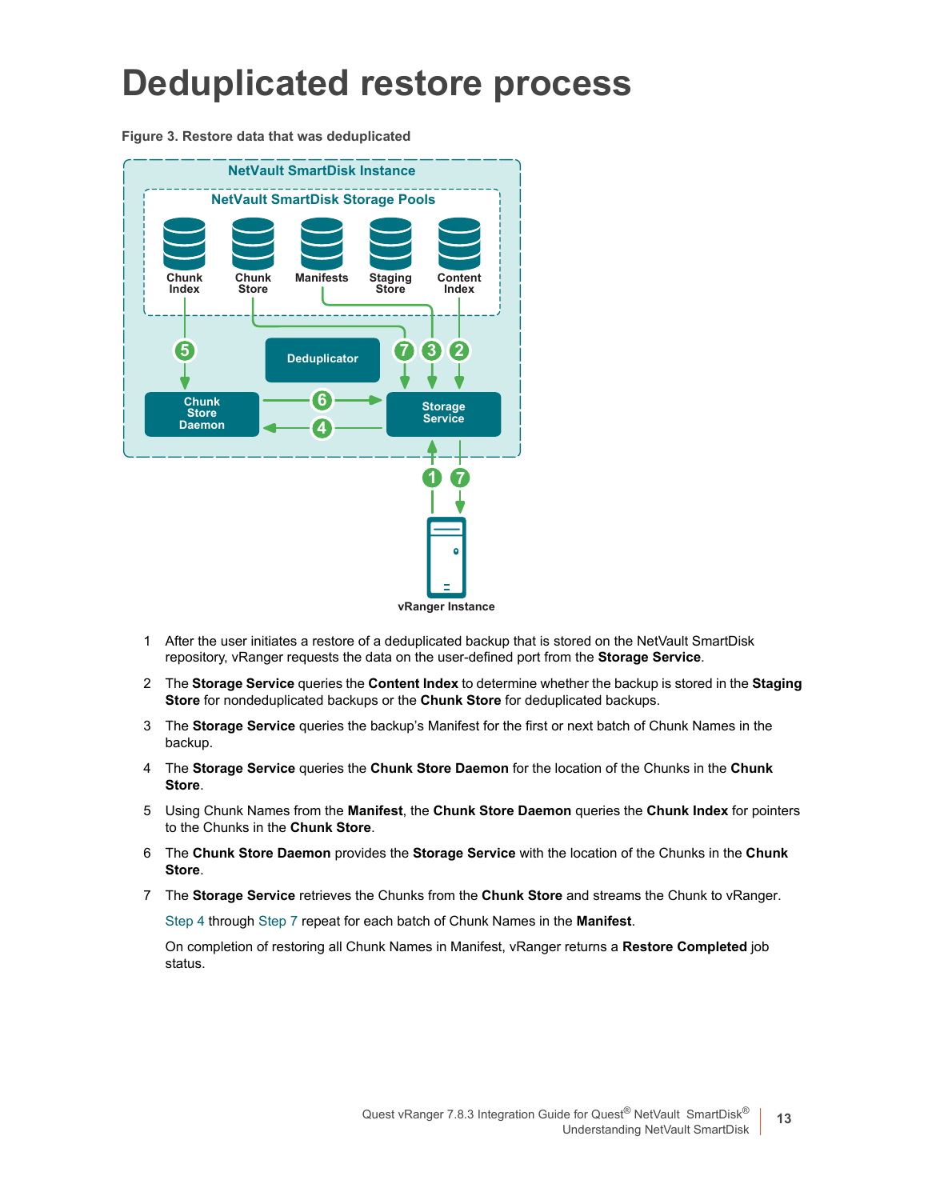# Deduplicated restore process

**Figure 3. Restore data that was deduplicated**

1. After the user initiates a restore of a deduplicated backup that is stored on the NetVault SmartDisk repository, vRanger requests the data on the user-defined port from the **Storage Service**.
2. The **Storage Service** queries the **Content Index** to determine whether the backup is stored in the **Staging Store** for nondeduplicated backups or the **Chunk Store** for deduplicated backups.
3. The **Storage Service** queries the backup's Manifest for the first or next batch of Chunk Names in the backup.
4. The **Storage Service** queries the **Chunk Store Daemon** for the location of the Chunks in the **Chunk Store**.
5. Using Chunk Names from the **Manifest**, the **Chunk Store Daemon** queries the **Chunk Index** for pointers to the Chunks in the **Chunk Store**.
6. The **Chunk Store Daemon** provides the **Storage Service** with the location of the Chunks in the **Chunk Store**.
7. The **Storage Service** retrieves the Chunks from the **Chunk Store** and streams the Chunk to vRanger.

   Step 4 through Step 7 repeat for each batch of Chunk Names in the **Manifest**.

   On completion of restoring all Chunk Names in Manifest, vRanger returns a **Restore Completed** job status.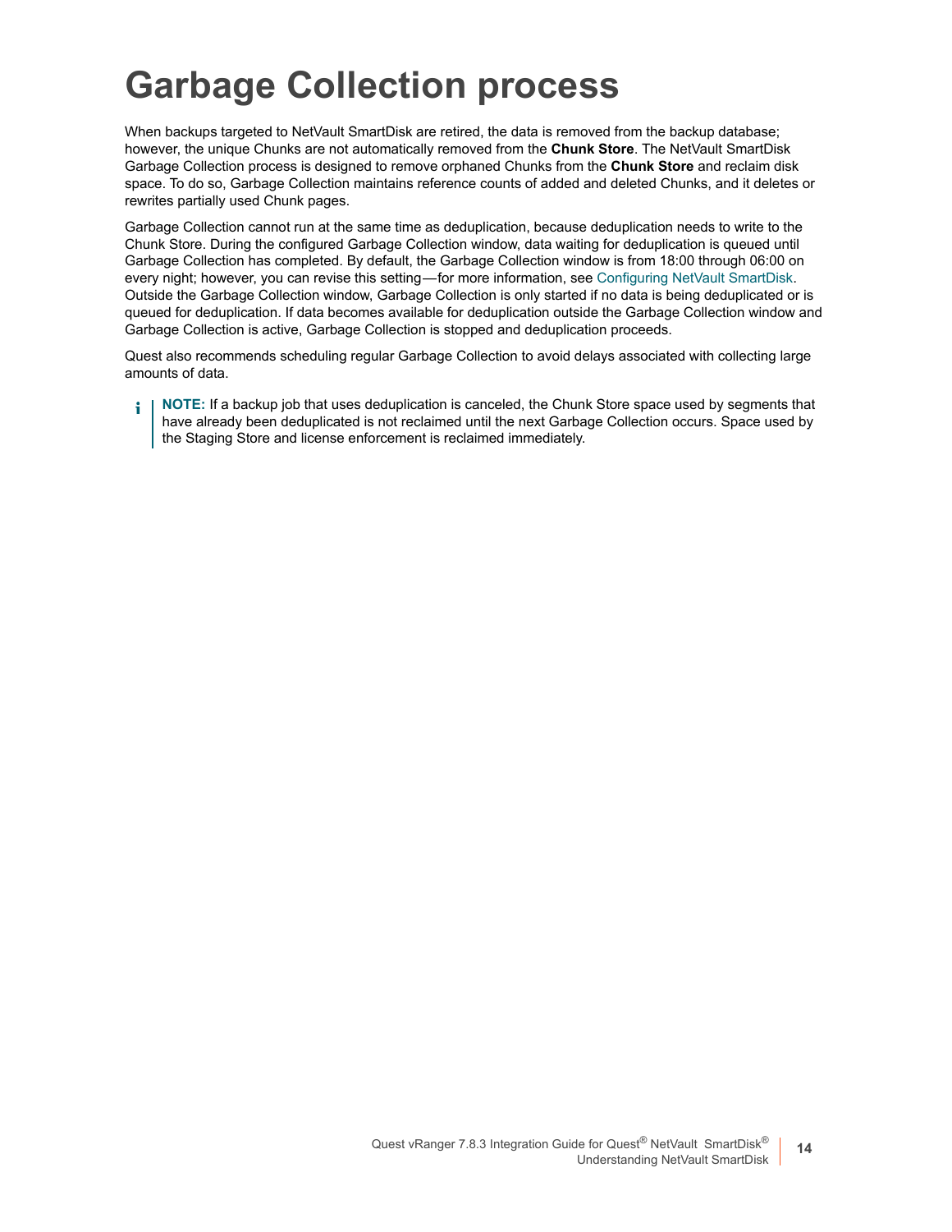# Garbage Collection process

When backups targeted to NetVault SmartDisk are retired, the data is removed from the backup database; however, the unique Chunks are not automatically removed from the **Chunk Store**. The NetVault SmartDisk Garbage Collection process is designed to remove orphaned Chunks from the **Chunk Store** and reclaim disk space. To do so, Garbage Collection maintains reference counts of added and deleted Chunks, and it deletes or rewrites partially used Chunk pages.

Garbage Collection cannot run at the same time as deduplication, because deduplication needs to write to the Chunk Store. During the configured Garbage Collection window, data waiting for deduplication is queued until Garbage Collection has completed. By default, the Garbage Collection window is from 18:00 through 06:00 on every night; however, you can revise this setting—for more information, see Configuring NetVault SmartDisk. Outside the Garbage Collection window, Garbage Collection is only started if no data is being deduplicated or is queued for deduplication. If data becomes available for deduplication outside the Garbage Collection window and Garbage Collection is active, Garbage Collection is stopped and deduplication proceeds.

Quest also recommends scheduling regular Garbage Collection to avoid delays associated with collecting large amounts of data.

**NOTE:** If a backup job that uses deduplication is canceled, the Chunk Store space used by segments that have already been deduplicated is not reclaimed until the next Garbage Collection occurs. Space used by the Staging Store and license enforcement is reclaimed immediately.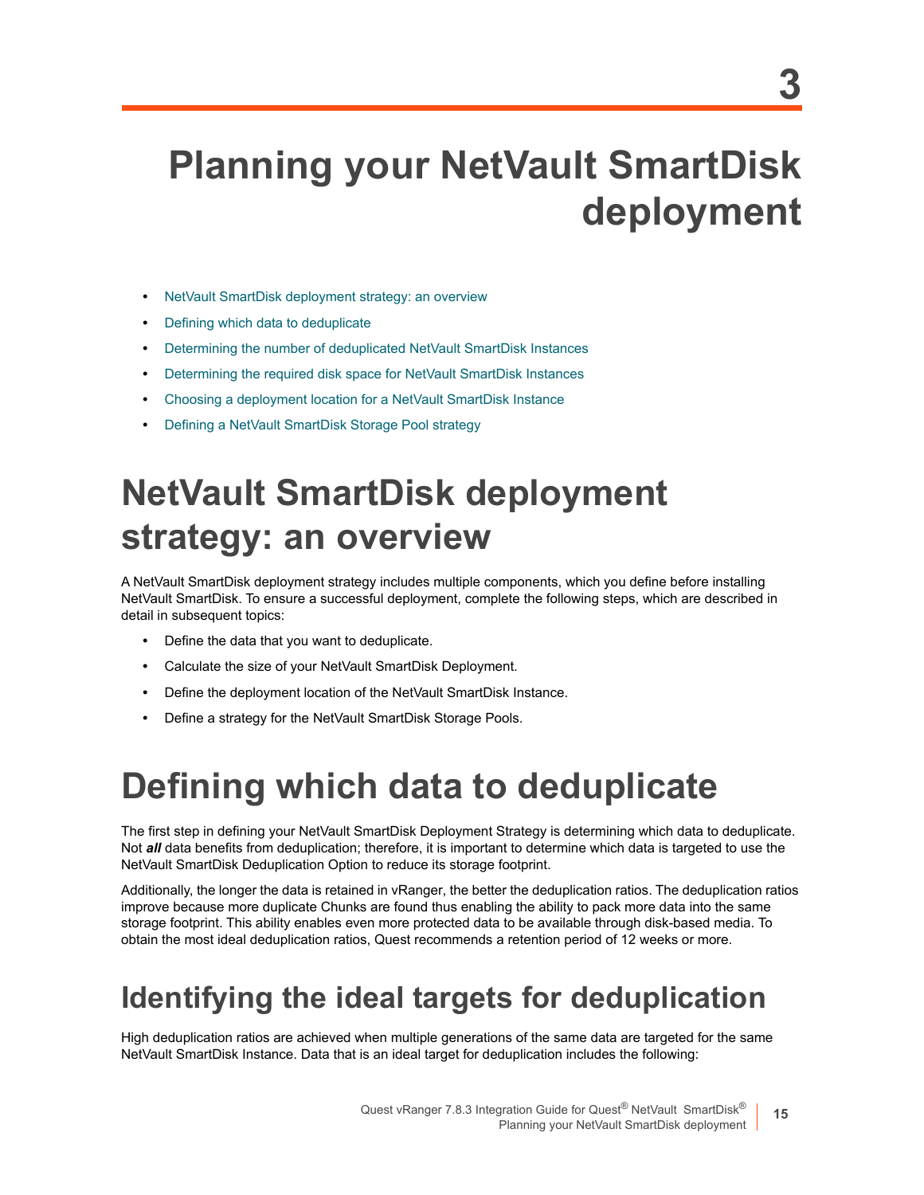# 3 Planning your NetVault SmartDisk deployment

- NetVault SmartDisk deployment strategy: an overview
- Defining which data to deduplicate
- Determining the number of deduplicated NetVault SmartDisk Instances
- Determining the required disk space for NetVault SmartDisk Instances
- Choosing a deployment location for a NetVault SmartDisk Instance
- Defining a NetVault SmartDisk Storage Pool strategy

## NetVault SmartDisk deployment strategy: an overview

A NetVault SmartDisk deployment strategy includes multiple components, which you define before installing NetVault SmartDisk. To ensure a successful deployment, complete the following steps, which are described in detail in subsequent topics:

- Define the data that you want to deduplicate.
- Calculate the size of your NetVault SmartDisk Deployment.
- Define the deployment location of the NetVault SmartDisk Instance.
- Define a strategy for the NetVault SmartDisk Storage Pools.

## Defining which data to deduplicate

The first step in defining your NetVault SmartDisk Deployment Strategy is determining which data to deduplicate. Not ***all*** data benefits from deduplication; therefore, it is important to determine which data is targeted to use the NetVault SmartDisk Deduplication Option to reduce its storage footprint.

Additionally, the longer the data is retained in vRanger, the better the deduplication ratios. The deduplication ratios improve because more duplicate Chunks are found thus enabling the ability to pack more data into the same storage footprint. This ability enables even more protected data to be available through disk-based media. To obtain the most ideal deduplication ratios, Quest recommends a retention period of 12 weeks or more.

### Identifying the ideal targets for deduplication

High deduplication ratios are achieved when multiple generations of the same data are targeted for the same NetVault SmartDisk Instance. Data that is an ideal target for deduplication includes the following: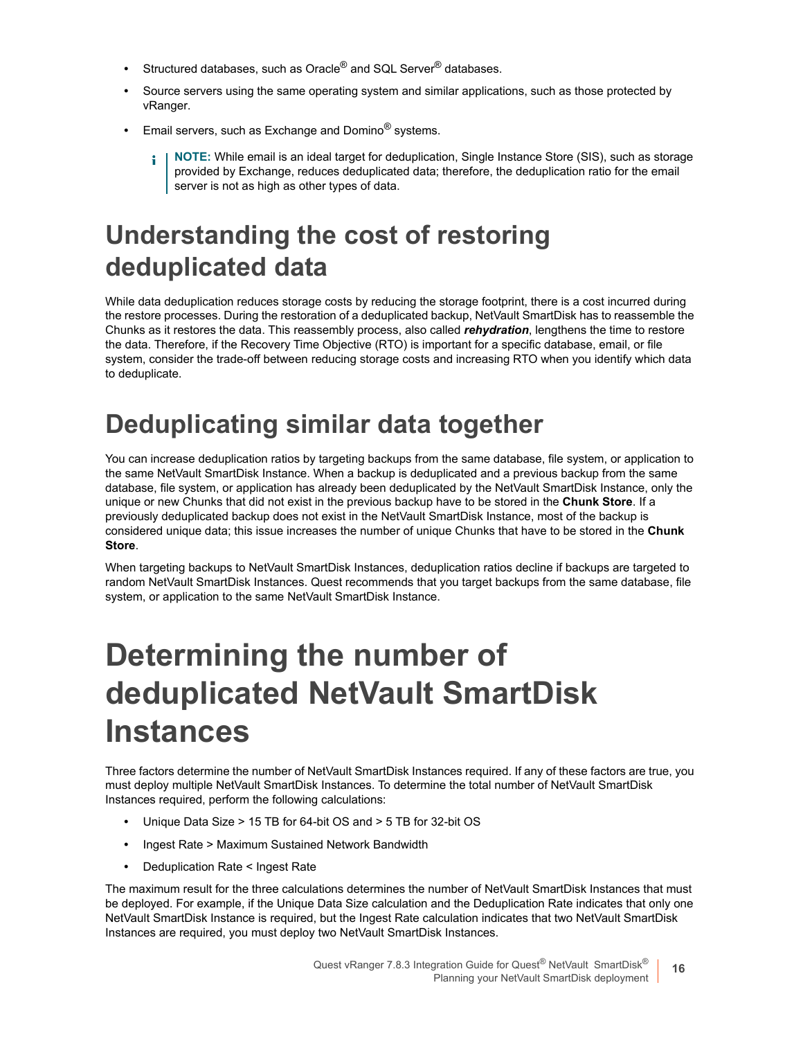- Structured databases, such as Oracle® and SQL Server® databases.
- Source servers using the same operating system and similar applications, such as those protected by vRanger.
- Email servers, such as Exchange and Domino® systems.

> **NOTE:** While email is an ideal target for deduplication, Single Instance Store (SIS), such as storage provided by Exchange, reduces deduplicated data; therefore, the deduplication ratio for the email server is not as high as other types of data.

## Understanding the cost of restoring deduplicated data

While data deduplication reduces storage costs by reducing the storage footprint, there is a cost incurred during the restore processes. During the restoration of a deduplicated backup, NetVault SmartDisk has to reassemble the Chunks as it restores the data. This reassembly process, also called ***rehydration***, lengthens the time to restore the data. Therefore, if the Recovery Time Objective (RTO) is important for a specific database, email, or file system, consider the trade-off between reducing storage costs and increasing RTO when you identify which data to deduplicate.

## Deduplicating similar data together

You can increase deduplication ratios by targeting backups from the same database, file system, or application to the same NetVault SmartDisk Instance. When a backup is deduplicated and a previous backup from the same database, file system, or application has already been deduplicated by the NetVault SmartDisk Instance, only the unique or new Chunks that did not exist in the previous backup have to be stored in the **Chunk Store**. If a previously deduplicated backup does not exist in the NetVault SmartDisk Instance, most of the backup is considered unique data; this issue increases the number of unique Chunks that have to be stored in the **Chunk Store**.

When targeting backups to NetVault SmartDisk Instances, deduplication ratios decline if backups are targeted to random NetVault SmartDisk Instances. Quest recommends that you target backups from the same database, file system, or application to the same NetVault SmartDisk Instance.

# Determining the number of deduplicated NetVault SmartDisk Instances

Three factors determine the number of NetVault SmartDisk Instances required. If any of these factors are true, you must deploy multiple NetVault SmartDisk Instances. To determine the total number of NetVault SmartDisk Instances required, perform the following calculations:

- Unique Data Size > 15 TB for 64-bit OS and > 5 TB for 32-bit OS
- Ingest Rate > Maximum Sustained Network Bandwidth
- Deduplication Rate < Ingest Rate

The maximum result for the three calculations determines the number of NetVault SmartDisk Instances that must be deployed. For example, if the Unique Data Size calculation and the Deduplication Rate indicates that only one NetVault SmartDisk Instance is required, but the Ingest Rate calculation indicates that two NetVault SmartDisk Instances are required, you must deploy two NetVault SmartDisk Instances.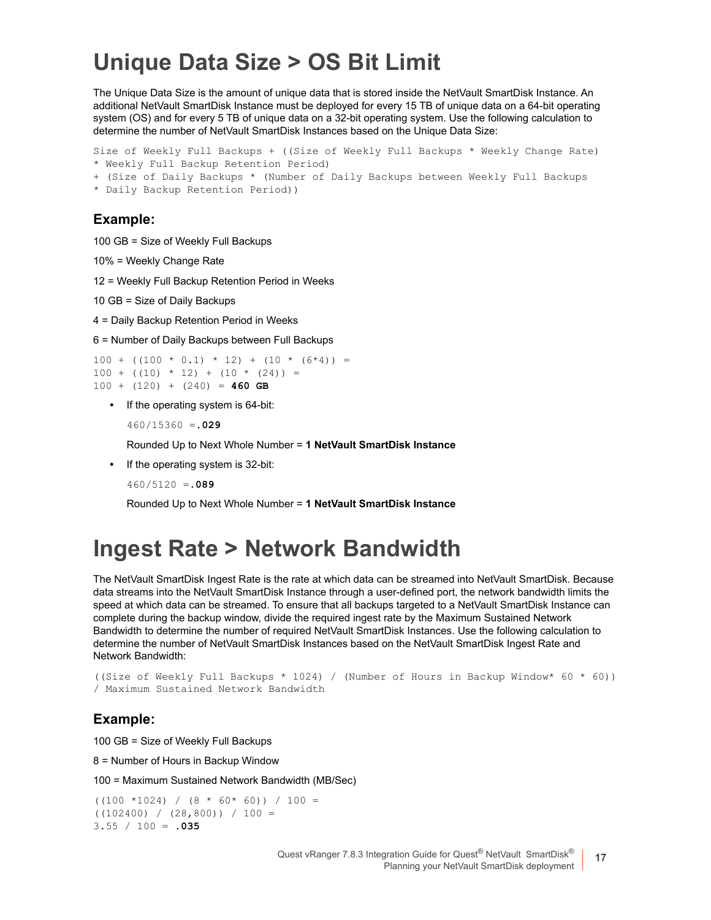# Unique Data Size > OS Bit Limit

The Unique Data Size is the amount of unique data that is stored inside the NetVault SmartDisk Instance. An additional NetVault SmartDisk Instance must be deployed for every 15 TB of unique data on a 64-bit operating system (OS) and for every 5 TB of unique data on a 32-bit operating system. Use the following calculation to determine the number of NetVault SmartDisk Instances based on the Unique Data Size:

```
Size of Weekly Full Backups + ((Size of Weekly Full Backups * Weekly Change Rate)
* Weekly Full Backup Retention Period)
+ (Size of Daily Backups * (Number of Daily Backups between Weekly Full Backups
* Daily Backup Retention Period))
```

### Example:

100 GB = Size of Weekly Full Backups

10% = Weekly Change Rate

12 = Weekly Full Backup Retention Period in Weeks

10 GB = Size of Daily Backups

4 = Daily Backup Retention Period in Weeks

6 = Number of Daily Backups between Full Backups

```
100 + ((100 * 0.1) * 12) + (10 * (6*4)) =
100 + ((10) * 12) + (10 * (24)) =
100 + (120) + (240) = 460 GB
```

- If the operating system is 64-bit:

  `460/15360 =.029`

  Rounded Up to Next Whole Number = **1 NetVault SmartDisk Instance**

- If the operating system is 32-bit:

  `460/5120 =.089`

  Rounded Up to Next Whole Number = **1 NetVault SmartDisk Instance**

# Ingest Rate > Network Bandwidth

The NetVault SmartDisk Ingest Rate is the rate at which data can be streamed into NetVault SmartDisk. Because data streams into the NetVault SmartDisk Instance through a user-defined port, the network bandwidth limits the speed at which data can be streamed. To ensure that all backups targeted to a NetVault SmartDisk Instance can complete during the backup window, divide the required ingest rate by the Maximum Sustained Network Bandwidth to determine the number of required NetVault SmartDisk Instances. Use the following calculation to determine the number of NetVault SmartDisk Instances based on the NetVault SmartDisk Ingest Rate and Network Bandwidth:

```
((Size of Weekly Full Backups * 1024) / (Number of Hours in Backup Window* 60 * 60))
/ Maximum Sustained Network Bandwidth
```

### Example:

100 GB = Size of Weekly Full Backups

8 = Number of Hours in Backup Window

100 = Maximum Sustained Network Bandwidth (MB/Sec)

```
((100 *1024) / (8 * 60* 60)) / 100 =
((102400) / (28,800)) / 100 =
3.55 / 100 = .035
```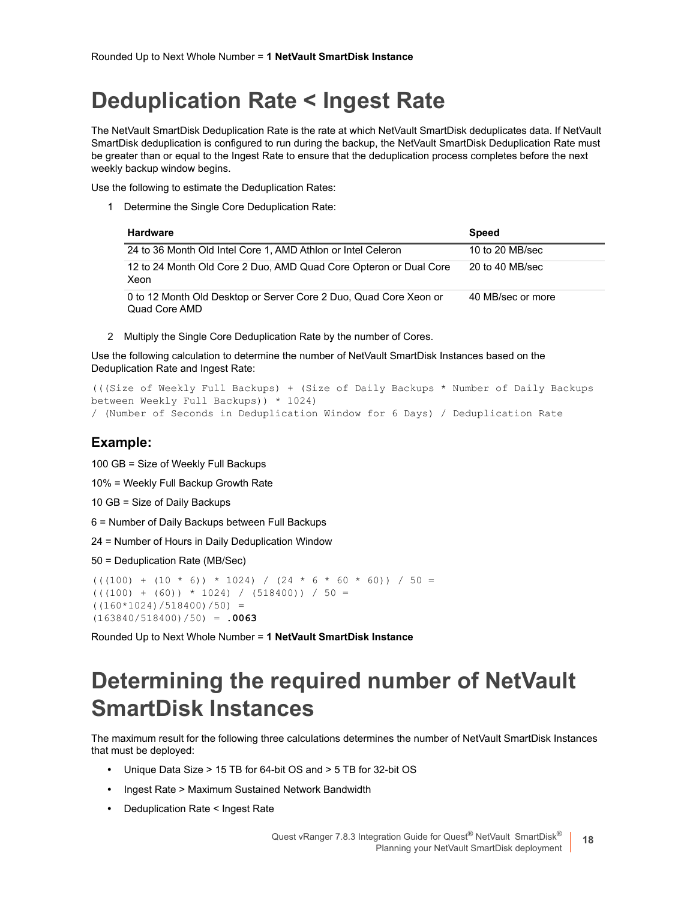Rounded Up to Next Whole Number = **1 NetVault SmartDisk Instance**

# Deduplication Rate < Ingest Rate

The NetVault SmartDisk Deduplication Rate is the rate at which NetVault SmartDisk deduplicates data. If NetVault SmartDisk deduplication is configured to run during the backup, the NetVault SmartDisk Deduplication Rate must be greater than or equal to the Ingest Rate to ensure that the deduplication process completes before the next weekly backup window begins.

Use the following to estimate the Deduplication Rates:

1. Determine the Single Core Deduplication Rate:

| Hardware | Speed |
| --- | --- |
| 24 to 36 Month Old Intel Core 1, AMD Athlon or Intel Celeron | 10 to 20 MB/sec |
| 12 to 24 Month Old Core 2 Duo, AMD Quad Core Opteron or Dual Core Xeon | 20 to 40 MB/sec |
| 0 to 12 Month Old Desktop or Server Core 2 Duo, Quad Core Xeon or Quad Core AMD | 40 MB/sec or more |

2. Multiply the Single Core Deduplication Rate by the number of Cores.

Use the following calculation to determine the number of NetVault SmartDisk Instances based on the Deduplication Rate and Ingest Rate:

```
(((Size of Weekly Full Backups) + (Size of Daily Backups * Number of Daily Backups
between Weekly Full Backups)) * 1024)
/ (Number of Seconds in Deduplication Window for 6 Days) / Deduplication Rate
```

### Example:

100 GB = Size of Weekly Full Backups

10% = Weekly Full Backup Growth Rate

10 GB = Size of Daily Backups

6 = Number of Daily Backups between Full Backups

24 = Number of Hours in Daily Deduplication Window

50 = Deduplication Rate (MB/Sec)

```
(((100) + (10 * 6)) * 1024) / (24 * 6 * 60 * 60)) / 50 =
(((100) + (60)) * 1024) / (518400)) / 50 =
((160*1024)/518400)/50) =
(163840/518400)/50) = .0063
```

Rounded Up to Next Whole Number = **1 NetVault SmartDisk Instance**

# Determining the required number of NetVault SmartDisk Instances

The maximum result for the following three calculations determines the number of NetVault SmartDisk Instances that must be deployed:

- Unique Data Size > 15 TB for 64-bit OS and > 5 TB for 32-bit OS
- Ingest Rate > Maximum Sustained Network Bandwidth
- Deduplication Rate < Ingest Rate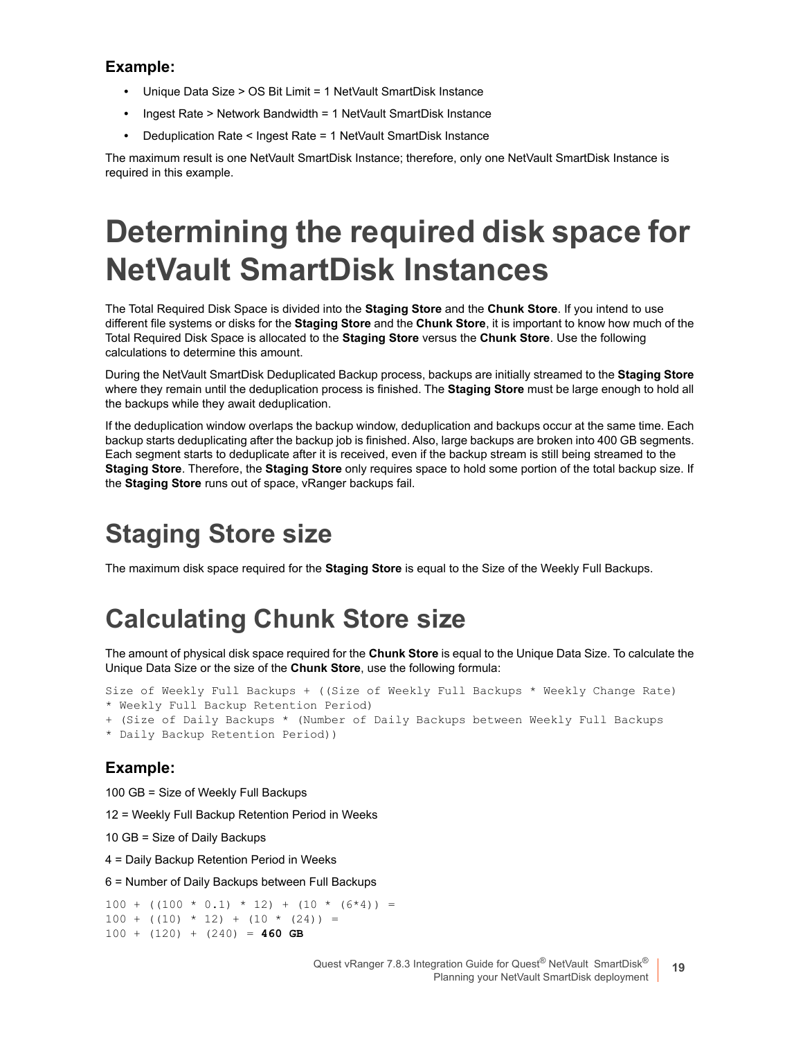### Example:

- Unique Data Size > OS Bit Limit = 1 NetVault SmartDisk Instance
- Ingest Rate > Network Bandwidth = 1 NetVault SmartDisk Instance
- Deduplication Rate < Ingest Rate = 1 NetVault SmartDisk Instance

The maximum result is one NetVault SmartDisk Instance; therefore, only one NetVault SmartDisk Instance is required in this example.

# Determining the required disk space for NetVault SmartDisk Instances

The Total Required Disk Space is divided into the **Staging Store** and the **Chunk Store**. If you intend to use different file systems or disks for the **Staging Store** and the **Chunk Store**, it is important to know how much of the Total Required Disk Space is allocated to the **Staging Store** versus the **Chunk Store**. Use the following calculations to determine this amount.

During the NetVault SmartDisk Deduplicated Backup process, backups are initially streamed to the **Staging Store** where they remain until the deduplication process is finished. The **Staging Store** must be large enough to hold all the backups while they await deduplication.

If the deduplication window overlaps the backup window, deduplication and backups occur at the same time. Each backup starts deduplicating after the backup job is finished. Also, large backups are broken into 400 GB segments. Each segment starts to deduplicate after it is received, even if the backup stream is still being streamed to the **Staging Store**. Therefore, the **Staging Store** only requires space to hold some portion of the total backup size. If the **Staging Store** runs out of space, vRanger backups fail.

## Staging Store size

The maximum disk space required for the **Staging Store** is equal to the Size of the Weekly Full Backups.

## Calculating Chunk Store size

The amount of physical disk space required for the **Chunk Store** is equal to the Unique Data Size. To calculate the Unique Data Size or the size of the **Chunk Store**, use the following formula:

```
Size of Weekly Full Backups + ((Size of Weekly Full Backups * Weekly Change Rate)
* Weekly Full Backup Retention Period)
+ (Size of Daily Backups * (Number of Daily Backups between Weekly Full Backups
* Daily Backup Retention Period))
```

### Example:

100 GB = Size of Weekly Full Backups

12 = Weekly Full Backup Retention Period in Weeks

10 GB = Size of Daily Backups

4 = Daily Backup Retention Period in Weeks

6 = Number of Daily Backups between Full Backups

```
100 + ((100 * 0.1) * 12) + (10 * (6*4)) =
100 + ((10) * 12) + (10 * (24)) =
100 + (120) + (240) = 460 GB
```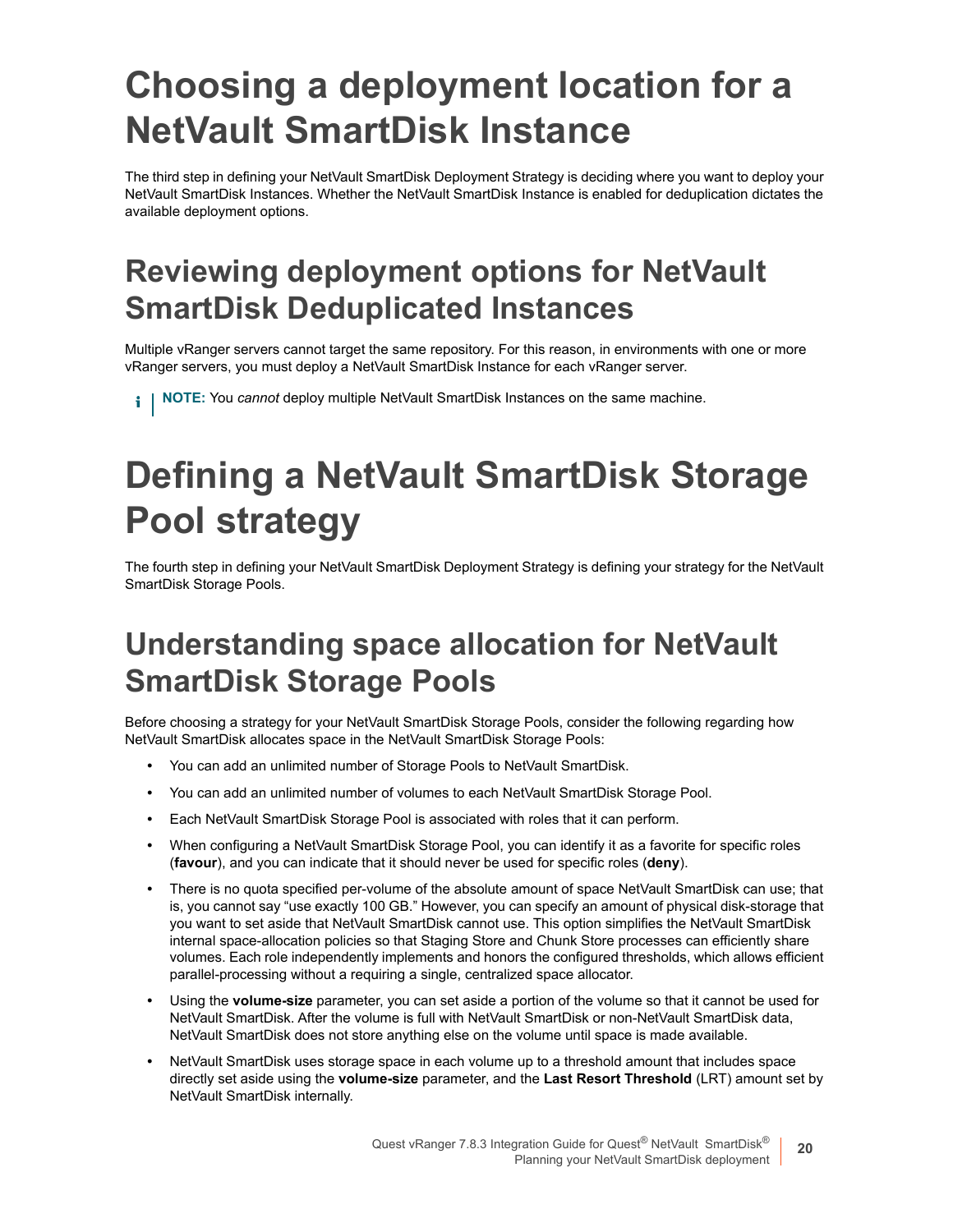# Choosing a deployment location for a NetVault SmartDisk Instance

The third step in defining your NetVault SmartDisk Deployment Strategy is deciding where you want to deploy your NetVault SmartDisk Instances. Whether the NetVault SmartDisk Instance is enabled for deduplication dictates the available deployment options.

## Reviewing deployment options for NetVault SmartDisk Deduplicated Instances

Multiple vRanger servers cannot target the same repository. For this reason, in environments with one or more vRanger servers, you must deploy a NetVault SmartDisk Instance for each vRanger server.

**NOTE:** You *cannot* deploy multiple NetVault SmartDisk Instances on the same machine.

# Defining a NetVault SmartDisk Storage Pool strategy

The fourth step in defining your NetVault SmartDisk Deployment Strategy is defining your strategy for the NetVault SmartDisk Storage Pools.

## Understanding space allocation for NetVault SmartDisk Storage Pools

Before choosing a strategy for your NetVault SmartDisk Storage Pools, consider the following regarding how NetVault SmartDisk allocates space in the NetVault SmartDisk Storage Pools:

- You can add an unlimited number of Storage Pools to NetVault SmartDisk.
- You can add an unlimited number of volumes to each NetVault SmartDisk Storage Pool.
- Each NetVault SmartDisk Storage Pool is associated with roles that it can perform.
- When configuring a NetVault SmartDisk Storage Pool, you can identify it as a favorite for specific roles (**favour**), and you can indicate that it should never be used for specific roles (**deny**).
- There is no quota specified per-volume of the absolute amount of space NetVault SmartDisk can use; that is, you cannot say "use exactly 100 GB." However, you can specify an amount of physical disk-storage that you want to set aside that NetVault SmartDisk cannot use. This option simplifies the NetVault SmartDisk internal space-allocation policies so that Staging Store and Chunk Store processes can efficiently share volumes. Each role independently implements and honors the configured thresholds, which allows efficient parallel-processing without a requiring a single, centralized space allocator.
- Using the **volume-size** parameter, you can set aside a portion of the volume so that it cannot be used for NetVault SmartDisk. After the volume is full with NetVault SmartDisk or non-NetVault SmartDisk data, NetVault SmartDisk does not store anything else on the volume until space is made available.
- NetVault SmartDisk uses storage space in each volume up to a threshold amount that includes space directly set aside using the **volume-size** parameter, and the **Last Resort Threshold** (LRT) amount set by NetVault SmartDisk internally.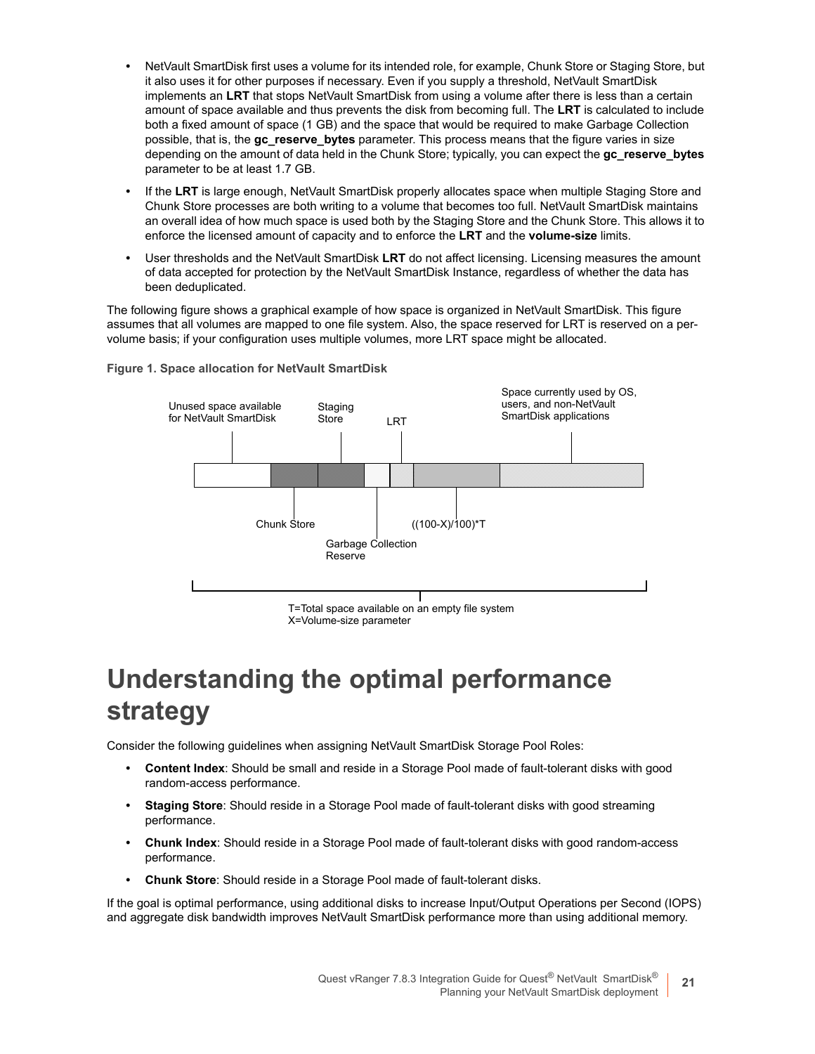- NetVault SmartDisk first uses a volume for its intended role, for example, Chunk Store or Staging Store, but it also uses it for other purposes if necessary. Even if you supply a threshold, NetVault SmartDisk implements an **LRT** that stops NetVault SmartDisk from using a volume after there is less than a certain amount of space available and thus prevents the disk from becoming full. The **LRT** is calculated to include both a fixed amount of space (1 GB) and the space that would be required to make Garbage Collection possible, that is, the **gc_reserve_bytes** parameter. This process means that the figure varies in size depending on the amount of data held in the Chunk Store; typically, you can expect the **gc_reserve_bytes** parameter to be at least 1.7 GB.
- If the **LRT** is large enough, NetVault SmartDisk properly allocates space when multiple Staging Store and Chunk Store processes are both writing to a volume that becomes too full. NetVault SmartDisk maintains an overall idea of how much space is used both by the Staging Store and the Chunk Store. This allows it to enforce the licensed amount of capacity and to enforce the **LRT** and the **volume-size** limits.
- User thresholds and the NetVault SmartDisk **LRT** do not affect licensing. Licensing measures the amount of data accepted for protection by the NetVault SmartDisk Instance, regardless of whether the data has been deduplicated.

The following figure shows a graphical example of how space is organized in NetVault SmartDisk. This figure assumes that all volumes are mapped to one file system. Also, the space reserved for LRT is reserved on a per-volume basis; if your configuration uses multiple volumes, more LRT space might be allocated.

**Figure 1. Space allocation for NetVault SmartDisk**

Unused space available for NetVault SmartDisk | Staging Store | LRT | Space currently used by OS, users, and non-NetVault SmartDisk applications

Chunk Store | Garbage Collection Reserve | ((100-X)/100)*T

T=Total space available on an empty file system
X=Volume-size parameter

# Understanding the optimal performance strategy

Consider the following guidelines when assigning NetVault SmartDisk Storage Pool Roles:

- **Content Index**: Should be small and reside in a Storage Pool made of fault-tolerant disks with good random-access performance.
- **Staging Store**: Should reside in a Storage Pool made of fault-tolerant disks with good streaming performance.
- **Chunk Index**: Should reside in a Storage Pool made of fault-tolerant disks with good random-access performance.
- **Chunk Store**: Should reside in a Storage Pool made of fault-tolerant disks.

If the goal is optimal performance, using additional disks to increase Input/Output Operations per Second (IOPS) and aggregate disk bandwidth improves NetVault SmartDisk performance more than using additional memory.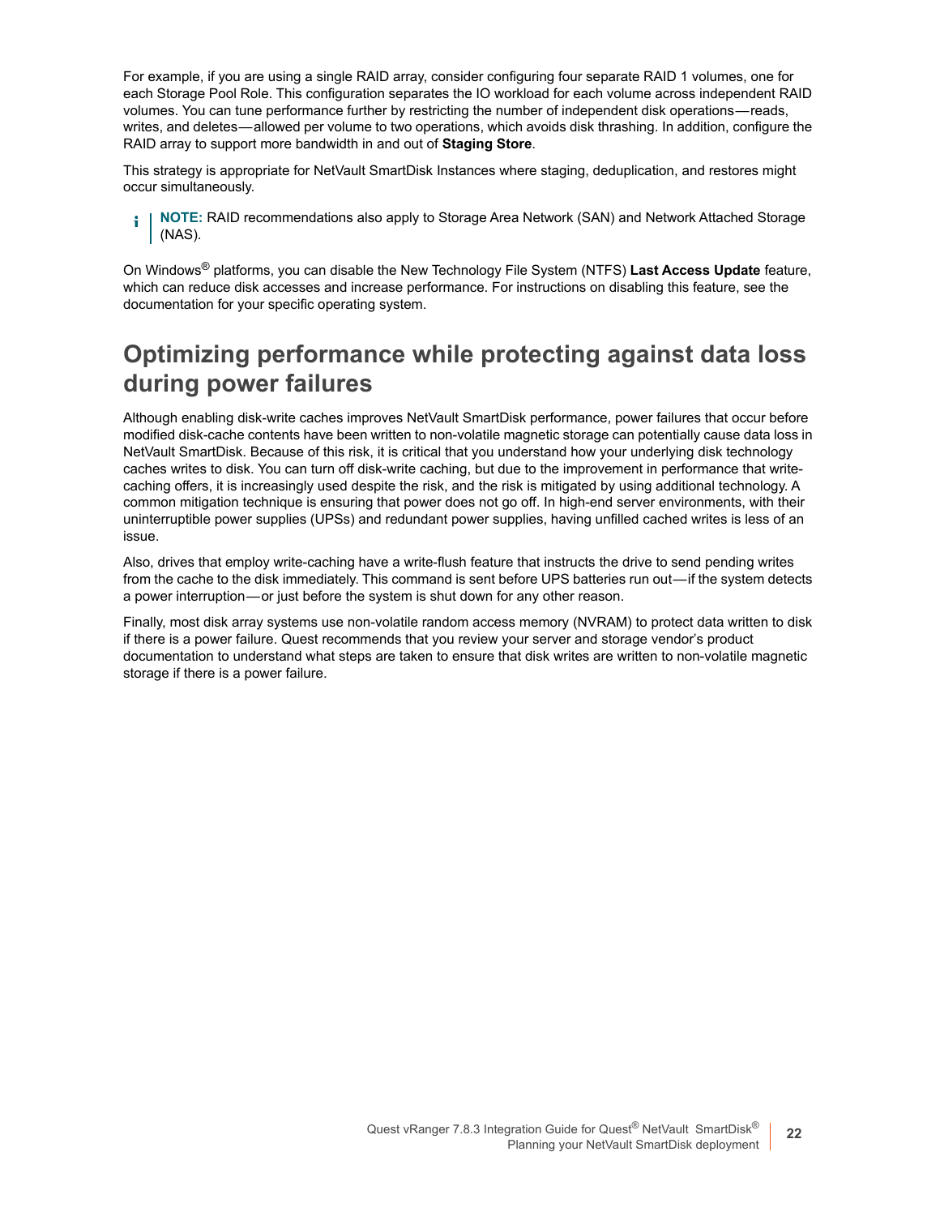For example, if you are using a single RAID array, consider configuring four separate RAID 1 volumes, one for each Storage Pool Role. This configuration separates the IO workload for each volume across independent RAID volumes. You can tune performance further by restricting the number of independent disk operations—reads, writes, and deletes—allowed per volume to two operations, which avoids disk thrashing. In addition, configure the RAID array to support more bandwidth in and out of **Staging Store**.

This strategy is appropriate for NetVault SmartDisk Instances where staging, deduplication, and restores might occur simultaneously.

> **NOTE:** RAID recommendations also apply to Storage Area Network (SAN) and Network Attached Storage (NAS).

On Windows® platforms, you can disable the New Technology File System (NTFS) **Last Access Update** feature, which can reduce disk accesses and increase performance. For instructions on disabling this feature, see the documentation for your specific operating system.

## Optimizing performance while protecting against data loss during power failures

Although enabling disk-write caches improves NetVault SmartDisk performance, power failures that occur before modified disk-cache contents have been written to non-volatile magnetic storage can potentially cause data loss in NetVault SmartDisk. Because of this risk, it is critical that you understand how your underlying disk technology caches writes to disk. You can turn off disk-write caching, but due to the improvement in performance that write-caching offers, it is increasingly used despite the risk, and the risk is mitigated by using additional technology. A common mitigation technique is ensuring that power does not go off. In high-end server environments, with their uninterruptible power supplies (UPSs) and redundant power supplies, having unfilled cached writes is less of an issue.

Also, drives that employ write-caching have a write-flush feature that instructs the drive to send pending writes from the cache to the disk immediately. This command is sent before UPS batteries run out—if the system detects a power interruption—or just before the system is shut down for any other reason.

Finally, most disk array systems use non-volatile random access memory (NVRAM) to protect data written to disk if there is a power failure. Quest recommends that you review your server and storage vendor's product documentation to understand what steps are taken to ensure that disk writes are written to non-volatile magnetic storage if there is a power failure.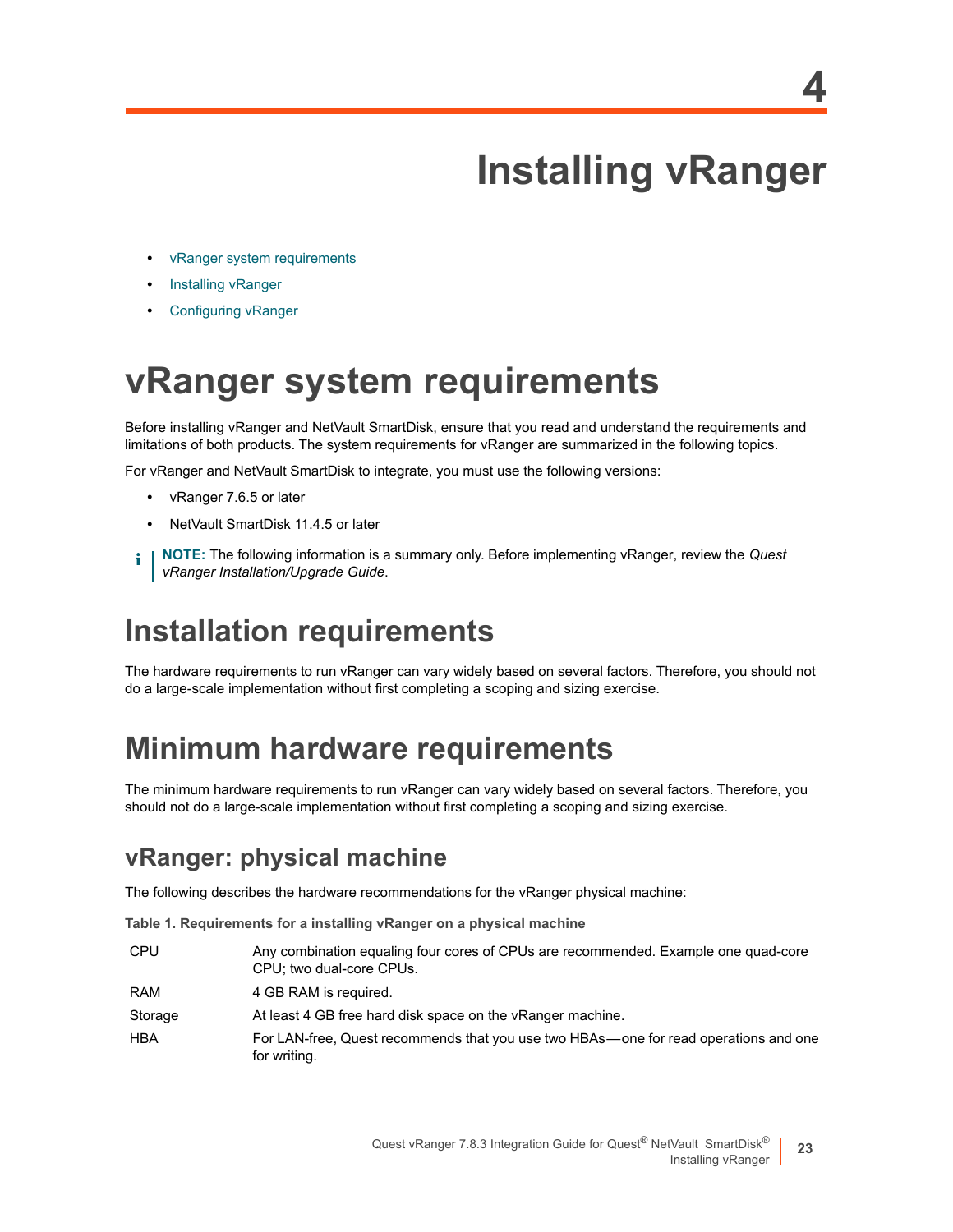4

# Installing vRanger

- vRanger system requirements
- Installing vRanger
- Configuring vRanger

# vRanger system requirements

Before installing vRanger and NetVault SmartDisk, ensure that you read and understand the requirements and limitations of both products. The system requirements for vRanger are summarized in the following topics.

For vRanger and NetVault SmartDisk to integrate, you must use the following versions:

- vRanger 7.6.5 or later
- NetVault SmartDisk 11.4.5 or later

**NOTE:** The following information is a summary only. Before implementing vRanger, review the *Quest vRanger Installation/Upgrade Guide*.

## Installation requirements

The hardware requirements to run vRanger can vary widely based on several factors. Therefore, you should not do a large-scale implementation without first completing a scoping and sizing exercise.

## Minimum hardware requirements

The minimum hardware requirements to run vRanger can vary widely based on several factors. Therefore, you should not do a large-scale implementation without first completing a scoping and sizing exercise.

### vRanger: physical machine

The following describes the hardware recommendations for the vRanger physical machine:

**Table 1. Requirements for a installing vRanger on a physical machine**

| | |
|---|---|
| CPU | Any combination equaling four cores of CPUs are recommended. Example one quad-core CPU; two dual-core CPUs. |
| RAM | 4 GB RAM is required. |
| Storage | At least 4 GB free hard disk space on the vRanger machine. |
| HBA | For LAN-free, Quest recommends that you use two HBAs—one for read operations and one for writing. |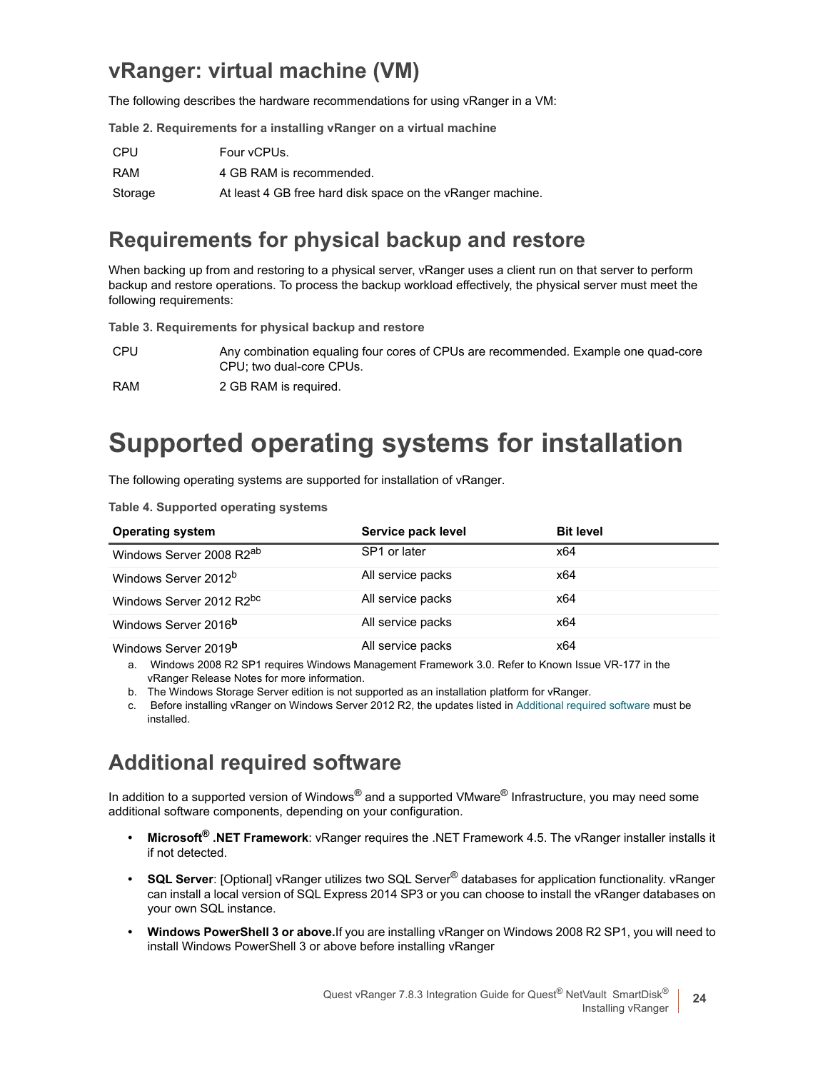## vRanger: virtual machine (VM)

The following describes the hardware recommendations for using vRanger in a VM:

**Table 2. Requirements for a installing vRanger on a virtual machine**

| | |
|---|---|
| CPU | Four vCPUs. |
| RAM | 4 GB RAM is recommended. |
| Storage | At least 4 GB free hard disk space on the vRanger machine. |

## Requirements for physical backup and restore

When backing up from and restoring to a physical server, vRanger uses a client run on that server to perform backup and restore operations. To process the backup workload effectively, the physical server must meet the following requirements:

**Table 3. Requirements for physical backup and restore**

| | |
|---|---|
| CPU | Any combination equaling four cores of CPUs are recommended. Example one quad-core CPU; two dual-core CPUs. |
| RAM | 2 GB RAM is required. |

# Supported operating systems for installation

The following operating systems are supported for installation of vRanger.

**Table 4. Supported operating systems**

| Operating system | Service pack level | Bit level |
|---|---|---|
| Windows Server 2008 R2[ab] | SP1 or later | x64 |
| Windows Server 2012[b] | All service packs | x64 |
| Windows Server 2012 R2[bc] | All service packs | x64 |
| Windows Server 2016[b] | All service packs | x64 |
| Windows Server 2019[b] | All service packs | x64 |

a. Windows 2008 R2 SP1 requires Windows Management Framework 3.0. Refer to Known Issue VR-177 in the vRanger Release Notes for more information.

b. The Windows Storage Server edition is not supported as an installation platform for vRanger.

c. Before installing vRanger on Windows Server 2012 R2, the updates listed in Additional required software must be installed.

## Additional required software

In addition to a supported version of Windows® and a supported VMware® Infrastructure, you may need some additional software components, depending on your configuration.

- **Microsoft® .NET Framework**: vRanger requires the .NET Framework 4.5. The vRanger installer installs it if not detected.
- **SQL Server**: [Optional] vRanger utilizes two SQL Server® databases for application functionality. vRanger can install a local version of SQL Express 2014 SP3 or you can choose to install the vRanger databases on your own SQL instance.
- **Windows PowerShell 3 or above.**If you are installing vRanger on Windows 2008 R2 SP1, you will need to install Windows PowerShell 3 or above before installing vRanger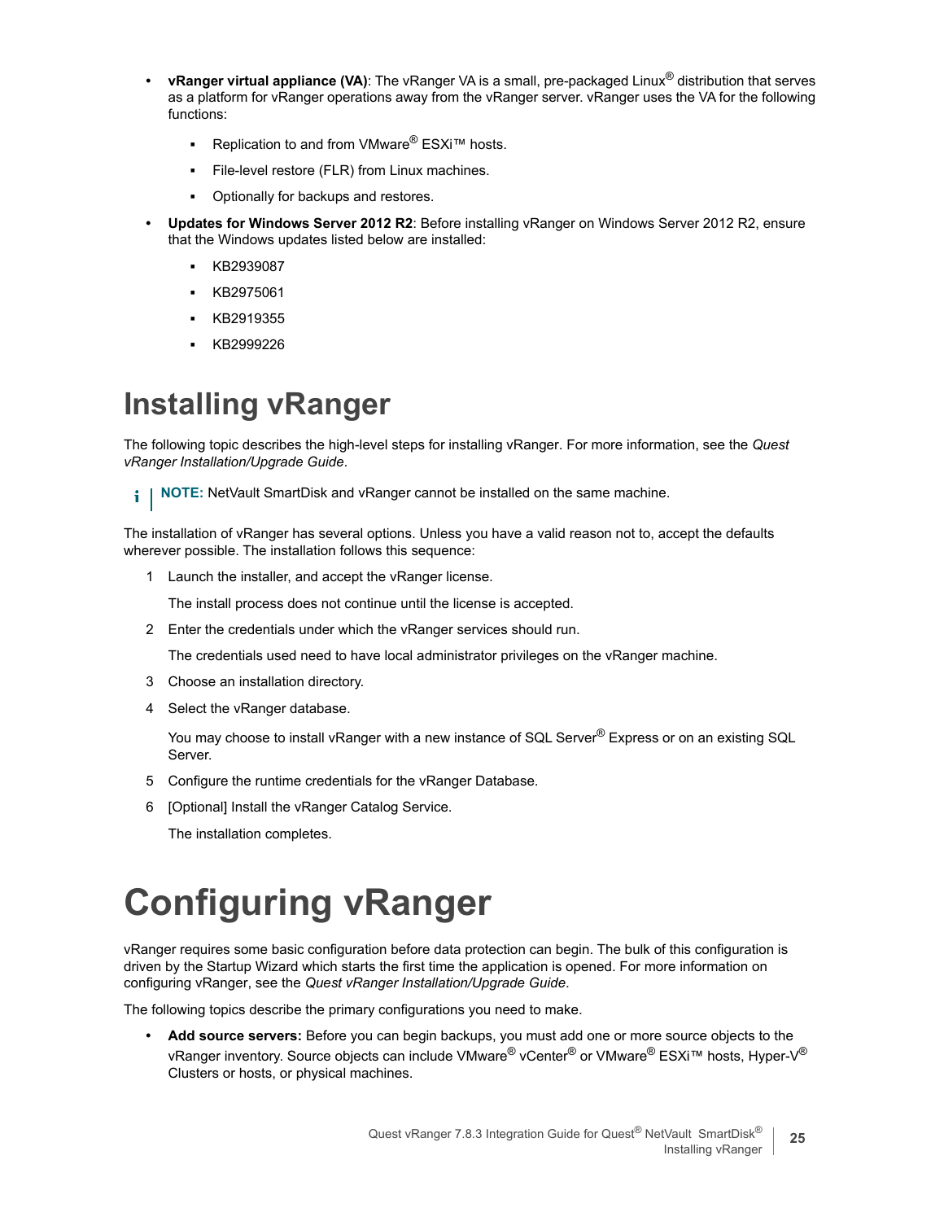- **vRanger virtual appliance (VA)**: The vRanger VA is a small, pre-packaged Linux® distribution that serves as a platform for vRanger operations away from the vRanger server. vRanger uses the VA for the following functions:
  - Replication to and from VMware® ESXi™ hosts.
  - File-level restore (FLR) from Linux machines.
  - Optionally for backups and restores.
- **Updates for Windows Server 2012 R2**: Before installing vRanger on Windows Server 2012 R2, ensure that the Windows updates listed below are installed:
  - KB2939087
  - KB2975061
  - KB2919355
  - KB2999226

# Installing vRanger

The following topic describes the high-level steps for installing vRanger. For more information, see the *Quest vRanger Installation/Upgrade Guide*.

> **NOTE:** NetVault SmartDisk and vRanger cannot be installed on the same machine.

The installation of vRanger has several options. Unless you have a valid reason not to, accept the defaults wherever possible. The installation follows this sequence:

1. Launch the installer, and accept the vRanger license.

   The install process does not continue until the license is accepted.
2. Enter the credentials under which the vRanger services should run.

   The credentials used need to have local administrator privileges on the vRanger machine.
3. Choose an installation directory.
4. Select the vRanger database.

   You may choose to install vRanger with a new instance of SQL Server® Express or on an existing SQL Server.
5. Configure the runtime credentials for the vRanger Database.
6. [Optional] Install the vRanger Catalog Service.

   The installation completes.

# Configuring vRanger

vRanger requires some basic configuration before data protection can begin. The bulk of this configuration is driven by the Startup Wizard which starts the first time the application is opened. For more information on configuring vRanger, see the *Quest vRanger Installation/Upgrade Guide*.

The following topics describe the primary configurations you need to make.

- **Add source servers:** Before you can begin backups, you must add one or more source objects to the vRanger inventory. Source objects can include VMware® vCenter® or VMware® ESXi™ hosts, Hyper-V® Clusters or hosts, or physical machines.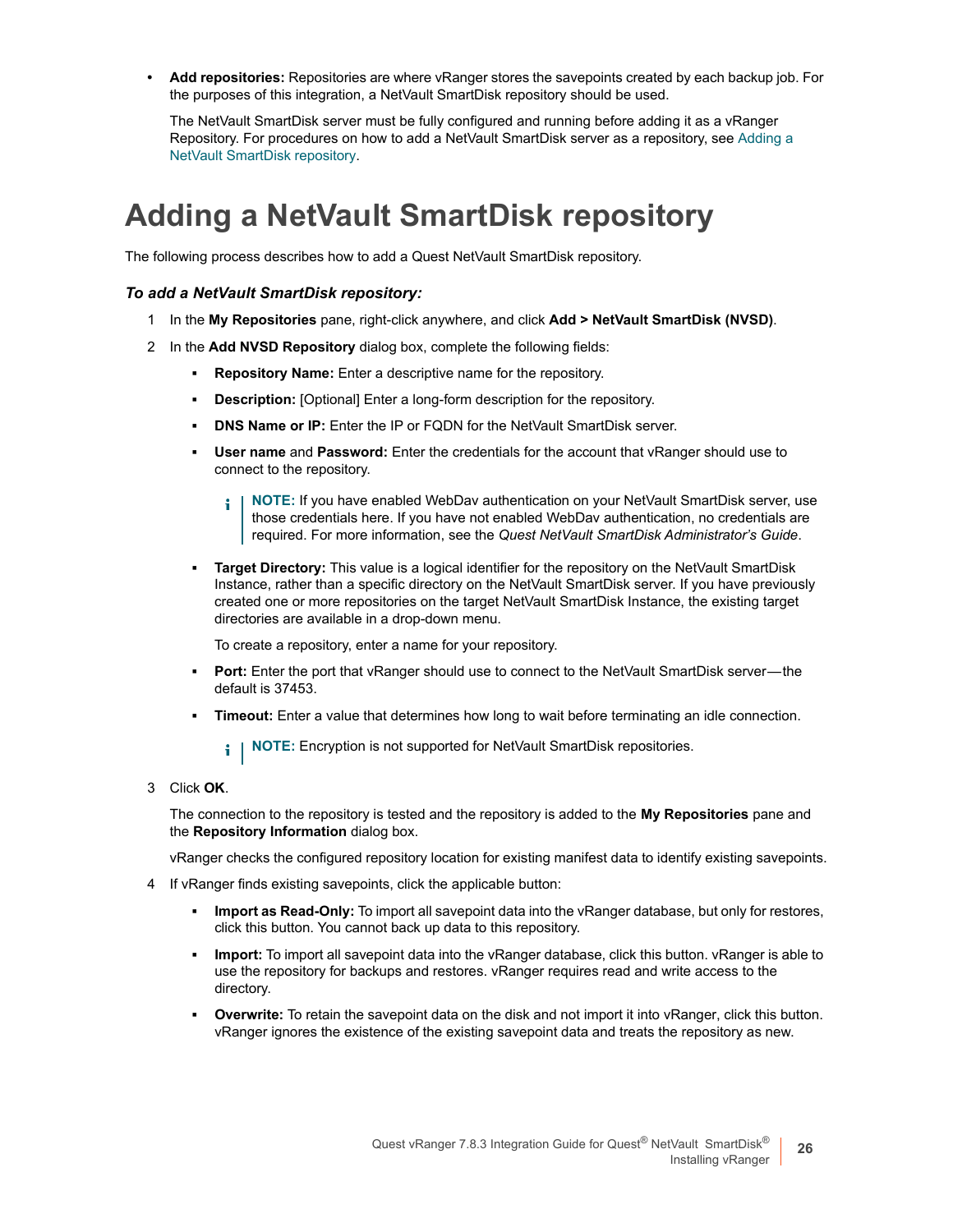- **Add repositories:** Repositories are where vRanger stores the savepoints created by each backup job. For the purposes of this integration, a NetVault SmartDisk repository should be used.

  The NetVault SmartDisk server must be fully configured and running before adding it as a vRanger Repository. For procedures on how to add a NetVault SmartDisk server as a repository, see Adding a NetVault SmartDisk repository.

# Adding a NetVault SmartDisk repository

The following process describes how to add a Quest NetVault SmartDisk repository.

### *To add a NetVault SmartDisk repository:*

1. In the **My Repositories** pane, right-click anywhere, and click **Add > NetVault SmartDisk (NVSD)**.
2. In the **Add NVSD Repository** dialog box, complete the following fields:
   - **Repository Name:** Enter a descriptive name for the repository.
   - **Description:** [Optional] Enter a long-form description for the repository.
   - **DNS Name or IP:** Enter the IP or FQDN for the NetVault SmartDisk server.
   - **User name** and **Password:** Enter the credentials for the account that vRanger should use to connect to the repository.

     > **NOTE:** If you have enabled WebDav authentication on your NetVault SmartDisk server, use those credentials here. If you have not enabled WebDav authentication, no credentials are required. For more information, see the *Quest NetVault SmartDisk Administrator's Guide*.

   - **Target Directory:** This value is a logical identifier for the repository on the NetVault SmartDisk Instance, rather than a specific directory on the NetVault SmartDisk server. If you have previously created one or more repositories on the target NetVault SmartDisk Instance, the existing target directories are available in a drop-down menu.

     To create a repository, enter a name for your repository.

   - **Port:** Enter the port that vRanger should use to connect to the NetVault SmartDisk server—the default is 37453.
   - **Timeout:** Enter a value that determines how long to wait before terminating an idle connection.

     > **NOTE:** Encryption is not supported for NetVault SmartDisk repositories.

3. Click **OK**.

   The connection to the repository is tested and the repository is added to the **My Repositories** pane and the **Repository Information** dialog box.

   vRanger checks the configured repository location for existing manifest data to identify existing savepoints.

4. If vRanger finds existing savepoints, click the applicable button:
   - **Import as Read-Only:** To import all savepoint data into the vRanger database, but only for restores, click this button. You cannot back up data to this repository.
   - **Import:** To import all savepoint data into the vRanger database, click this button. vRanger is able to use the repository for backups and restores. vRanger requires read and write access to the directory.
   - **Overwrite:** To retain the savepoint data on the disk and not import it into vRanger, click this button. vRanger ignores the existence of the existing savepoint data and treats the repository as new.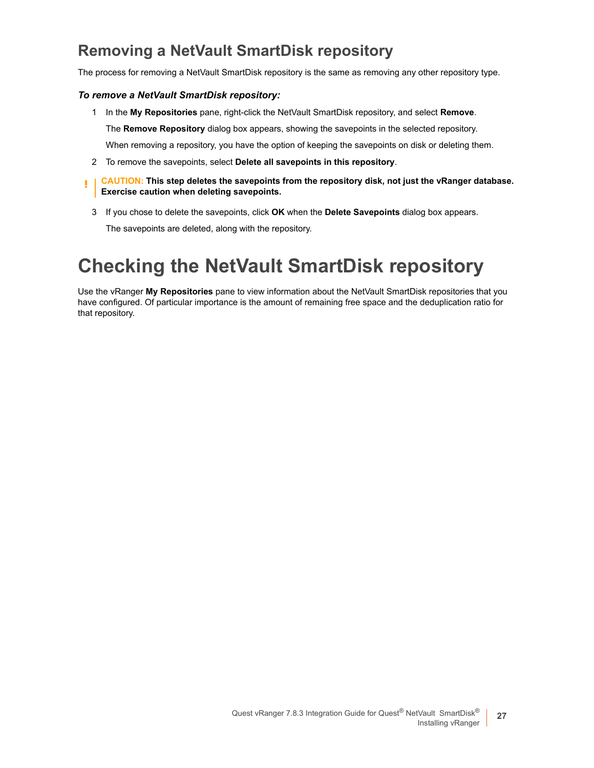## Removing a NetVault SmartDisk repository

The process for removing a NetVault SmartDisk repository is the same as removing any other repository type.

***To remove a NetVault SmartDisk repository:***

1. In the **My Repositories** pane, right-click the NetVault SmartDisk repository, and select **Remove**.

   The **Remove Repository** dialog box appears, showing the savepoints in the selected repository.

   When removing a repository, you have the option of keeping the savepoints on disk or deleting them.

2. To remove the savepoints, select **Delete all savepoints in this repository**.

> **CAUTION: This step deletes the savepoints from the repository disk, not just the vRanger database. Exercise caution when deleting savepoints.**

3. If you chose to delete the savepoints, click **OK** when the **Delete Savepoints** dialog box appears.

   The savepoints are deleted, along with the repository.

# Checking the NetVault SmartDisk repository

Use the vRanger **My Repositories** pane to view information about the NetVault SmartDisk repositories that you have configured. Of particular importance is the amount of remaining free space and the deduplication ratio for that repository.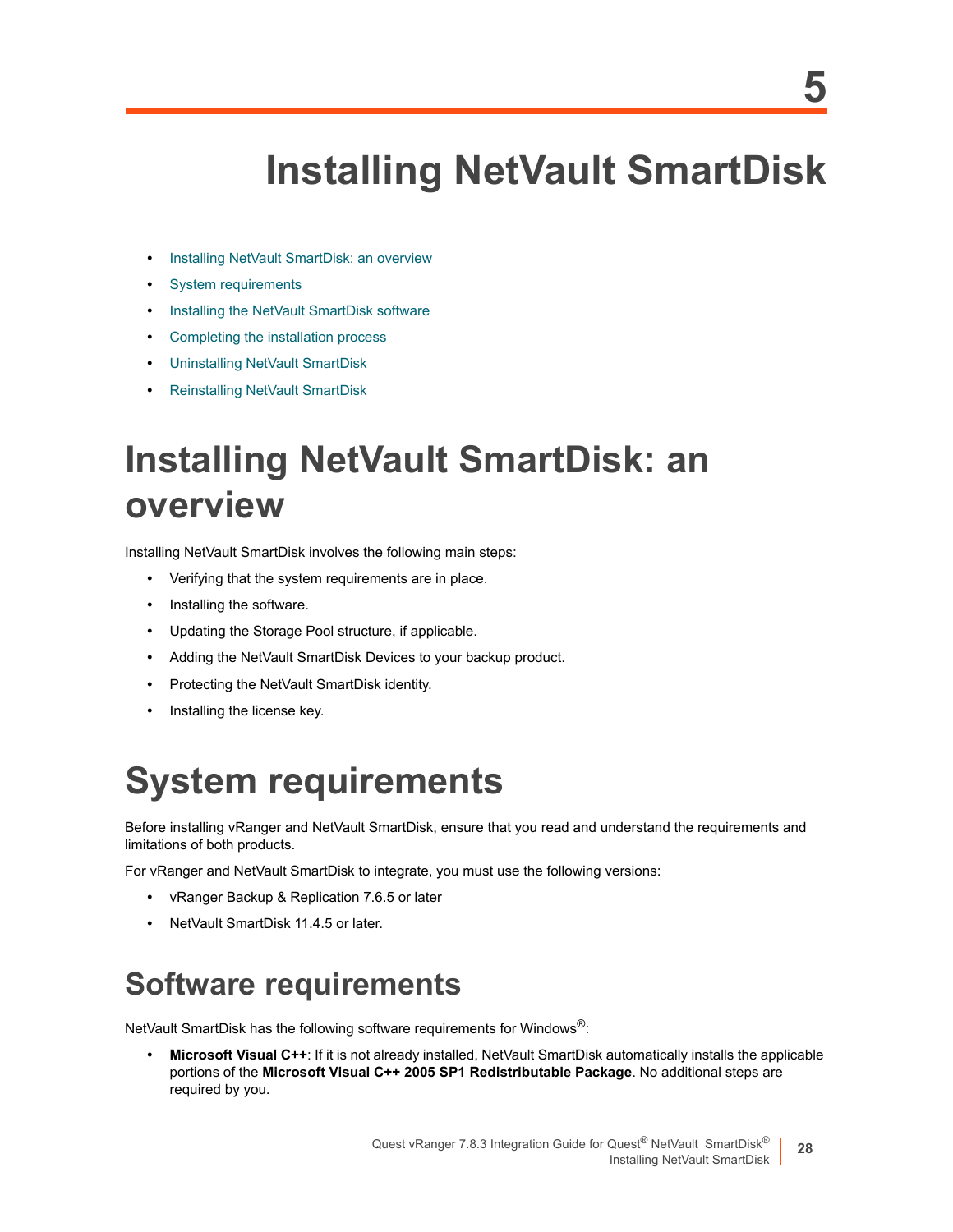5

# Installing NetVault SmartDisk

- Installing NetVault SmartDisk: an overview
- System requirements
- Installing the NetVault SmartDisk software
- Completing the installation process
- Uninstalling NetVault SmartDisk
- Reinstalling NetVault SmartDisk

## Installing NetVault SmartDisk: an overview

Installing NetVault SmartDisk involves the following main steps:

- Verifying that the system requirements are in place.
- Installing the software.
- Updating the Storage Pool structure, if applicable.
- Adding the NetVault SmartDisk Devices to your backup product.
- Protecting the NetVault SmartDisk identity.
- Installing the license key.

## System requirements

Before installing vRanger and NetVault SmartDisk, ensure that you read and understand the requirements and limitations of both products.

For vRanger and NetVault SmartDisk to integrate, you must use the following versions:

- vRanger Backup & Replication 7.6.5 or later
- NetVault SmartDisk 11.4.5 or later.

### Software requirements

NetVault SmartDisk has the following software requirements for Windows®:

- **Microsoft Visual C++**: If it is not already installed, NetVault SmartDisk automatically installs the applicable portions of the **Microsoft Visual C++ 2005 SP1 Redistributable Package**. No additional steps are required by you.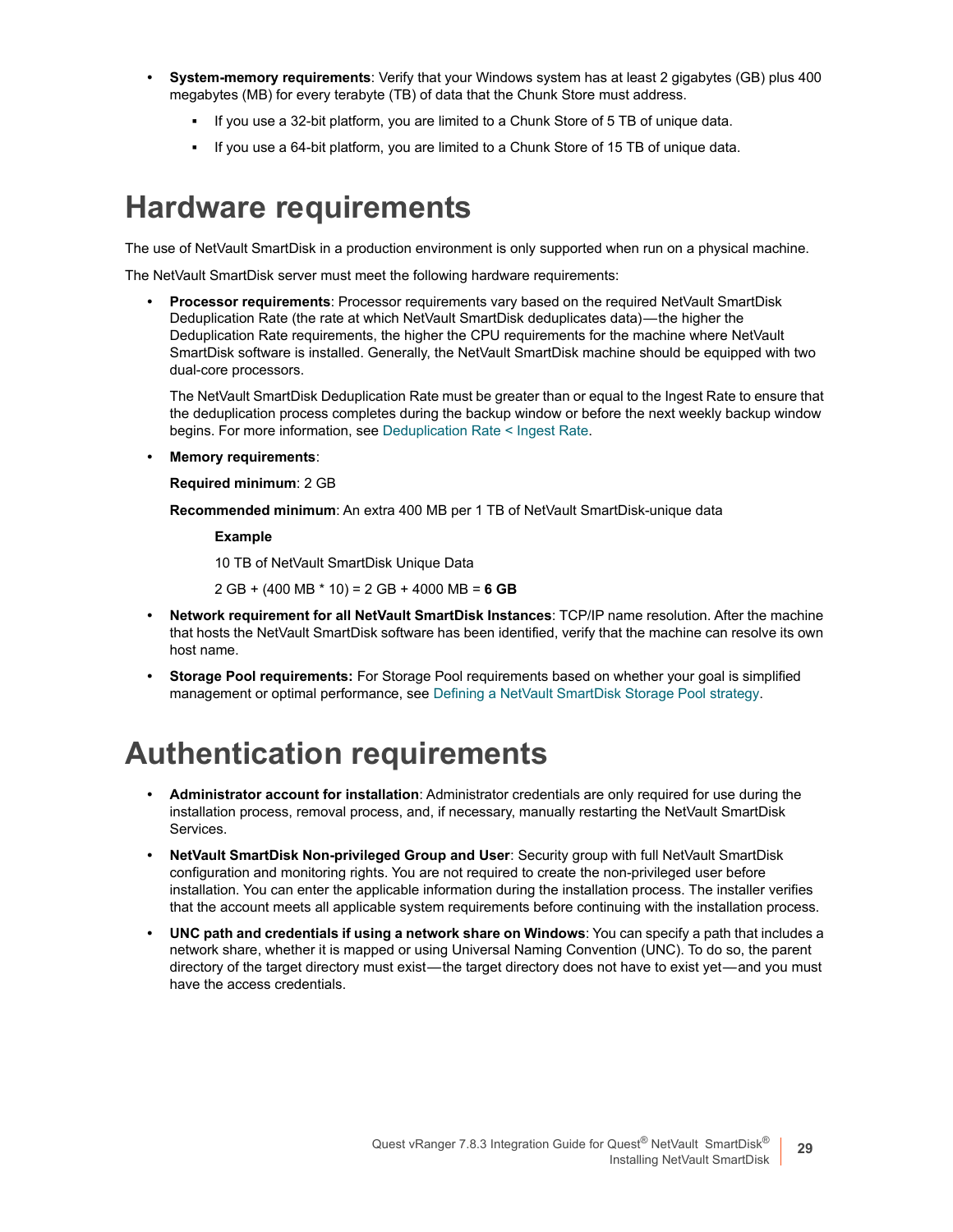- **System-memory requirements**: Verify that your Windows system has at least 2 gigabytes (GB) plus 400 megabytes (MB) for every terabyte (TB) of data that the Chunk Store must address.
  - If you use a 32-bit platform, you are limited to a Chunk Store of 5 TB of unique data.
  - If you use a 64-bit platform, you are limited to a Chunk Store of 15 TB of unique data.

# Hardware requirements

The use of NetVault SmartDisk in a production environment is only supported when run on a physical machine.

The NetVault SmartDisk server must meet the following hardware requirements:

- **Processor requirements**: Processor requirements vary based on the required NetVault SmartDisk Deduplication Rate (the rate at which NetVault SmartDisk deduplicates data)—the higher the Deduplication Rate requirements, the higher the CPU requirements for the machine where NetVault SmartDisk software is installed. Generally, the NetVault SmartDisk machine should be equipped with two dual-core processors.

  The NetVault SmartDisk Deduplication Rate must be greater than or equal to the Ingest Rate to ensure that the deduplication process completes during the backup window or before the next weekly backup window begins. For more information, see Deduplication Rate < Ingest Rate.

- **Memory requirements**:

  **Required minimum**: 2 GB

  **Recommended minimum**: An extra 400 MB per 1 TB of NetVault SmartDisk-unique data

  **Example**

  10 TB of NetVault SmartDisk Unique Data

  2 GB + (400 MB * 10) = 2 GB + 4000 MB = **6 GB**

- **Network requirement for all NetVault SmartDisk Instances**: TCP/IP name resolution. After the machine that hosts the NetVault SmartDisk software has been identified, verify that the machine can resolve its own host name.

- **Storage Pool requirements:** For Storage Pool requirements based on whether your goal is simplified management or optimal performance, see Defining a NetVault SmartDisk Storage Pool strategy.

# Authentication requirements

- **Administrator account for installation**: Administrator credentials are only required for use during the installation process, removal process, and, if necessary, manually restarting the NetVault SmartDisk Services.

- **NetVault SmartDisk Non-privileged Group and User**: Security group with full NetVault SmartDisk configuration and monitoring rights. You are not required to create the non-privileged user before installation. You can enter the applicable information during the installation process. The installer verifies that the account meets all applicable system requirements before continuing with the installation process.

- **UNC path and credentials if using a network share on Windows**: You can specify a path that includes a network share, whether it is mapped or using Universal Naming Convention (UNC). To do so, the parent directory of the target directory must exist—the target directory does not have to exist yet—and you must have the access credentials.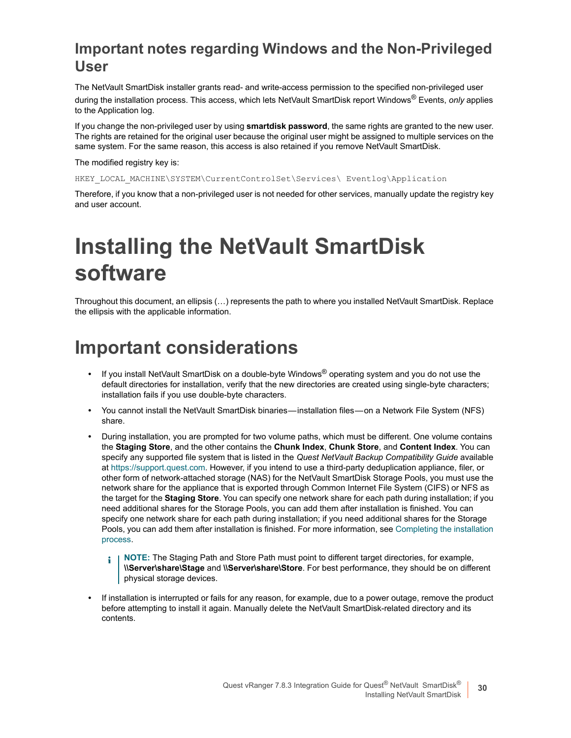## Important notes regarding Windows and the Non-Privileged User

The NetVault SmartDisk installer grants read- and write-access permission to the specified non-privileged user during the installation process. This access, which lets NetVault SmartDisk report Windows® Events, *only* applies to the Application log.

If you change the non-privileged user by using **smartdisk password**, the same rights are granted to the new user. The rights are retained for the original user because the original user might be assigned to multiple services on the same system. For the same reason, this access is also retained if you remove NetVault SmartDisk.

The modified registry key is:

```
HKEY_LOCAL_MACHINE\SYSTEM\CurrentControlSet\Services\ Eventlog\Application
```

Therefore, if you know that a non-privileged user is not needed for other services, manually update the registry key and user account.

# Installing the NetVault SmartDisk software

Throughout this document, an ellipsis (…) represents the path to where you installed NetVault SmartDisk. Replace the ellipsis with the applicable information.

## Important considerations

- If you install NetVault SmartDisk on a double-byte Windows® operating system and you do not use the default directories for installation, verify that the new directories are created using single-byte characters; installation fails if you use double-byte characters.
- You cannot install the NetVault SmartDisk binaries—installation files—on a Network File System (NFS) share.
- During installation, you are prompted for two volume paths, which must be different. One volume contains the **Staging Store**, and the other contains the **Chunk Index**, **Chunk Store**, and **Content Index**. You can specify any supported file system that is listed in the *Quest NetVault Backup Compatibility Guide* available at https://support.quest.com. However, if you intend to use a third-party deduplication appliance, filer, or other form of network-attached storage (NAS) for the NetVault SmartDisk Storage Pools, you must use the network share for the appliance that is exported through Common Internet File System (CIFS) or NFS as the target for the **Staging Store**. You can specify one network share for each path during installation; if you need additional shares for the Storage Pools, you can add them after installation is finished. You can specify one network share for each path during installation; if you need additional shares for the Storage Pools, you can add them after installation is finished. For more information, see Completing the installation process.

  **NOTE:** The Staging Path and Store Path must point to different target directories, for example, **\\Server\share\Stage** and **\\Server\share\Store**. For best performance, they should be on different physical storage devices.

- If installation is interrupted or fails for any reason, for example, due to a power outage, remove the product before attempting to install it again. Manually delete the NetVault SmartDisk-related directory and its contents.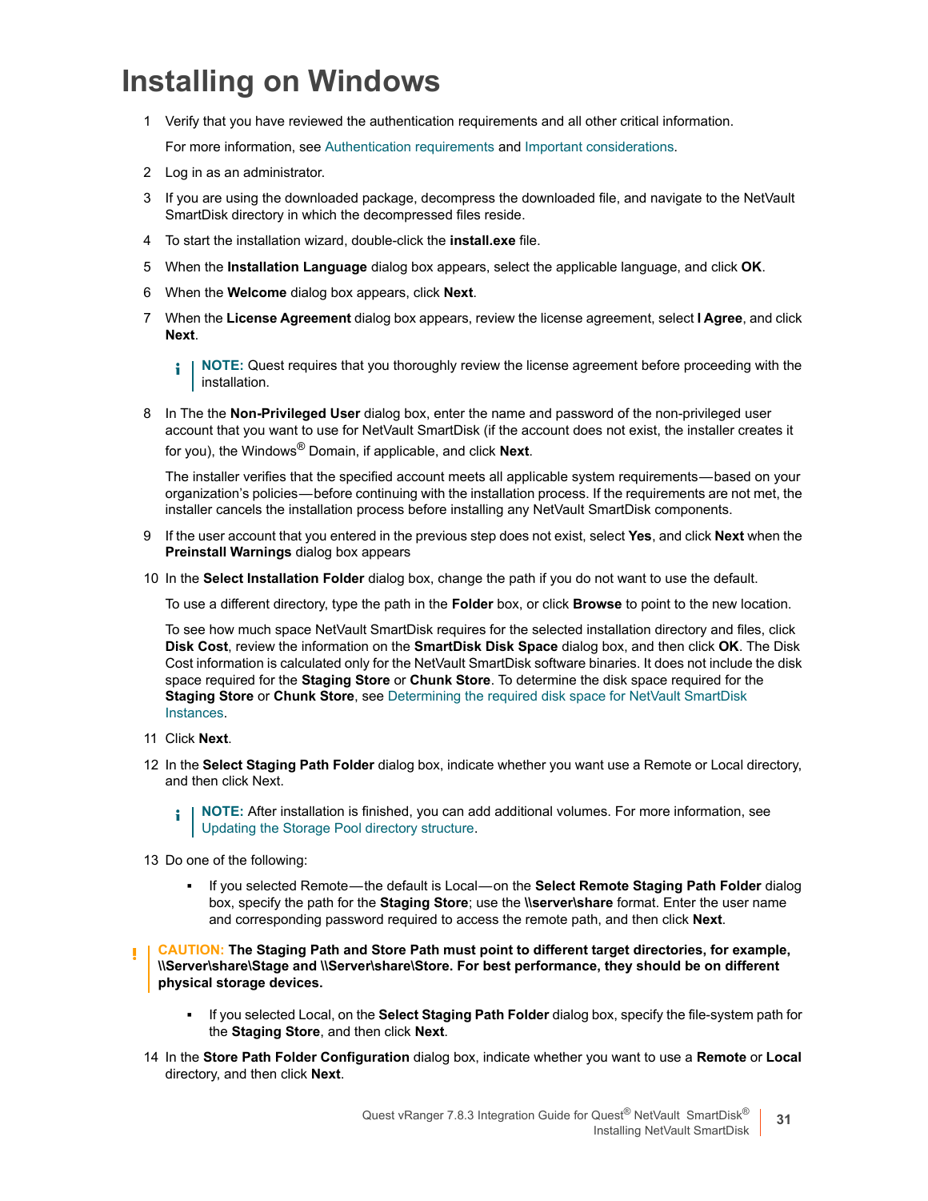# Installing on Windows

1. Verify that you have reviewed the authentication requirements and all other critical information.

   For more information, see Authentication requirements and Important considerations.

2. Log in as an administrator.

3. If you are using the downloaded package, decompress the downloaded file, and navigate to the NetVault SmartDisk directory in which the decompressed files reside.

4. To start the installation wizard, double-click the **install.exe** file.

5. When the **Installation Language** dialog box appears, select the applicable language, and click **OK**.

6. When the **Welcome** dialog box appears, click **Next**.

7. When the **License Agreement** dialog box appears, review the license agreement, select **I Agree**, and click **Next**.

   > **NOTE:** Quest requires that you thoroughly review the license agreement before proceeding with the installation.

8. In The the **Non-Privileged User** dialog box, enter the name and password of the non-privileged user account that you want to use for NetVault SmartDisk (if the account does not exist, the installer creates it for you), the Windows® Domain, if applicable, and click **Next**.

   The installer verifies that the specified account meets all applicable system requirements—based on your organization's policies—before continuing with the installation process. If the requirements are not met, the installer cancels the installation process before installing any NetVault SmartDisk components.

9. If the user account that you entered in the previous step does not exist, select **Yes**, and click **Next** when the **Preinstall Warnings** dialog box appears

10. In the **Select Installation Folder** dialog box, change the path if you do not want to use the default.

    To use a different directory, type the path in the **Folder** box, or click **Browse** to point to the new location.

    To see how much space NetVault SmartDisk requires for the selected installation directory and files, click **Disk Cost**, review the information on the **SmartDisk Disk Space** dialog box, and then click **OK**. The Disk Cost information is calculated only for the NetVault SmartDisk software binaries. It does not include the disk space required for the **Staging Store** or **Chunk Store**. To determine the disk space required for the **Staging Store** or **Chunk Store**, see Determining the required disk space for NetVault SmartDisk Instances.

11. Click **Next**.

12. In the **Select Staging Path Folder** dialog box, indicate whether you want use a Remote or Local directory, and then click Next.

    > **NOTE:** After installation is finished, you can add additional volumes. For more information, see Updating the Storage Pool directory structure.

13. Do one of the following:

    - If you selected Remote—the default is Local—on the **Select Remote Staging Path Folder** dialog box, specify the path for the **Staging Store**; use the **\\server\share** format. Enter the user name and corresponding password required to access the remote path, and then click **Next**.

    > **CAUTION: The Staging Path and Store Path must point to different target directories, for example, \\Server\share\Stage and \\Server\share\Store. For best performance, they should be on different physical storage devices.**

    - If you selected Local, on the **Select Staging Path Folder** dialog box, specify the file-system path for the **Staging Store**, and then click **Next**.

14. In the **Store Path Folder Configuration** dialog box, indicate whether you want to use a **Remote** or **Local** directory, and then click **Next**.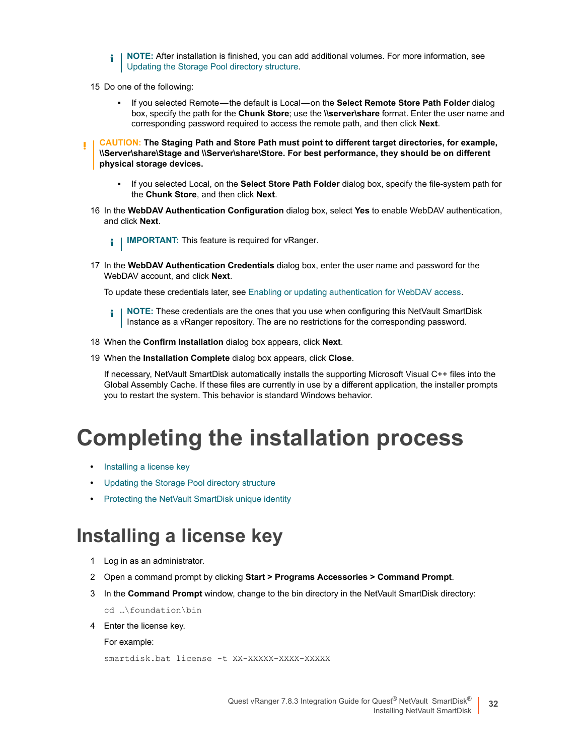> **NOTE:** After installation is finished, you can add additional volumes. For more information, see Updating the Storage Pool directory structure.

15 Do one of the following:

- If you selected Remote—the default is Local—on the **Select Remote Store Path Folder** dialog box, specify the path for the **Chunk Store**; use the **\\server\share** format. Enter the user name and corresponding password required to access the remote path, and then click **Next**.

> **CAUTION: The Staging Path and Store Path must point to different target directories, for example, \\Server\share\Stage and \\Server\share\Store. For best performance, they should be on different physical storage devices.**

- If you selected Local, on the **Select Store Path Folder** dialog box, specify the file-system path for the **Chunk Store**, and then click **Next**.

16 In the **WebDAV Authentication Configuration** dialog box, select **Yes** to enable WebDAV authentication, and click **Next**.

> **IMPORTANT:** This feature is required for vRanger.

17 In the **WebDAV Authentication Credentials** dialog box, enter the user name and password for the WebDAV account, and click **Next**.

To update these credentials later, see Enabling or updating authentication for WebDAV access.

> **NOTE:** These credentials are the ones that you use when configuring this NetVault SmartDisk Instance as a vRanger repository. The are no restrictions for the corresponding password.

18 When the **Confirm Installation** dialog box appears, click **Next**.

19 When the **Installation Complete** dialog box appears, click **Close**.

If necessary, NetVault SmartDisk automatically installs the supporting Microsoft Visual C++ files into the Global Assembly Cache. If these files are currently in use by a different application, the installer prompts you to restart the system. This behavior is standard Windows behavior.

# Completing the installation process

- Installing a license key
- Updating the Storage Pool directory structure
- Protecting the NetVault SmartDisk unique identity

## Installing a license key

1 Log in as an administrator.

2 Open a command prompt by clicking **Start > Programs Accessories > Command Prompt**.

3 In the **Command Prompt** window, change to the bin directory in the NetVault SmartDisk directory:

```
cd …\foundation\bin
```

4 Enter the license key.

For example:

```
smartdisk.bat license -t XX-XXXXX-XXXX-XXXXX
```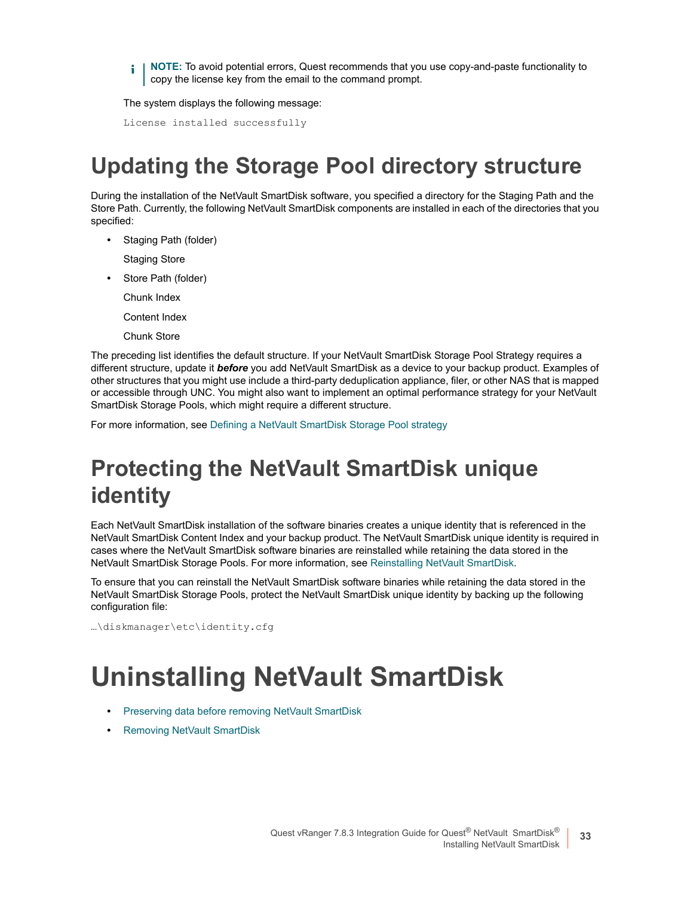**NOTE:** To avoid potential errors, Quest recommends that you use copy-and-paste functionality to copy the license key from the email to the command prompt.

The system displays the following message:

```
License installed successfully
```

## Updating the Storage Pool directory structure

During the installation of the NetVault SmartDisk software, you specified a directory for the Staging Path and the Store Path. Currently, the following NetVault SmartDisk components are installed in each of the directories that you specified:

- Staging Path (folder)

  Staging Store

- Store Path (folder)

  Chunk Index

  Content Index

  Chunk Store

The preceding list identifies the default structure. If your NetVault SmartDisk Storage Pool Strategy requires a different structure, update it ***before*** you add NetVault SmartDisk as a device to your backup product. Examples of other structures that you might use include a third-party deduplication appliance, filer, or other NAS that is mapped or accessible through UNC. You might also want to implement an optimal performance strategy for your NetVault SmartDisk Storage Pools, which might require a different structure.

For more information, see Defining a NetVault SmartDisk Storage Pool strategy

## Protecting the NetVault SmartDisk unique identity

Each NetVault SmartDisk installation of the software binaries creates a unique identity that is referenced in the NetVault SmartDisk Content Index and your backup product. The NetVault SmartDisk unique identity is required in cases where the NetVault SmartDisk software binaries are reinstalled while retaining the data stored in the NetVault SmartDisk Storage Pools. For more information, see Reinstalling NetVault SmartDisk.

To ensure that you can reinstall the NetVault SmartDisk software binaries while retaining the data stored in the NetVault SmartDisk Storage Pools, protect the NetVault SmartDisk unique identity by backing up the following configuration file:

```
…\diskmanager\etc\identity.cfg
```

# Uninstalling NetVault SmartDisk

- Preserving data before removing NetVault SmartDisk
- Removing NetVault SmartDisk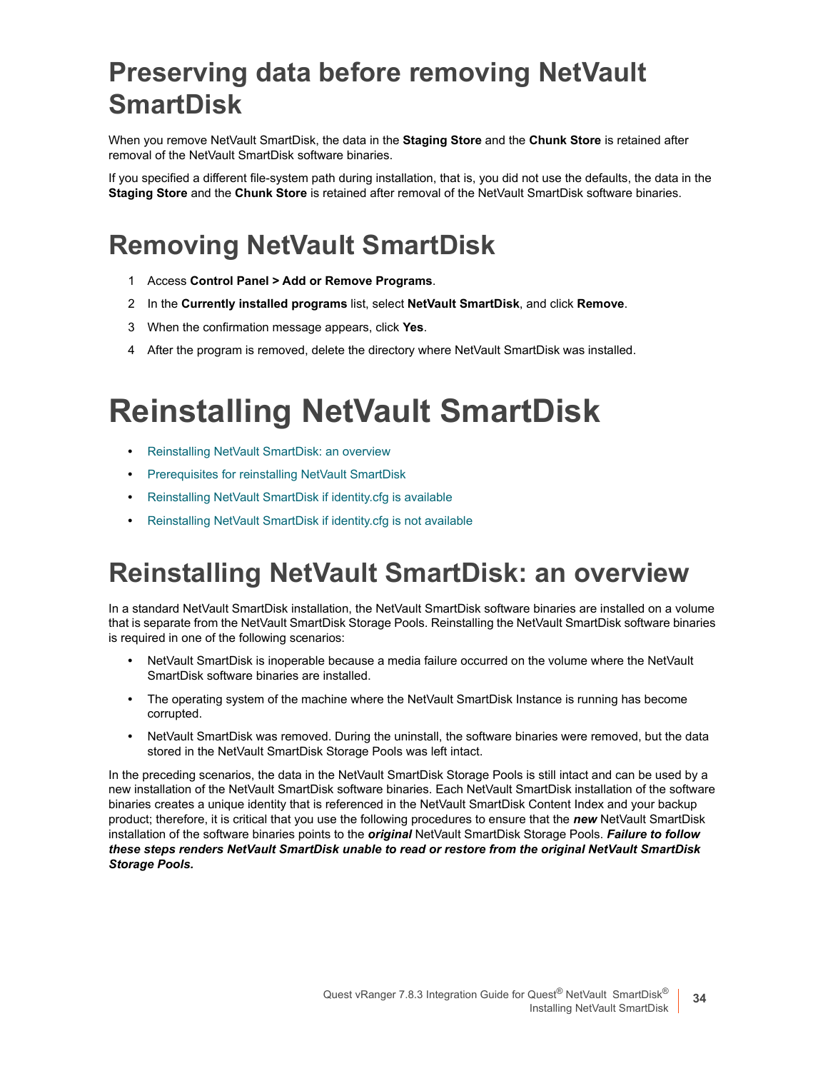## Preserving data before removing NetVault SmartDisk

When you remove NetVault SmartDisk, the data in the **Staging Store** and the **Chunk Store** is retained after removal of the NetVault SmartDisk software binaries.

If you specified a different file-system path during installation, that is, you did not use the defaults, the data in the **Staging Store** and the **Chunk Store** is retained after removal of the NetVault SmartDisk software binaries.

## Removing NetVault SmartDisk

1. Access **Control Panel > Add or Remove Programs**.
2. In the **Currently installed programs** list, select **NetVault SmartDisk**, and click **Remove**.
3. When the confirmation message appears, click **Yes**.
4. After the program is removed, delete the directory where NetVault SmartDisk was installed.

# Reinstalling NetVault SmartDisk

- Reinstalling NetVault SmartDisk: an overview
- Prerequisites for reinstalling NetVault SmartDisk
- Reinstalling NetVault SmartDisk if identity.cfg is available
- Reinstalling NetVault SmartDisk if identity.cfg is not available

## Reinstalling NetVault SmartDisk: an overview

In a standard NetVault SmartDisk installation, the NetVault SmartDisk software binaries are installed on a volume that is separate from the NetVault SmartDisk Storage Pools. Reinstalling the NetVault SmartDisk software binaries is required in one of the following scenarios:

- NetVault SmartDisk is inoperable because a media failure occurred on the volume where the NetVault SmartDisk software binaries are installed.
- The operating system of the machine where the NetVault SmartDisk Instance is running has become corrupted.
- NetVault SmartDisk was removed. During the uninstall, the software binaries were removed, but the data stored in the NetVault SmartDisk Storage Pools was left intact.

In the preceding scenarios, the data in the NetVault SmartDisk Storage Pools is still intact and can be used by a new installation of the NetVault SmartDisk software binaries. Each NetVault SmartDisk installation of the software binaries creates a unique identity that is referenced in the NetVault SmartDisk Content Index and your backup product; therefore, it is critical that you use the following procedures to ensure that the ***new*** NetVault SmartDisk installation of the software binaries points to the ***original*** NetVault SmartDisk Storage Pools. ***Failure to follow these steps renders NetVault SmartDisk unable to read or restore from the original NetVault SmartDisk Storage Pools.***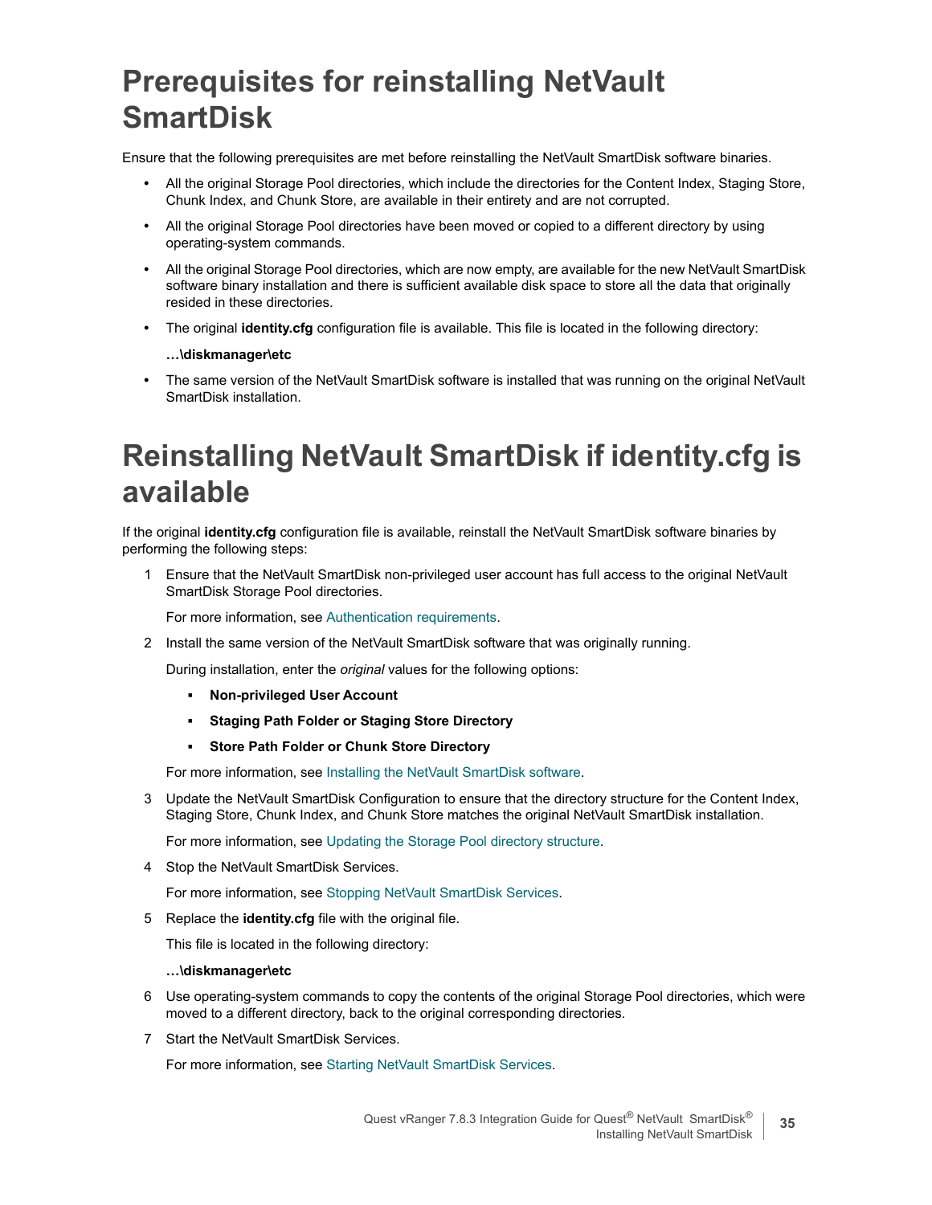# Prerequisites for reinstalling NetVault SmartDisk

Ensure that the following prerequisites are met before reinstalling the NetVault SmartDisk software binaries.

- All the original Storage Pool directories, which include the directories for the Content Index, Staging Store, Chunk Index, and Chunk Store, are available in their entirety and are not corrupted.
- All the original Storage Pool directories have been moved or copied to a different directory by using operating-system commands.
- All the original Storage Pool directories, which are now empty, are available for the new NetVault SmartDisk software binary installation and there is sufficient available disk space to store all the data that originally resided in these directories.
- The original **identity.cfg** configuration file is available. This file is located in the following directory:

  **…\diskmanager\etc**

- The same version of the NetVault SmartDisk software is installed that was running on the original NetVault SmartDisk installation.

# Reinstalling NetVault SmartDisk if identity.cfg is available

If the original **identity.cfg** configuration file is available, reinstall the NetVault SmartDisk software binaries by performing the following steps:

1. Ensure that the NetVault SmartDisk non-privileged user account has full access to the original NetVault SmartDisk Storage Pool directories.

   For more information, see Authentication requirements.

2. Install the same version of the NetVault SmartDisk software that was originally running.

   During installation, enter the *original* values for the following options:

   - **Non-privileged User Account**
   - **Staging Path Folder or Staging Store Directory**
   - **Store Path Folder or Chunk Store Directory**

   For more information, see Installing the NetVault SmartDisk software.

3. Update the NetVault SmartDisk Configuration to ensure that the directory structure for the Content Index, Staging Store, Chunk Index, and Chunk Store matches the original NetVault SmartDisk installation.

   For more information, see Updating the Storage Pool directory structure.

4. Stop the NetVault SmartDisk Services.

   For more information, see Stopping NetVault SmartDisk Services.

5. Replace the **identity.cfg** file with the original file.

   This file is located in the following directory:

   **…\diskmanager\etc**

6. Use operating-system commands to copy the contents of the original Storage Pool directories, which were moved to a different directory, back to the original corresponding directories.

7. Start the NetVault SmartDisk Services.

   For more information, see Starting NetVault SmartDisk Services.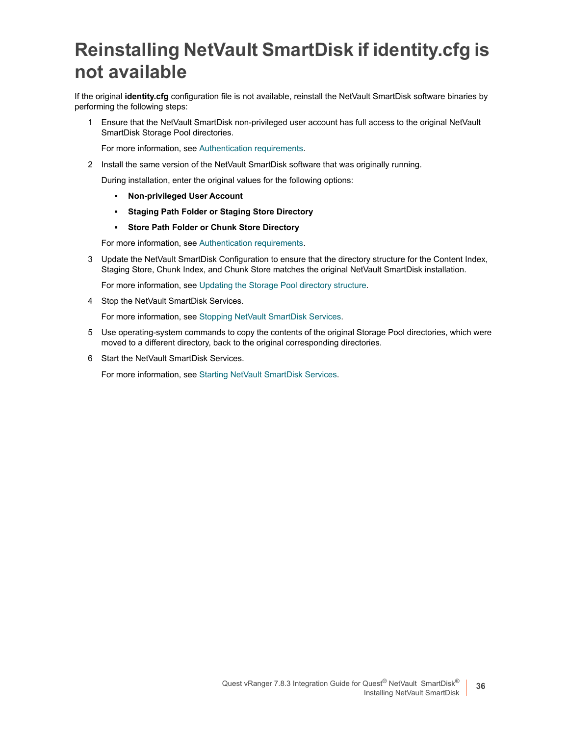# Reinstalling NetVault SmartDisk if identity.cfg is not available

If the original **identity.cfg** configuration file is not available, reinstall the NetVault SmartDisk software binaries by performing the following steps:

1. Ensure that the NetVault SmartDisk non-privileged user account has full access to the original NetVault SmartDisk Storage Pool directories.

   For more information, see Authentication requirements.

2. Install the same version of the NetVault SmartDisk software that was originally running.

   During installation, enter the original values for the following options:

   - **Non-privileged User Account**
   - **Staging Path Folder or Staging Store Directory**
   - **Store Path Folder or Chunk Store Directory**

   For more information, see Authentication requirements.

3. Update the NetVault SmartDisk Configuration to ensure that the directory structure for the Content Index, Staging Store, Chunk Index, and Chunk Store matches the original NetVault SmartDisk installation.

   For more information, see Updating the Storage Pool directory structure.

4. Stop the NetVault SmartDisk Services.

   For more information, see Stopping NetVault SmartDisk Services.

5. Use operating-system commands to copy the contents of the original Storage Pool directories, which were moved to a different directory, back to the original corresponding directories.

6. Start the NetVault SmartDisk Services.

   For more information, see Starting NetVault SmartDisk Services.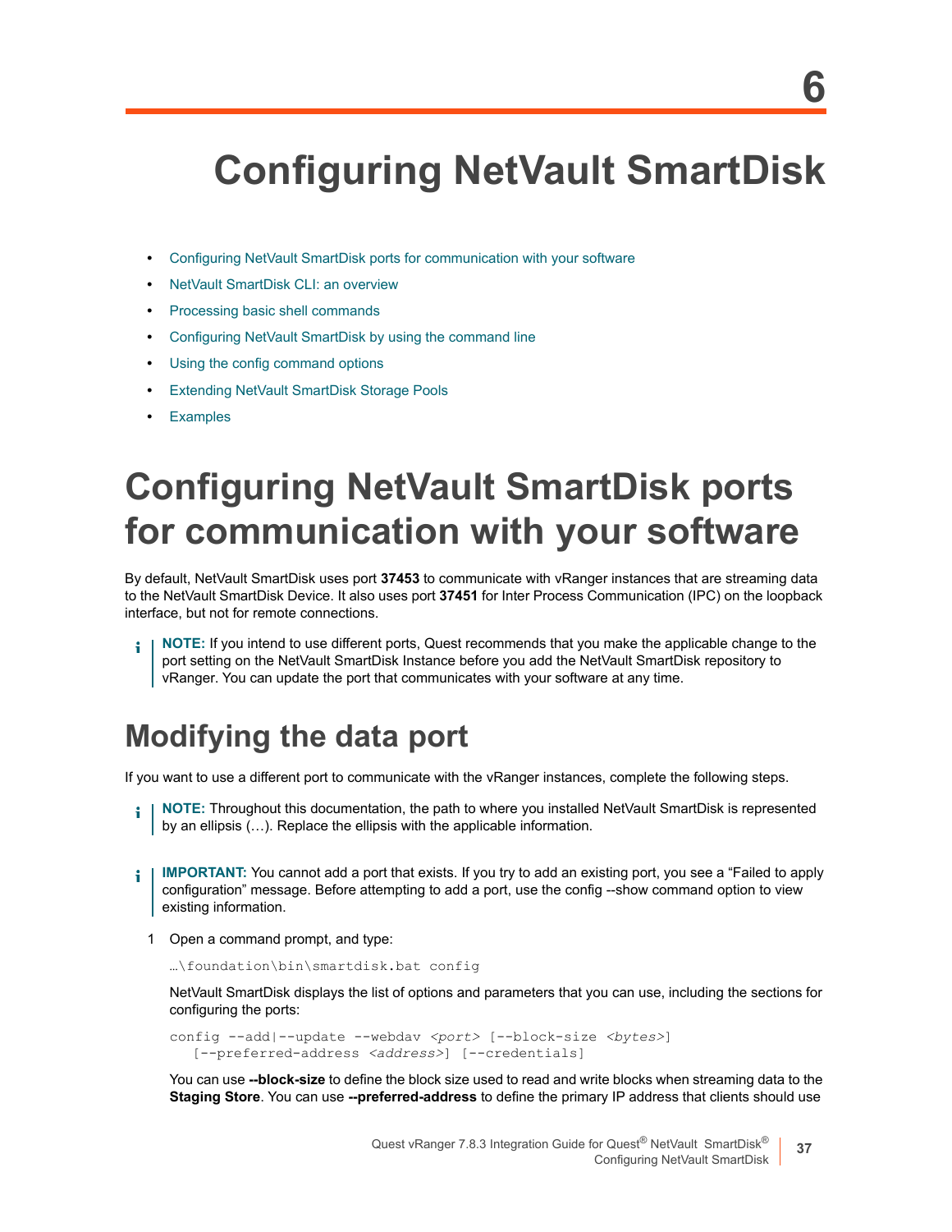# 6

# Configuring NetVault SmartDisk

- Configuring NetVault SmartDisk ports for communication with your software
- NetVault SmartDisk CLI: an overview
- Processing basic shell commands
- Configuring NetVault SmartDisk by using the command line
- Using the config command options
- Extending NetVault SmartDisk Storage Pools
- Examples

# Configuring NetVault SmartDisk ports for communication with your software

By default, NetVault SmartDisk uses port **37453** to communicate with vRanger instances that are streaming data to the NetVault SmartDisk Device. It also uses port **37451** for Inter Process Communication (IPC) on the loopback interface, but not for remote connections.

> **NOTE:** If you intend to use different ports, Quest recommends that you make the applicable change to the port setting on the NetVault SmartDisk Instance before you add the NetVault SmartDisk repository to vRanger. You can update the port that communicates with your software at any time.

## Modifying the data port

If you want to use a different port to communicate with the vRanger instances, complete the following steps.

> **NOTE:** Throughout this documentation, the path to where you installed NetVault SmartDisk is represented by an ellipsis (…). Replace the ellipsis with the applicable information.

> **IMPORTANT:** You cannot add a port that exists. If you try to add an existing port, you see a “Failed to apply configuration” message. Before attempting to add a port, use the config --show command option to view existing information.

1 Open a command prompt, and type:

```
…\foundation\bin\smartdisk.bat config
```

NetVault SmartDisk displays the list of options and parameters that you can use, including the sections for configuring the ports:

```
config --add|--update --webdav <port> [--block-size <bytes>]
   [--preferred-address <address>] [--credentials]
```

You can use **--block-size** to define the block size used to read and write blocks when streaming data to the **Staging Store**. You can use **--preferred-address** to define the primary IP address that clients should use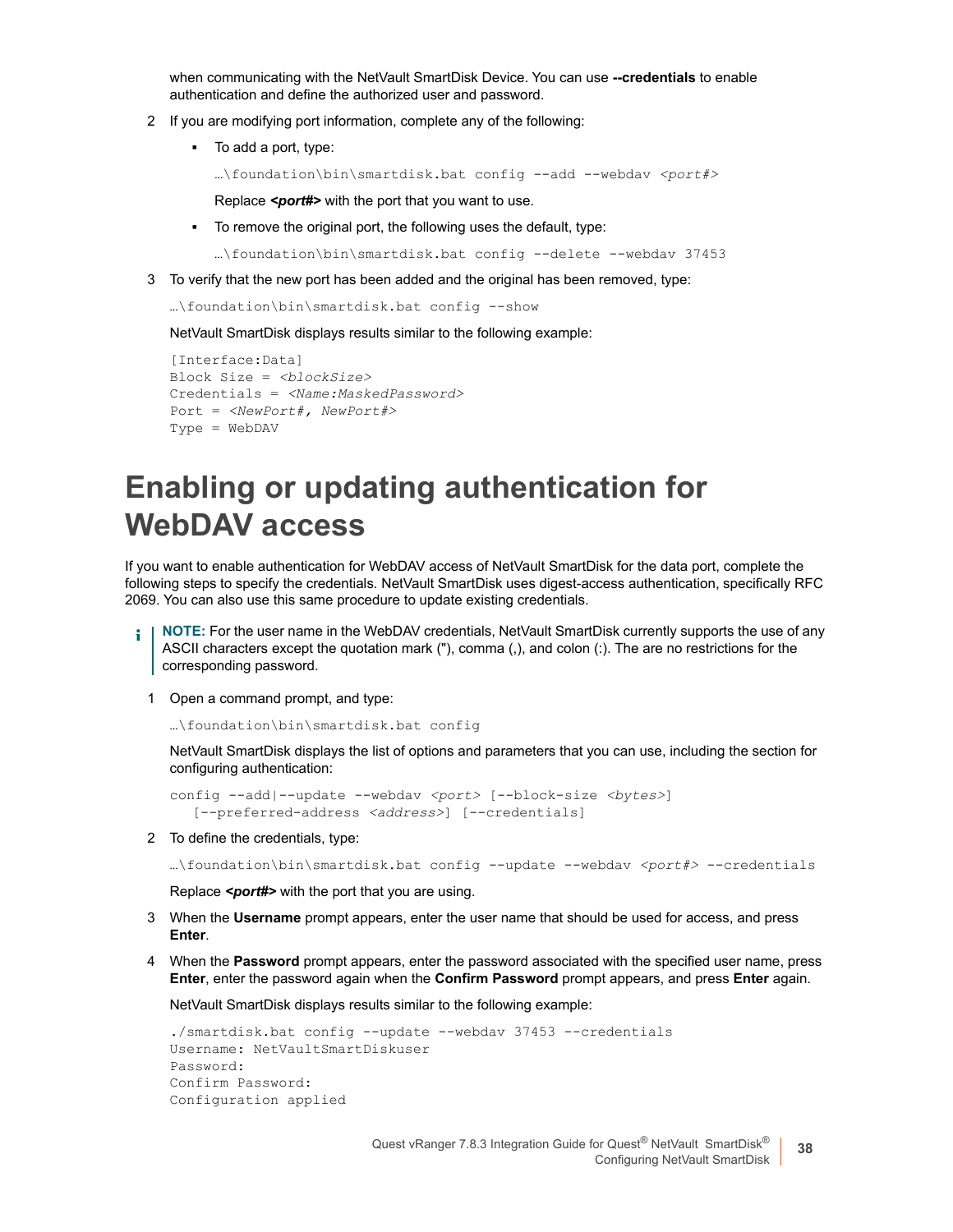when communicating with the NetVault SmartDisk Device. You can use **--credentials** to enable authentication and define the authorized user and password.

2 If you are modifying port information, complete any of the following:

  - To add a port, type:

    ```
    …\foundation\bin\smartdisk.bat config --add --webdav <port#>
    ```

    Replace ***<port#>*** with the port that you want to use.

  - To remove the original port, the following uses the default, type:

    ```
    …\foundation\bin\smartdisk.bat config --delete --webdav 37453
    ```

3 To verify that the new port has been added and the original has been removed, type:

```
…\foundation\bin\smartdisk.bat config --show
```

NetVault SmartDisk displays results similar to the following example:

```
[Interface:Data]
Block Size = <blockSize>
Credentials = <Name:MaskedPassword>
Port = <NewPort#, NewPort#>
Type = WebDAV
```

# Enabling or updating authentication for WebDAV access

If you want to enable authentication for WebDAV access of NetVault SmartDisk for the data port, complete the following steps to specify the credentials. NetVault SmartDisk uses digest-access authentication, specifically RFC 2069. You can also use this same procedure to update existing credentials.

> **NOTE:** For the user name in the WebDAV credentials, NetVault SmartDisk currently supports the use of any ASCII characters except the quotation mark ("), comma (,), and colon (:). The are no restrictions for the corresponding password.

1 Open a command prompt, and type:

```
…\foundation\bin\smartdisk.bat config
```

NetVault SmartDisk displays the list of options and parameters that you can use, including the section for configuring authentication:

```
config --add|--update --webdav <port> [--block-size <bytes>]
   [--preferred-address <address>] [--credentials]
```

2 To define the credentials, type:

```
…\foundation\bin\smartdisk.bat config --update --webdav <port#> --credentials
```

Replace ***<port#>*** with the port that you are using.

3 When the **Username** prompt appears, enter the user name that should be used for access, and press **Enter**.

4 When the **Password** prompt appears, enter the password associated with the specified user name, press **Enter**, enter the password again when the **Confirm Password** prompt appears, and press **Enter** again.

NetVault SmartDisk displays results similar to the following example:

```
./smartdisk.bat config --update --webdav 37453 --credentials
Username: NetVaultSmartDiskuser
Password:
Confirm Password:
Configuration applied
```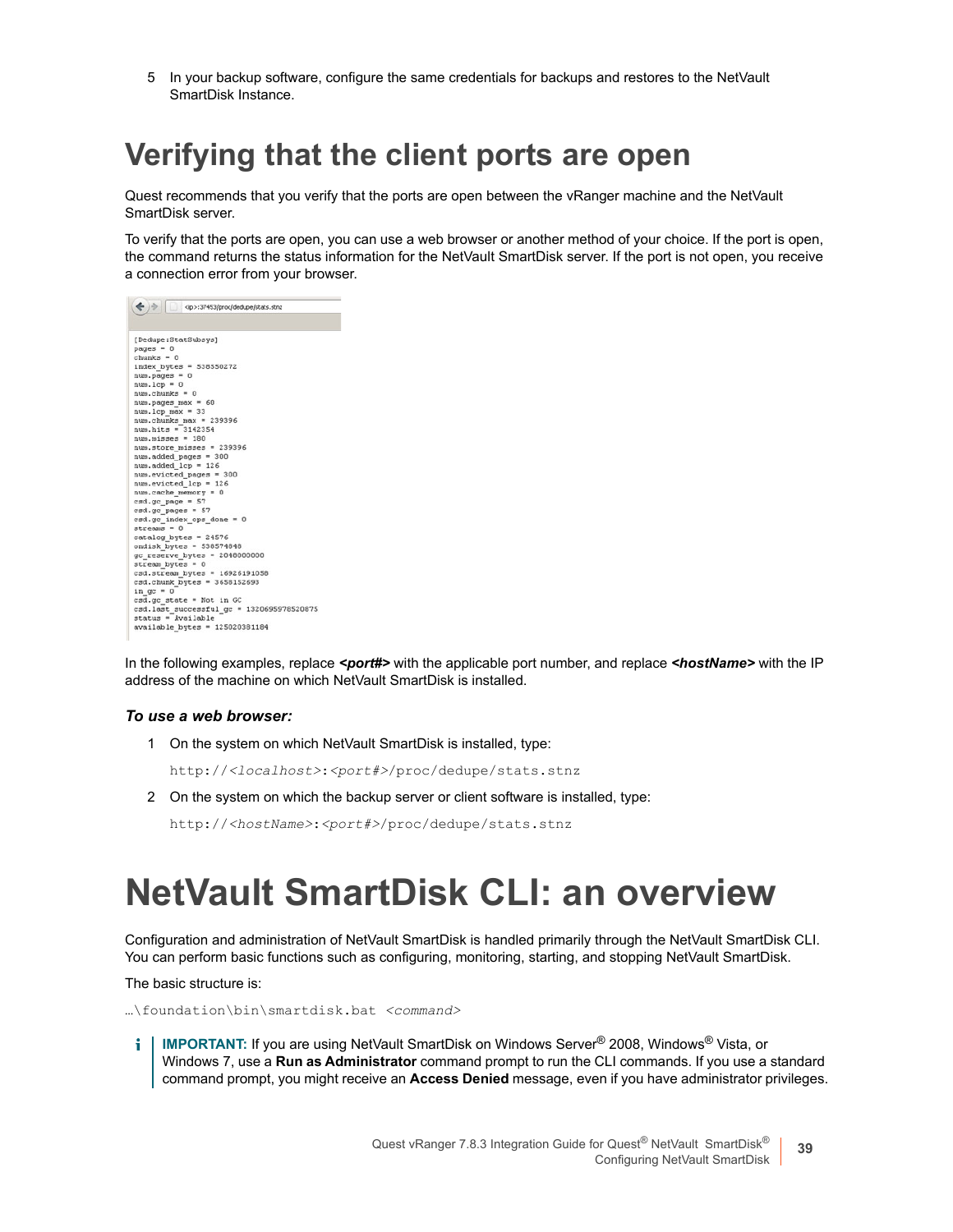5 In your backup software, configure the same credentials for backups and restores to the NetVault SmartDisk Instance.

# Verifying that the client ports are open

Quest recommends that you verify that the ports are open between the vRanger machine and the NetVault SmartDisk server.

To verify that the ports are open, you can use a web browser or another method of your choice. If the port is open, the command returns the status information for the NetVault SmartDisk server. If the port is not open, you receive a connection error from your browser.

```
<ip>:37453/proc/dedupe/stats.stnz

[Dedupe:StatSubsys]
pages = 0
chunks = 0
index_bytes = 538350272
num.pages = 0
num.lcp = 0
num.chunks = 0
num.pages_max = 60
num.lcp_max = 33
num.chunks_max = 239396
num.hits = 3142354
num.misses = 180
num.store_misses = 239396
num.added_pages = 300
num.added_lcp = 126
num.evicted_pages = 300
num.evicted_lcp = 126
num.cache_memory = 0
csd.gc_page = 57
csd.gc_pages = 57
csd.gc_index_ops_done = 0
streams = 0
catalog_bytes = 24576
ondisk_bytes = 538574848
gc_reserve_bytes = 2048000000
stream_bytes = 0
csd.stream_bytes = 16926191058
csd.chunk_bytes = 3658152693
in_gc = 0
csd.gc_state = Not in GC
csd.last_successful_gc = 1320695978520875
status = Available
available_bytes = 125020381184
```

In the following examples, replace ***<port#>*** with the applicable port number, and replace ***<hostName>*** with the IP address of the machine on which NetVault SmartDisk is installed.

### *To use a web browser:*

1 On the system on which NetVault SmartDisk is installed, type:

```
http://<localhost>:<port#>/proc/dedupe/stats.stnz
```

2 On the system on which the backup server or client software is installed, type:

```
http://<hostName>:<port#>/proc/dedupe/stats.stnz
```

# NetVault SmartDisk CLI: an overview

Configuration and administration of NetVault SmartDisk is handled primarily through the NetVault SmartDisk CLI. You can perform basic functions such as configuring, monitoring, starting, and stopping NetVault SmartDisk.

The basic structure is:

```
…\foundation\bin\smartdisk.bat <command>
```

**IMPORTANT:** If you are using NetVault SmartDisk on Windows Server® 2008, Windows® Vista, or Windows 7, use a **Run as Administrator** command prompt to run the CLI commands. If you use a standard command prompt, you might receive an **Access Denied** message, even if you have administrator privileges.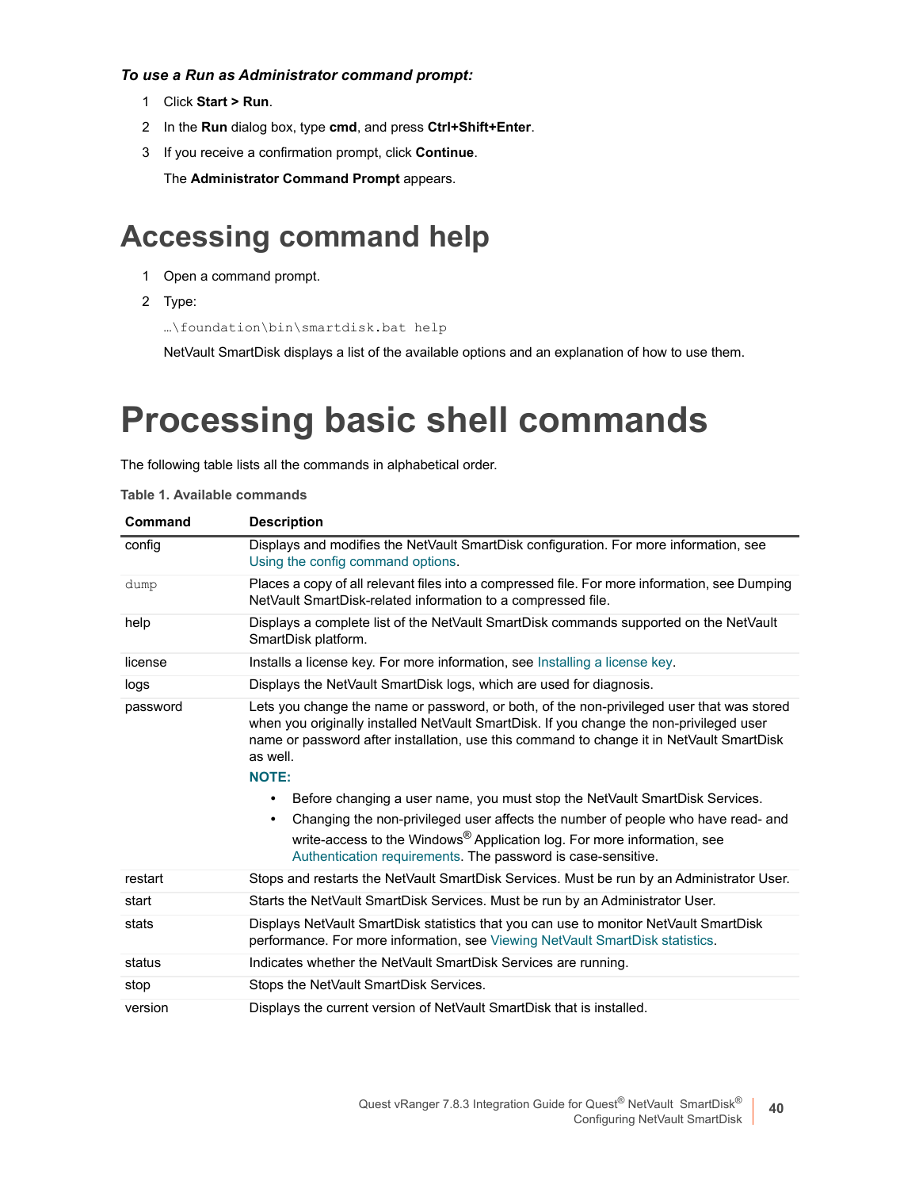***To use a Run as Administrator command prompt:***

1. Click **Start > Run**.
2. In the **Run** dialog box, type **cmd**, and press **Ctrl+Shift+Enter**.
3. If you receive a confirmation prompt, click **Continue**.

   The **Administrator Command Prompt** appears.

# Accessing command help

1. Open a command prompt.
2. Type:

   ```
   …\foundation\bin\smartdisk.bat help
   ```

   NetVault SmartDisk displays a list of the available options and an explanation of how to use them.

# Processing basic shell commands

The following table lists all the commands in alphabetical order.

**Table 1. Available commands**

| Command | Description |
|---|---|
| config | Displays and modifies the NetVault SmartDisk configuration. For more information, see Using the config command options. |
| dump | Places a copy of all relevant files into a compressed file. For more information, see Dumping NetVault SmartDisk-related information to a compressed file. |
| help | Displays a complete list of the NetVault SmartDisk commands supported on the NetVault SmartDisk platform. |
| license | Installs a license key. For more information, see Installing a license key. |
| logs | Displays the NetVault SmartDisk logs, which are used for diagnosis. |
| password | Lets you change the name or password, or both, of the non-privileged user that was stored when you originally installed NetVault SmartDisk. If you change the non-privileged user name or password after installation, use this command to change it in NetVault SmartDisk as well. **NOTE:** • Before changing a user name, you must stop the NetVault SmartDisk Services. • Changing the non-privileged user affects the number of people who have read- and write-access to the Windows® Application log. For more information, see Authentication requirements. The password is case-sensitive. |
| restart | Stops and restarts the NetVault SmartDisk Services. Must be run by an Administrator User. |
| start | Starts the NetVault SmartDisk Services. Must be run by an Administrator User. |
| stats | Displays NetVault SmartDisk statistics that you can use to monitor NetVault SmartDisk performance. For more information, see Viewing NetVault SmartDisk statistics. |
| status | Indicates whether the NetVault SmartDisk Services are running. |
| stop | Stops the NetVault SmartDisk Services. |
| version | Displays the current version of NetVault SmartDisk that is installed. |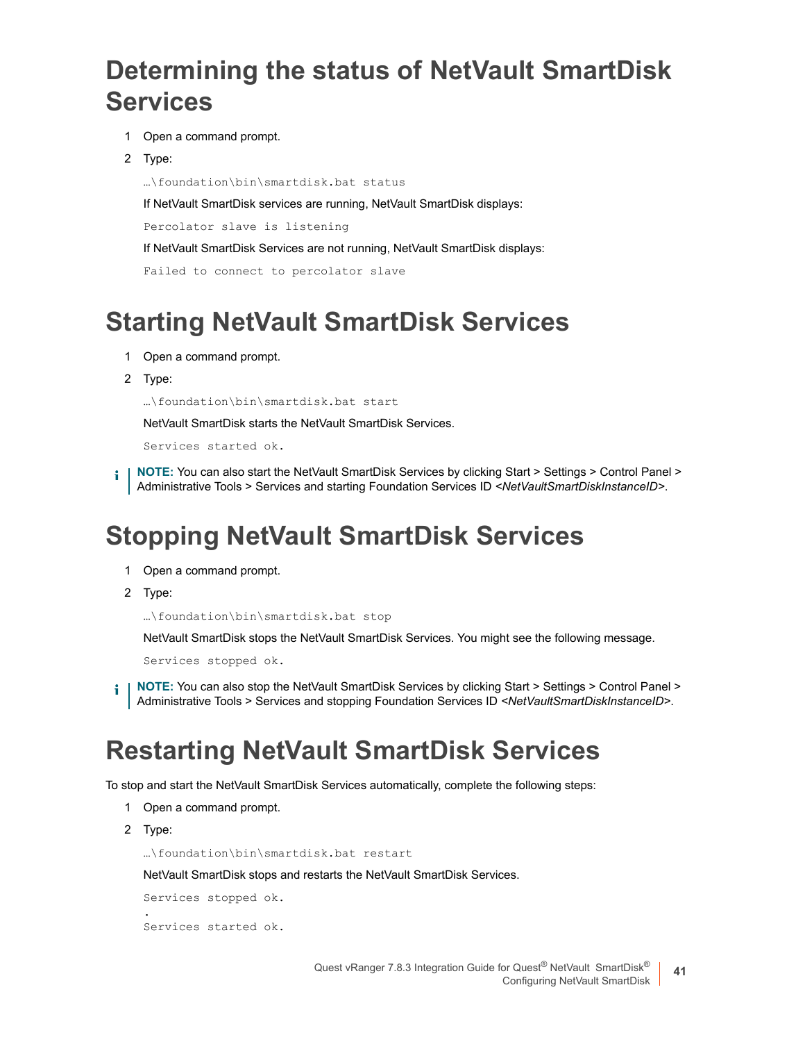# Determining the status of NetVault SmartDisk Services

1. Open a command prompt.
2. Type:

   ```
   …\foundation\bin\smartdisk.bat status
   ```

   If NetVault SmartDisk services are running, NetVault SmartDisk displays:

   ```
   Percolator slave is listening
   ```

   If NetVault SmartDisk Services are not running, NetVault SmartDisk displays:

   ```
   Failed to connect to percolator slave
   ```

# Starting NetVault SmartDisk Services

1. Open a command prompt.
2. Type:

   ```
   …\foundation\bin\smartdisk.bat start
   ```

   NetVault SmartDisk starts the NetVault SmartDisk Services.

   ```
   Services started ok.
   ```

> **NOTE:** You can also start the NetVault SmartDisk Services by clicking Start > Settings > Control Panel > Administrative Tools > Services and starting Foundation Services ID *<NetVaultSmartDiskInstanceID>*.

# Stopping NetVault SmartDisk Services

1. Open a command prompt.
2. Type:

   ```
   …\foundation\bin\smartdisk.bat stop
   ```

   NetVault SmartDisk stops the NetVault SmartDisk Services. You might see the following message.

   ```
   Services stopped ok.
   ```

> **NOTE:** You can also stop the NetVault SmartDisk Services by clicking Start > Settings > Control Panel > Administrative Tools > Services and stopping Foundation Services ID *<NetVaultSmartDiskInstanceID>*.

# Restarting NetVault SmartDisk Services

To stop and start the NetVault SmartDisk Services automatically, complete the following steps:

1. Open a command prompt.
2. Type:

   ```
   …\foundation\bin\smartdisk.bat restart
   ```

   NetVault SmartDisk stops and restarts the NetVault SmartDisk Services.

   ```
   Services stopped ok.
   .
   Services started ok.
   ```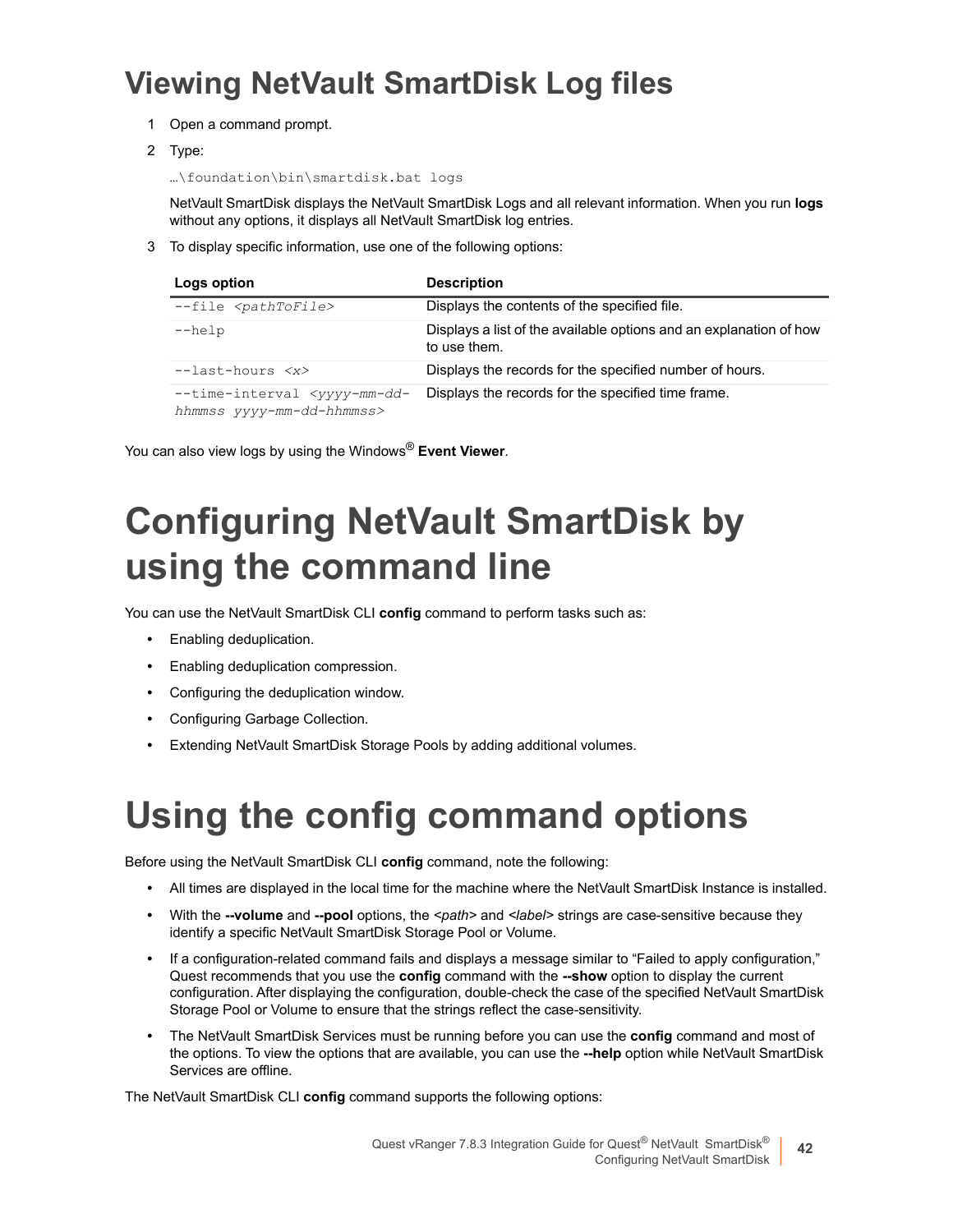# Viewing NetVault SmartDisk Log files

1. Open a command prompt.
2. Type:

   ```
   …\foundation\bin\smartdisk.bat logs
   ```

   NetVault SmartDisk displays the NetVault SmartDisk Logs and all relevant information. When you run **logs** without any options, it displays all NetVault SmartDisk log entries.

3. To display specific information, use one of the following options:

| Logs option | Description |
|---|---|
| `--file <pathToFile>` | Displays the contents of the specified file. |
| `--help` | Displays a list of the available options and an explanation of how to use them. |
| `--last-hours <x>` | Displays the records for the specified number of hours. |
| `--time-interval <yyyy-mm-dd-hhmmss yyyy-mm-dd-hhmmss>` | Displays the records for the specified time frame. |

You can also view logs by using the Windows® **Event Viewer**.

# Configuring NetVault SmartDisk by using the command line

You can use the NetVault SmartDisk CLI **config** command to perform tasks such as:

- Enabling deduplication.
- Enabling deduplication compression.
- Configuring the deduplication window.
- Configuring Garbage Collection.
- Extending NetVault SmartDisk Storage Pools by adding additional volumes.

# Using the config command options

Before using the NetVault SmartDisk CLI **config** command, note the following:

- All times are displayed in the local time for the machine where the NetVault SmartDisk Instance is installed.
- With the **--volume** and **--pool** options, the *<path>* and *<label>* strings are case-sensitive because they identify a specific NetVault SmartDisk Storage Pool or Volume.
- If a configuration-related command fails and displays a message similar to “Failed to apply configuration,” Quest recommends that you use the **config** command with the **--show** option to display the current configuration. After displaying the configuration, double-check the case of the specified NetVault SmartDisk Storage Pool or Volume to ensure that the strings reflect the case-sensitivity.
- The NetVault SmartDisk Services must be running before you can use the **config** command and most of the options. To view the options that are available, you can use the **--help** option while NetVault SmartDisk Services are offline.

The NetVault SmartDisk CLI **config** command supports the following options: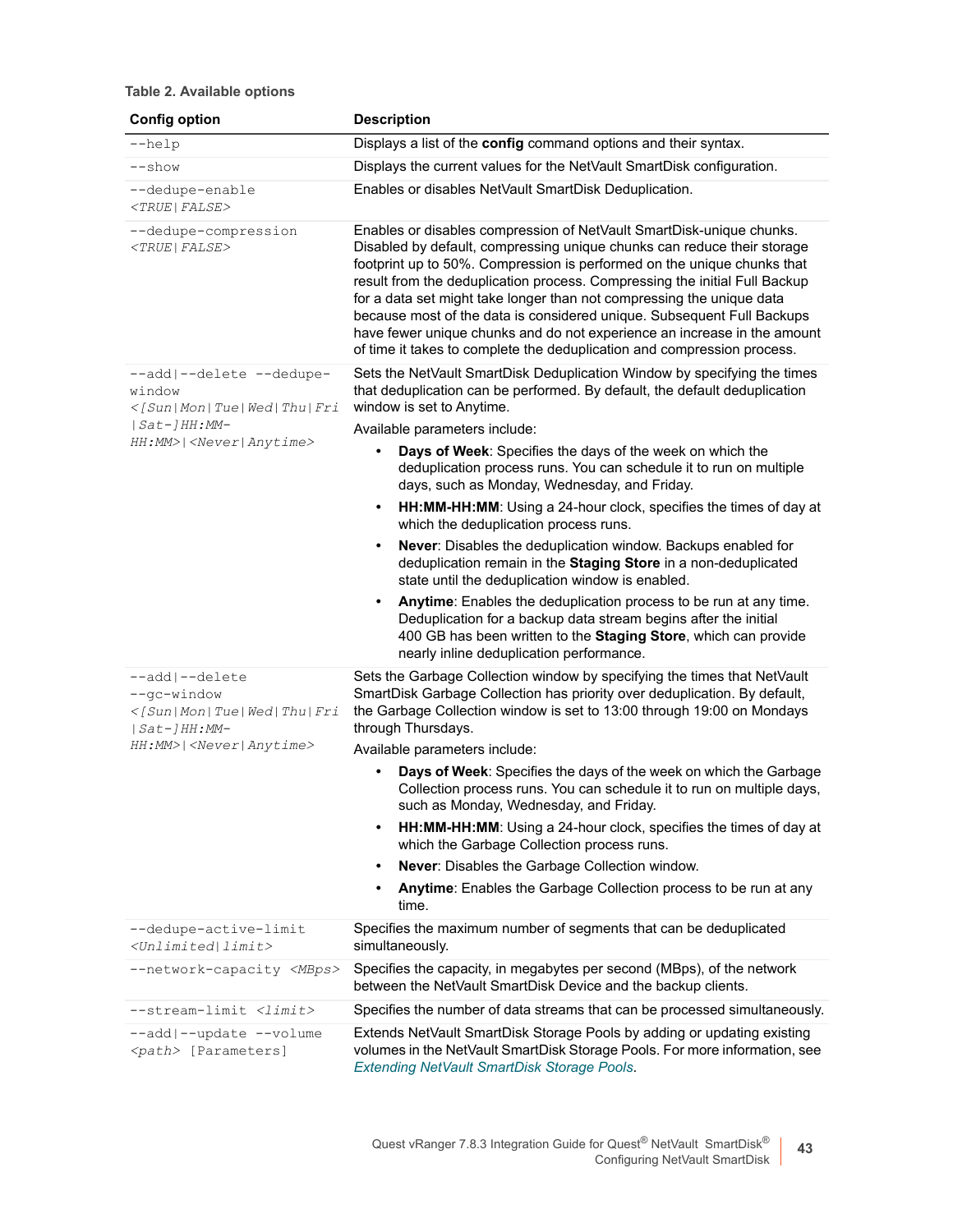**Table 2. Available options**

| Config option | Description |
|---|---|
| `--help` | Displays a list of the **config** command options and their syntax. |
| `--show` | Displays the current values for the NetVault SmartDisk configuration. |
| `--dedupe-enable` *`<TRUE|FALSE>`* | Enables or disables NetVault SmartDisk Deduplication. |
| `--dedupe-compression` *`<TRUE|FALSE>`* | Enables or disables compression of NetVault SmartDisk-unique chunks. Disabled by default, compressing unique chunks can reduce their storage footprint up to 50%. Compression is performed on the unique chunks that result from the deduplication process. Compressing the initial Full Backup for a data set might take longer than not compressing the unique data because most of the data is considered unique. Subsequent Full Backups have fewer unique chunks and do not experience an increase in the amount of time it takes to complete the deduplication and compression process. |
| `--add|--delete --dedupe-window` *`<[Sun|Mon|Tue|Wed|Thu|Fri|Sat-]HH:MM-HH:MM>|<Never|Anytime>`* | Sets the NetVault SmartDisk Deduplication Window by specifying the times that deduplication can be performed. By default, the default deduplication window is set to Anytime.<br><br>Available parameters include:<br>• **Days of Week**: Specifies the days of the week on which the deduplication process runs. You can schedule it to run on multiple days, such as Monday, Wednesday, and Friday.<br>• **HH:MM-HH:MM**: Using a 24-hour clock, specifies the times of day at which the deduplication process runs.<br>• **Never**: Disables the deduplication window. Backups enabled for deduplication remain in the **Staging Store** in a non-deduplicated state until the deduplication window is enabled.<br>• **Anytime**: Enables the deduplication process to be run at any time. Deduplication for a backup data stream begins after the initial 400 GB has been written to the **Staging Store**, which can provide nearly inline deduplication performance. |
| `--add|--delete --gc-window` *`<[Sun|Mon|Tue|Wed|Thu|Fri|Sat-]HH:MM-HH:MM>|<Never|Anytime>`* | Sets the Garbage Collection window by specifying the times that NetVault SmartDisk Garbage Collection has priority over deduplication. By default, the Garbage Collection window is set to 13:00 through 19:00 on Mondays through Thursdays.<br><br>Available parameters include:<br>• **Days of Week**: Specifies the days of the week on which the Garbage Collection process runs. You can schedule it to run on multiple days, such as Monday, Wednesday, and Friday.<br>• **HH:MM-HH:MM**: Using a 24-hour clock, specifies the times of day at which the Garbage Collection process runs.<br>• **Never**: Disables the Garbage Collection window.<br>• **Anytime**: Enables the Garbage Collection process to be run at any time. |
| `--dedupe-active-limit` *`<Unlimited|limit>`* | Specifies the maximum number of segments that can be deduplicated simultaneously. |
| `--network-capacity` *`<MBps>`* | Specifies the capacity, in megabytes per second (MBps), of the network between the NetVault SmartDisk Device and the backup clients. |
| `--stream-limit` *`<limit>`* | Specifies the number of data streams that can be processed simultaneously. |
| `--add|--update --volume` *`<path>`* `[Parameters]` | Extends NetVault SmartDisk Storage Pools by adding or updating existing volumes in the NetVault SmartDisk Storage Pools. For more information, see *Extending NetVault SmartDisk Storage Pools*. |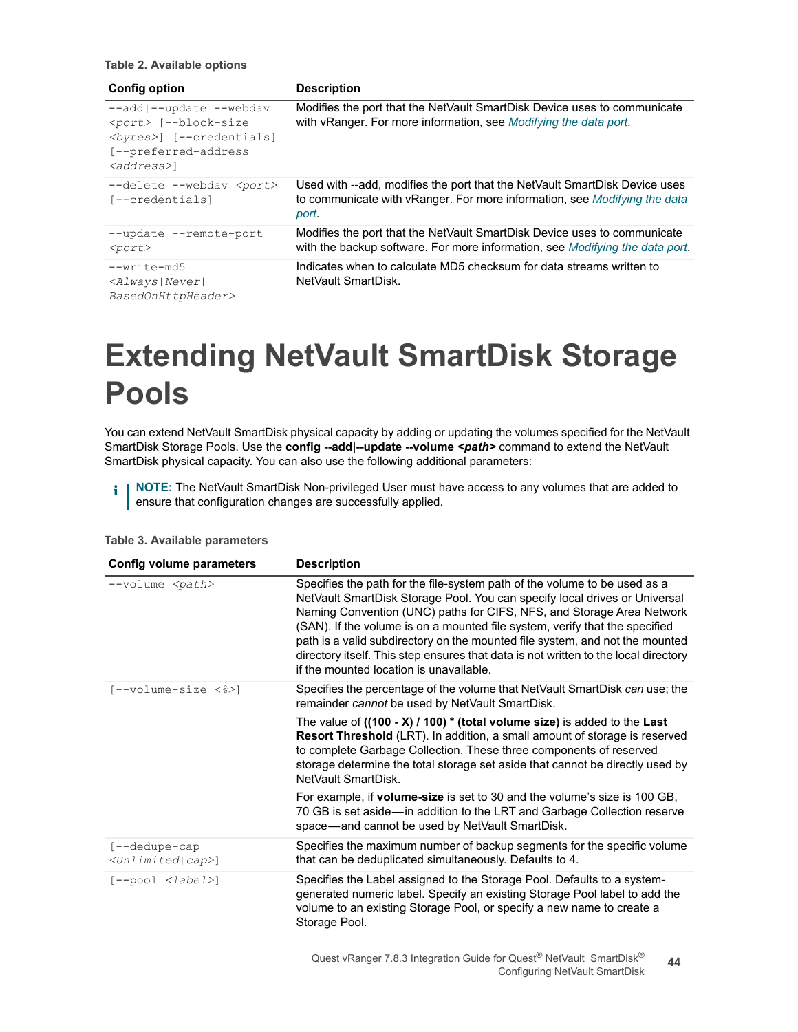**Table 2. Available options**

| Config option | Description |
| --- | --- |
| `--add|--update --webdav <port> [--block-size <bytes>] [--credentials] [--preferred-address <address>]` | Modifies the port that the NetVault SmartDisk Device uses to communicate with vRanger. For more information, see *Modifying the data port*. |
| `--delete --webdav <port> [--credentials]` | Used with --add, modifies the port that the NetVault SmartDisk Device uses to communicate with vRanger. For more information, see *Modifying the data port*. |
| `--update --remote-port <port>` | Modifies the port that the NetVault SmartDisk Device uses to communicate with the backup software. For more information, see *Modifying the data port*. |
| `--write-md5 <Always|Never|BasedOnHttpHeader>` | Indicates when to calculate MD5 checksum for data streams written to NetVault SmartDisk. |

# Extending NetVault SmartDisk Storage Pools

You can extend NetVault SmartDisk physical capacity by adding or updating the volumes specified for the NetVault SmartDisk Storage Pools. Use the **config --add|--update --volume *<path>*** command to extend the NetVault SmartDisk physical capacity. You can also use the following additional parameters:

**NOTE:** The NetVault SmartDisk Non-privileged User must have access to any volumes that are added to ensure that configuration changes are successfully applied.

**Table 3. Available parameters**

| Config volume parameters | Description |
| --- | --- |
| `--volume <path>` | Specifies the path for the file-system path of the volume to be used as a NetVault SmartDisk Storage Pool. You can specify local drives or Universal Naming Convention (UNC) paths for CIFS, NFS, and Storage Area Network (SAN). If the volume is on a mounted file system, verify that the specified path is a valid subdirectory on the mounted file system, and not the mounted directory itself. This step ensures that data is not written to the local directory if the mounted location is unavailable. |
| `[--volume-size <%>]` | Specifies the percentage of the volume that NetVault SmartDisk *can* use; the remainder *cannot* be used by NetVault SmartDisk.<br><br>The value of **((100 - X) / 100) * (total volume size)** is added to the **Last Resort Threshold** (LRT). In addition, a small amount of storage is reserved to complete Garbage Collection. These three components of reserved storage determine the total storage set aside that cannot be directly used by NetVault SmartDisk.<br><br>For example, if **volume-size** is set to 30 and the volume's size is 100 GB, 70 GB is set aside—in addition to the LRT and Garbage Collection reserve space—and cannot be used by NetVault SmartDisk. |
| `[--dedupe-cap <Unlimited|cap>]` | Specifies the maximum number of backup segments for the specific volume that can be deduplicated simultaneously. Defaults to 4. |
| `[--pool <label>]` | Specifies the Label assigned to the Storage Pool. Defaults to a system-generated numeric label. Specify an existing Storage Pool label to add the volume to an existing Storage Pool, or specify a new name to create a Storage Pool. |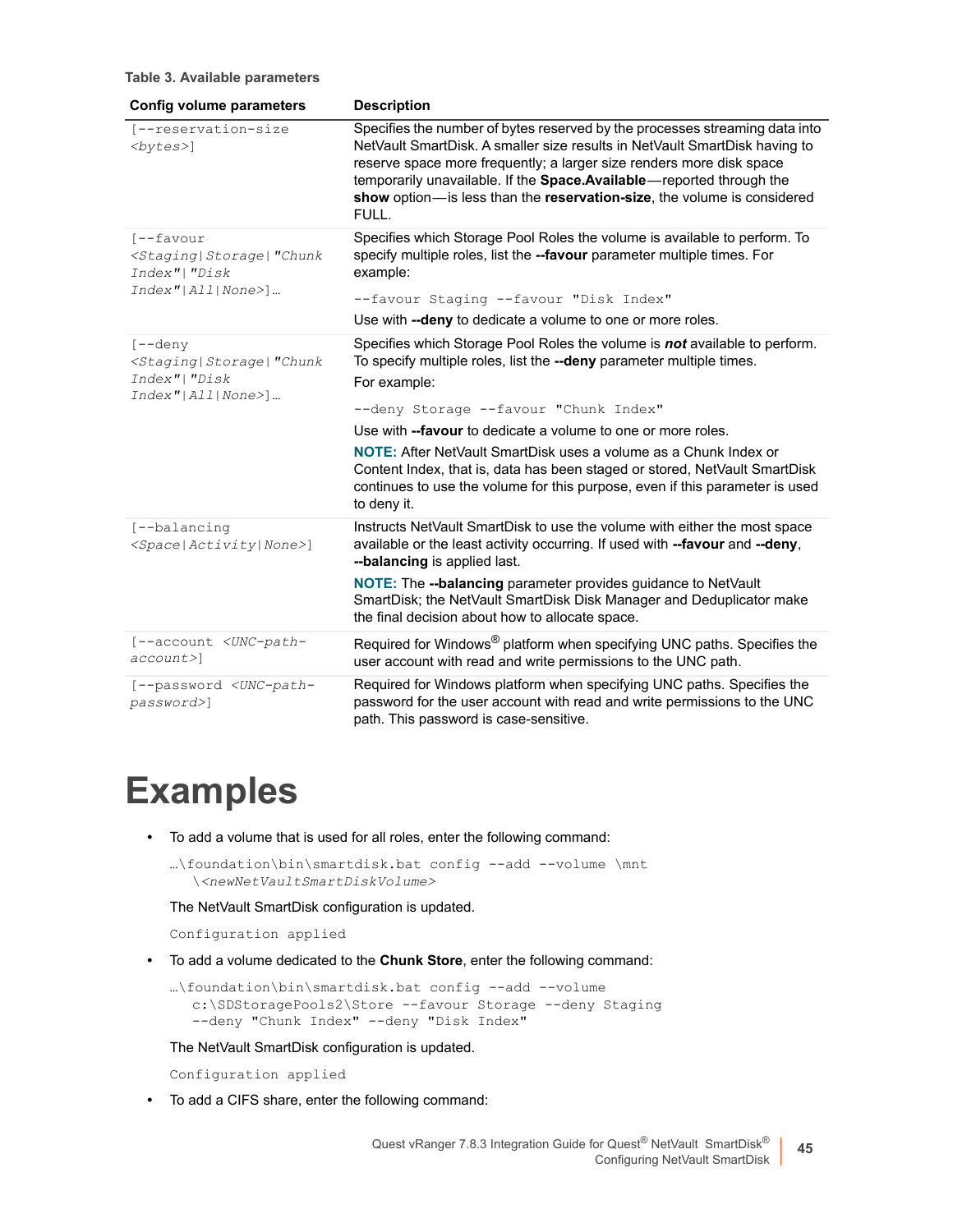**Table 3. Available parameters**

| Config volume parameters | Description |
|---|---|
| `[--reservation-size <bytes>]` | Specifies the number of bytes reserved by the processes streaming data into NetVault SmartDisk. A smaller size results in NetVault SmartDisk having to reserve space more frequently; a larger size renders more disk space temporarily unavailable. If the **Space.Available**—reported through the **show** option—is less than the **reservation-size**, the volume is considered FULL. |
| `[--favour <Staging\|Storage\|"Chunk Index"\|"Disk Index"\|All\|None>]…` | Specifies which Storage Pool Roles the volume is available to perform. To specify multiple roles, list the **--favour** parameter multiple times. For example: `--favour Staging --favour "Disk Index"` Use with **--deny** to dedicate a volume to one or more roles. |
| `[--deny <Staging\|Storage\|"Chunk Index"\|"Disk Index"\|All\|None>]…` | Specifies which Storage Pool Roles the volume is ***not*** available to perform. To specify multiple roles, list the **--deny** parameter multiple times. For example: `--deny Storage --favour "Chunk Index"` Use with **--favour** to dedicate a volume to one or more roles. **NOTE:** After NetVault SmartDisk uses a volume as a Chunk Index or Content Index, that is, data has been staged or stored, NetVault SmartDisk continues to use the volume for this purpose, even if this parameter is used to deny it. |
| `[--balancing <Space\|Activity\|None>]` | Instructs NetVault SmartDisk to use the volume with either the most space available or the least activity occurring. If used with **--favour** and **--deny**, **--balancing** is applied last. **NOTE:** The **--balancing** parameter provides guidance to NetVault SmartDisk; the NetVault SmartDisk Disk Manager and Deduplicator make the final decision about how to allocate space. |
| `[--account <UNC-path-account>]` | Required for Windows® platform when specifying UNC paths. Specifies the user account with read and write permissions to the UNC path. |
| `[--password <UNC-path-password>]` | Required for Windows platform when specifying UNC paths. Specifies the password for the user account with read and write permissions to the UNC path. This password is case-sensitive. |

# Examples

- To add a volume that is used for all roles, enter the following command:

  ```
  …\foundation\bin\smartdisk.bat config --add --volume \mnt
     \<newNetVaultSmartDiskVolume>
  ```

  The NetVault SmartDisk configuration is updated.

  ```
  Configuration applied
  ```

- To add a volume dedicated to the **Chunk Store**, enter the following command:

  ```
  …\foundation\bin\smartdisk.bat config --add --volume
     c:\SDStoragePools2\Store --favour Storage --deny Staging
     --deny "Chunk Index" --deny "Disk Index"
  ```

  The NetVault SmartDisk configuration is updated.

  ```
  Configuration applied
  ```

- To add a CIFS share, enter the following command: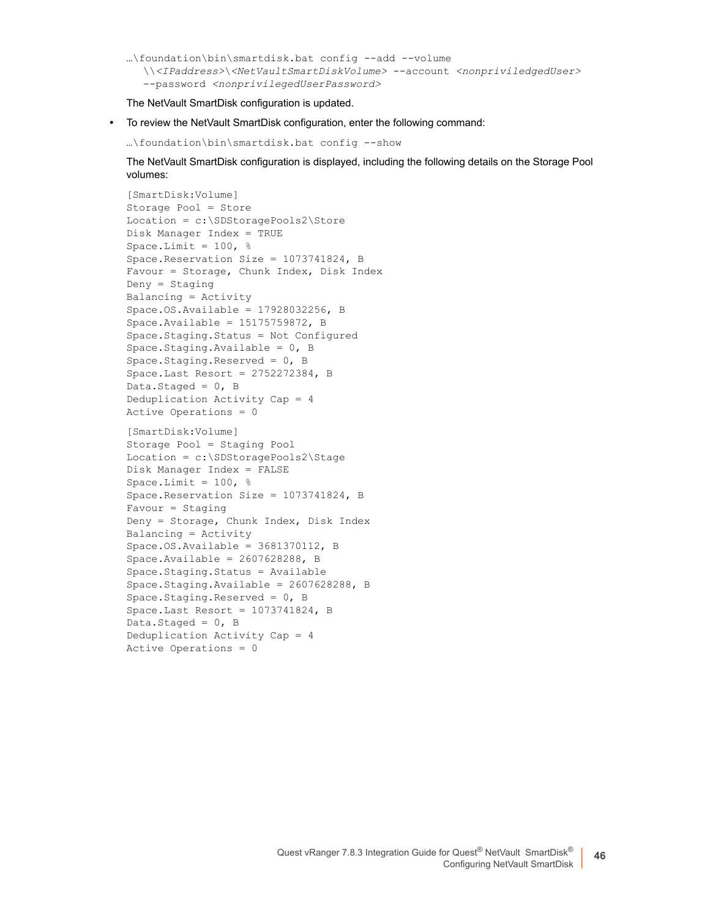```
…\foundation\bin\smartdisk.bat config --add --volume
   \\<IPaddress>\<NetVaultSmartDiskVolume> --account <nonpriviledgedUser>
   --password <nonprivilegedUserPassword>
```

The NetVault SmartDisk configuration is updated.

- To review the NetVault SmartDisk configuration, enter the following command:

```
…\foundation\bin\smartdisk.bat config --show
```

The NetVault SmartDisk configuration is displayed, including the following details on the Storage Pool volumes:

```
[SmartDisk:Volume]
Storage Pool = Store
Location = c:\SDStoragePools2\Store
Disk Manager Index = TRUE
Space.Limit = 100, %
Space.Reservation Size = 1073741824, B
Favour = Storage, Chunk Index, Disk Index
Deny = Staging
Balancing = Activity
Space.OS.Available = 17928032256, B
Space.Available = 15175759872, B
Space.Staging.Status = Not Configured
Space.Staging.Available = 0, B
Space.Staging.Reserved = 0, B
Space.Last Resort = 2752272384, B
Data.Staged = 0, B
Deduplication Activity Cap = 4
Active Operations = 0
```

```
[SmartDisk:Volume]
Storage Pool = Staging Pool
Location = c:\SDStoragePools2\Stage
Disk Manager Index = FALSE
Space.Limit = 100, %
Space.Reservation Size = 1073741824, B
Favour = Staging
Deny = Storage, Chunk Index, Disk Index
Balancing = Activity
Space.OS.Available = 3681370112, B
Space.Available = 2607628288, B
Space.Staging.Status = Available
Space.Staging.Available = 2607628288, B
Space.Staging.Reserved = 0, B
Space.Last Resort = 1073741824, B
Data.Staged = 0, B
Deduplication Activity Cap = 4
Active Operations = 0
```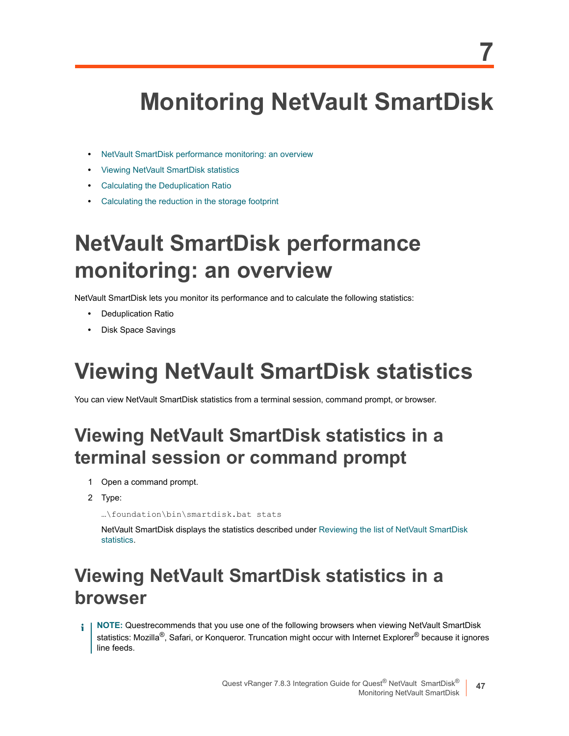# 7

# Monitoring NetVault SmartDisk

- NetVault SmartDisk performance monitoring: an overview
- Viewing NetVault SmartDisk statistics
- Calculating the Deduplication Ratio
- Calculating the reduction in the storage footprint

# NetVault SmartDisk performance monitoring: an overview

NetVault SmartDisk lets you monitor its performance and to calculate the following statistics:

- Deduplication Ratio
- Disk Space Savings

# Viewing NetVault SmartDisk statistics

You can view NetVault SmartDisk statistics from a terminal session, command prompt, or browser.

## Viewing NetVault SmartDisk statistics in a terminal session or command prompt

1 Open a command prompt.

2 Type:

```
…\foundation\bin\smartdisk.bat stats
```

NetVault SmartDisk displays the statistics described under Reviewing the list of NetVault SmartDisk statistics.

## Viewing NetVault SmartDisk statistics in a browser

**NOTE:** Questrecommends that you use one of the following browsers when viewing NetVault SmartDisk statistics: Mozilla®, Safari, or Konqueror. Truncation might occur with Internet Explorer® because it ignores line feeds.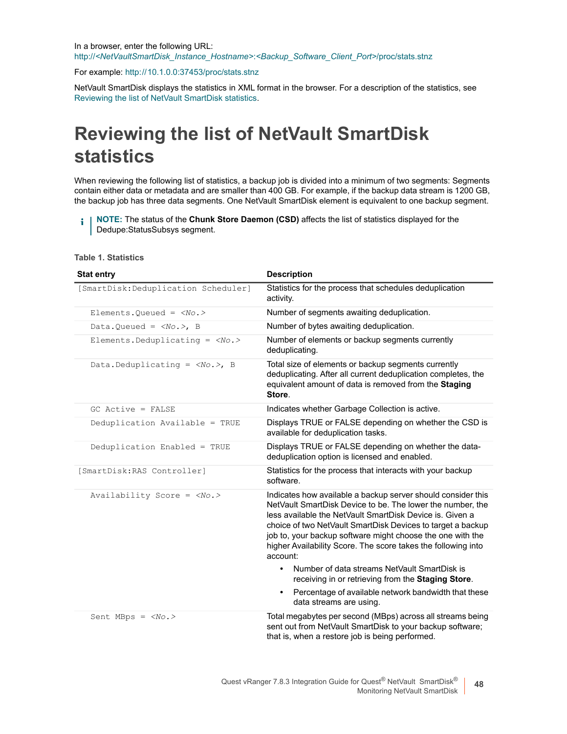In a browser, enter the following URL:
http://<*NetVaultSmartDisk_Instance_Hostname*>:<*Backup_Software_Client_Port*>/proc/stats.stnz

For example: http://10.1.0.0:37453/proc/stats.stnz

NetVault SmartDisk displays the statistics in XML format in the browser. For a description of the statistics, see Reviewing the list of NetVault SmartDisk statistics.

# Reviewing the list of NetVault SmartDisk statistics

When reviewing the following list of statistics, a backup job is divided into a minimum of two segments: Segments contain either data or metadata and are smaller than 400 GB. For example, if the backup data stream is 1200 GB, the backup job has three data segments. One NetVault SmartDisk element is equivalent to one backup segment.

> **NOTE:** The status of the **Chunk Store Daemon (CSD)** affects the list of statistics displayed for the Dedupe:StatusSubsys segment.

**Table 1. Statistics**

| Stat entry | Description |
|---|---|
| `[SmartDisk:Deduplication Scheduler]` | Statistics for the process that schedules deduplication activity. |
| `Elements.Queued = <No.>` | Number of segments awaiting deduplication. |
| `Data.Queued = <No.>, B` | Number of bytes awaiting deduplication. |
| `Elements.Deduplicating = <No.>` | Number of elements or backup segments currently deduplicating. |
| `Data.Deduplicating = <No.>, B` | Total size of elements or backup segments currently deduplicating. After all current deduplication completes, the equivalent amount of data is removed from the **Staging Store**. |
| `GC Active = FALSE` | Indicates whether Garbage Collection is active. |
| `Deduplication Available = TRUE` | Displays TRUE or FALSE depending on whether the CSD is available for deduplication tasks. |
| `Deduplication Enabled = TRUE` | Displays TRUE or FALSE depending on whether the data-deduplication option is licensed and enabled. |
| `[SmartDisk:RAS Controller]` | Statistics for the process that interacts with your backup software. |
| `Availability Score = <No.>` | Indicates how available a backup server should consider this NetVault SmartDisk Device to be. The lower the number, the less available the NetVault SmartDisk Device is. Given a choice of two NetVault SmartDisk Devices to target a backup job to, your backup software might choose the one with the higher Availability Score. The score takes the following into account:<br>• Number of data streams NetVault SmartDisk is receiving in or retrieving from the **Staging Store**.<br>• Percentage of available network bandwidth that these data streams are using. |
| `Sent MBps = <No.>` | Total megabytes per second (MBps) across all streams being sent out from NetVault SmartDisk to your backup software; that is, when a restore job is being performed. |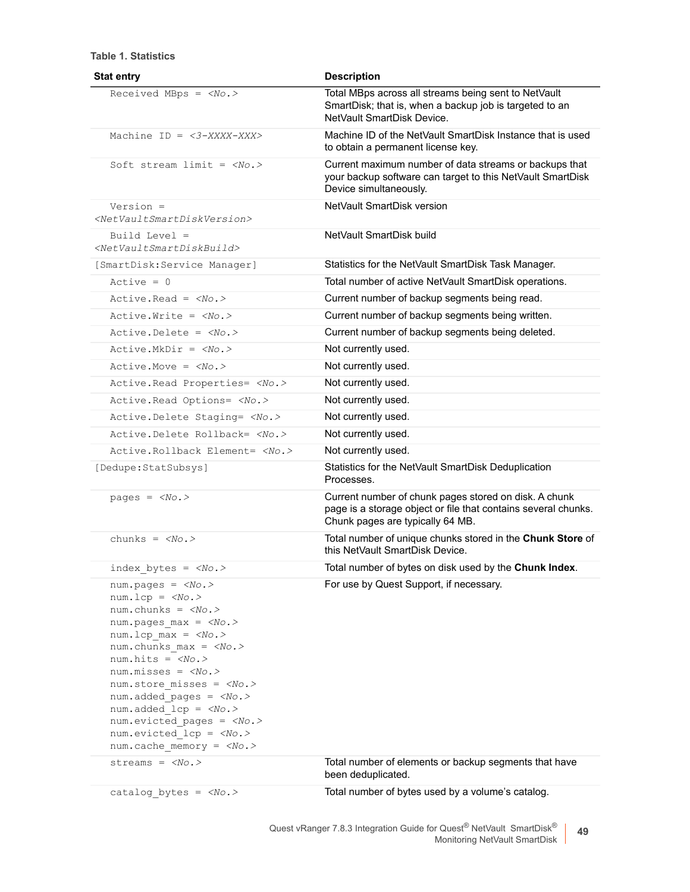**Table 1. Statistics**

| Stat entry | Description |
| --- | --- |
| `Received MBps = <No.>` | Total MBps across all streams being sent to NetVault SmartDisk; that is, when a backup job is targeted to an NetVault SmartDisk Device. |
| `Machine ID = <3-XXXX-XXX>` | Machine ID of the NetVault SmartDisk Instance that is used to obtain a permanent license key. |
| `Soft stream limit = <No.>` | Current maximum number of data streams or backups that your backup software can target to this NetVault SmartDisk Device simultaneously. |
| `Version = <NetVaultSmartDiskVersion>` | NetVault SmartDisk version |
| `Build Level = <NetVaultSmartDiskBuild>` | NetVault SmartDisk build |
| `[SmartDisk:Service Manager]` | Statistics for the NetVault SmartDisk Task Manager. |
| `Active = 0` | Total number of active NetVault SmartDisk operations. |
| `Active.Read = <No.>` | Current number of backup segments being read. |
| `Active.Write = <No.>` | Current number of backup segments being written. |
| `Active.Delete = <No.>` | Current number of backup segments being deleted. |
| `Active.MkDir = <No.>` | Not currently used. |
| `Active.Move = <No.>` | Not currently used. |
| `Active.Read Properties= <No.>` | Not currently used. |
| `Active.Read Options= <No.>` | Not currently used. |
| `Active.Delete Staging= <No.>` | Not currently used. |
| `Active.Delete Rollback= <No.>` | Not currently used. |
| `Active.Rollback Element= <No.>` | Not currently used. |
| `[Dedupe:StatSubsys]` | Statistics for the NetVault SmartDisk Deduplication Processes. |
| `pages = <No.>` | Current number of chunk pages stored on disk. A chunk page is a storage object or file that contains several chunks. Chunk pages are typically 64 MB. |
| `chunks = <No.>` | Total number of unique chunks stored in the **Chunk Store** of this NetVault SmartDisk Device. |
| `index_bytes = <No.>` | Total number of bytes on disk used by the **Chunk Index**. |
| `num.pages = <No.>`<br>`num.lcp = <No.>`<br>`num.chunks = <No.>`<br>`num.pages_max = <No.>`<br>`num.lcp_max = <No.>`<br>`num.chunks_max = <No.>`<br>`num.hits = <No.>`<br>`num.misses = <No.>`<br>`num.store_misses = <No.>`<br>`num.added_pages = <No.>`<br>`num.added_lcp = <No.>`<br>`num.evicted_pages = <No.>`<br>`num.evicted_lcp = <No.>`<br>`num.cache_memory = <No.>` | For use by Quest Support, if necessary. |
| `streams = <No.>` | Total number of elements or backup segments that have been deduplicated. |
| `catalog_bytes = <No.>` | Total number of bytes used by a volume's catalog. |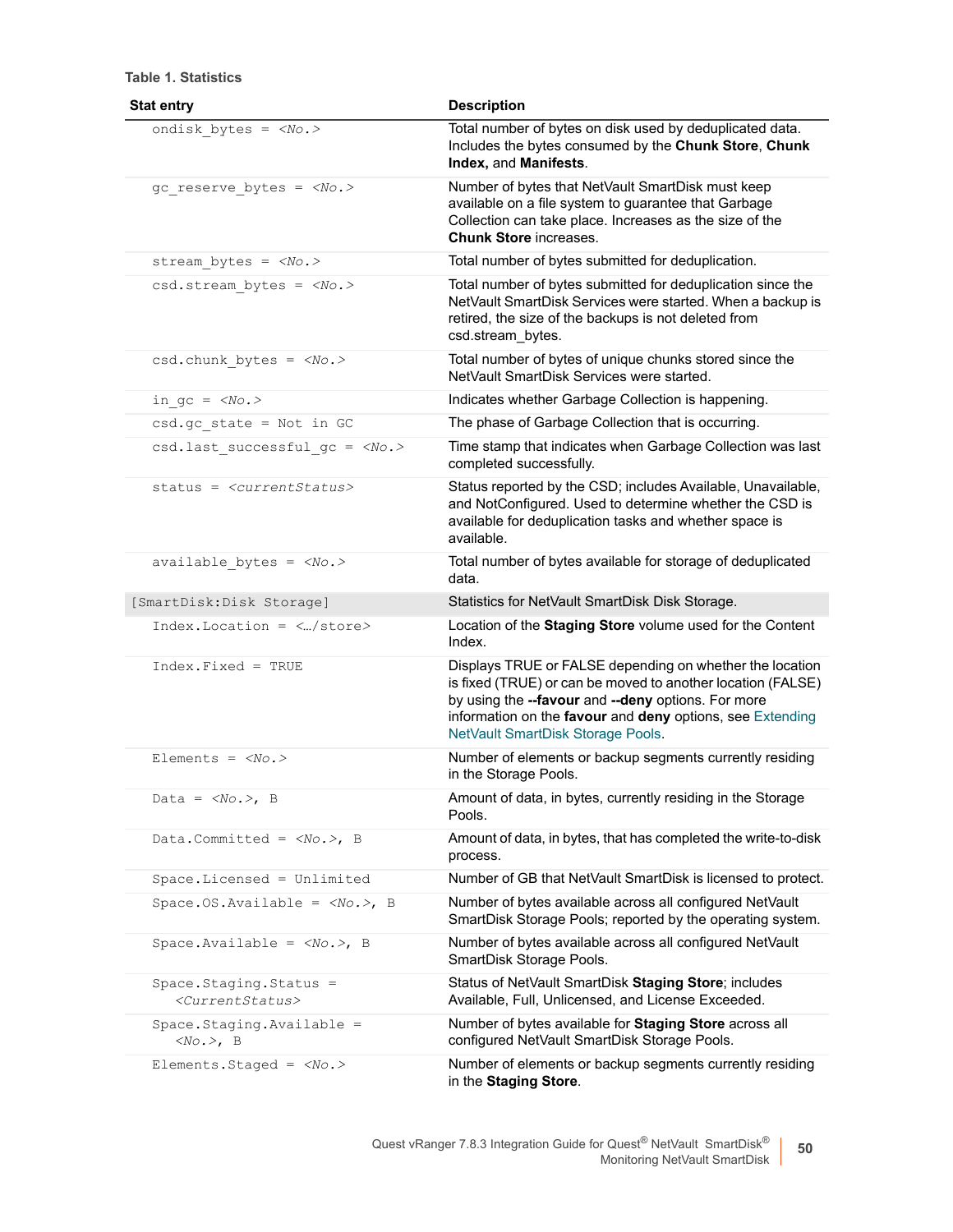**Table 1. Statistics**

| Stat entry | Description |
|---|---|
| `ondisk_bytes = <No.>` | Total number of bytes on disk used by deduplicated data. Includes the bytes consumed by the **Chunk Store**, **Chunk Index,** and **Manifests**. |
| `gc_reserve_bytes = <No.>` | Number of bytes that NetVault SmartDisk must keep available on a file system to guarantee that Garbage Collection can take place. Increases as the size of the **Chunk Store** increases. |
| `stream_bytes = <No.>` | Total number of bytes submitted for deduplication. |
| `csd.stream_bytes = <No.>` | Total number of bytes submitted for deduplication since the NetVault SmartDisk Services were started. When a backup is retired, the size of the backups is not deleted from csd.stream_bytes. |
| `csd.chunk_bytes = <No.>` | Total number of bytes of unique chunks stored since the NetVault SmartDisk Services were started. |
| `in_gc = <No.>` | Indicates whether Garbage Collection is happening. |
| `csd.gc_state = Not in GC` | The phase of Garbage Collection that is occurring. |
| `csd.last_successful_gc = <No.>` | Time stamp that indicates when Garbage Collection was last completed successfully. |
| `status = <currentStatus>` | Status reported by the CSD; includes Available, Unavailable, and NotConfigured. Used to determine whether the CSD is available for deduplication tasks and whether space is available. |
| `available_bytes = <No.>` | Total number of bytes available for storage of deduplicated data. |
| `[SmartDisk:Disk Storage]` | Statistics for NetVault SmartDisk Disk Storage. |
| `Index.Location = <…/store>` | Location of the **Staging Store** volume used for the Content Index. |
| `Index.Fixed = TRUE` | Displays TRUE or FALSE depending on whether the location is fixed (TRUE) or can be moved to another location (FALSE) by using the **--favour** and **--deny** options. For more information on the **favour** and **deny** options, see Extending NetVault SmartDisk Storage Pools. |
| `Elements = <No.>` | Number of elements or backup segments currently residing in the Storage Pools. |
| `Data = <No.>, B` | Amount of data, in bytes, currently residing in the Storage Pools. |
| `Data.Committed = <No.>, B` | Amount of data, in bytes, that has completed the write-to-disk process. |
| `Space.Licensed = Unlimited` | Number of GB that NetVault SmartDisk is licensed to protect. |
| `Space.OS.Available = <No.>, B` | Number of bytes available across all configured NetVault SmartDisk Storage Pools; reported by the operating system. |
| `Space.Available = <No.>, B` | Number of bytes available across all configured NetVault SmartDisk Storage Pools. |
| `Space.Staging.Status = <CurrentStatus>` | Status of NetVault SmartDisk **Staging Store**; includes Available, Full, Unlicensed, and License Exceeded. |
| `Space.Staging.Available = <No.>, B` | Number of bytes available for **Staging Store** across all configured NetVault SmartDisk Storage Pools. |
| `Elements.Staged = <No.>` | Number of elements or backup segments currently residing in the **Staging Store**. |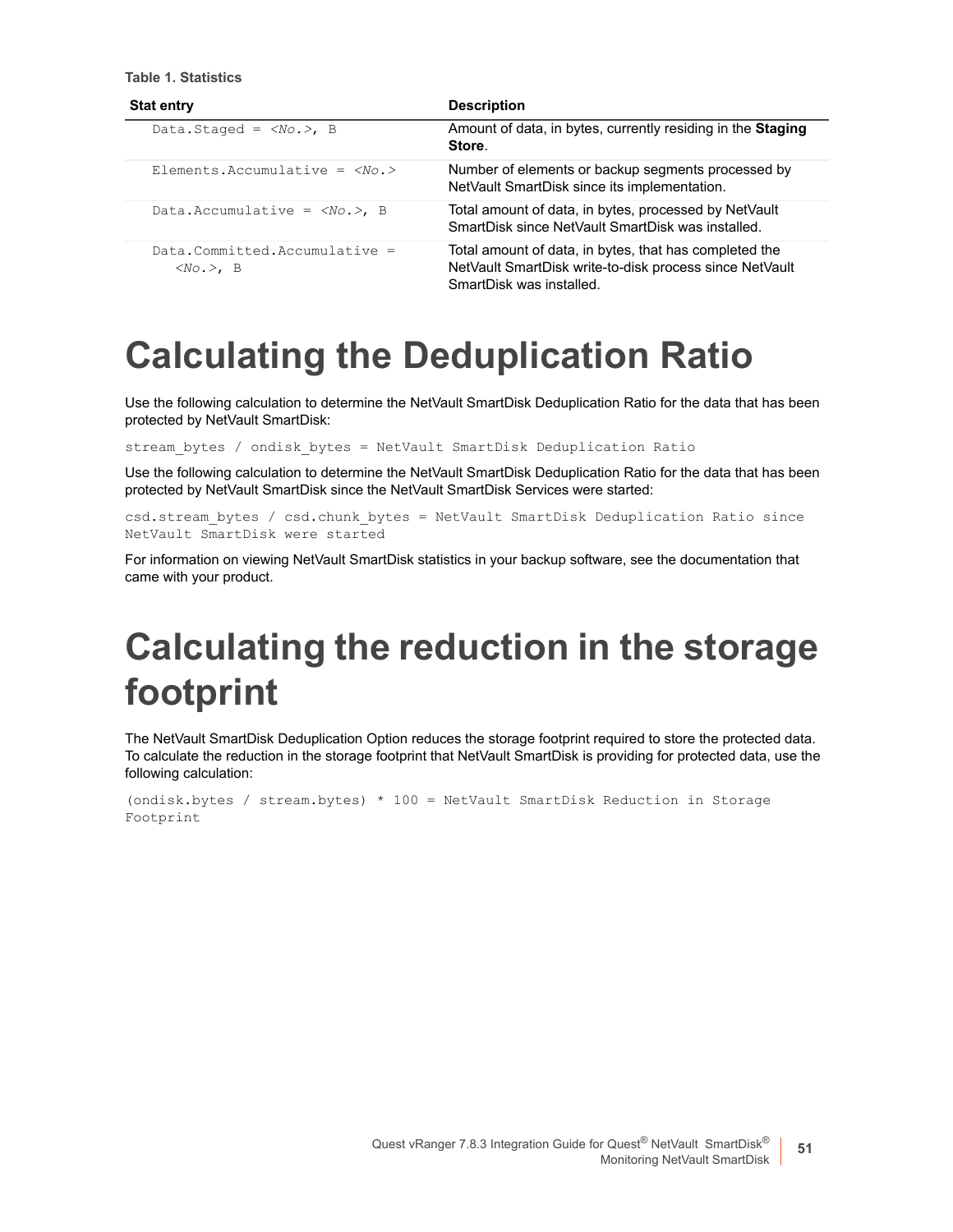**Table 1. Statistics**

| Stat entry | Description |
| --- | --- |
| `Data.Staged = <No.>, B` | Amount of data, in bytes, currently residing in the **Staging Store**. |
| `Elements.Accumulative = <No.>` | Number of elements or backup segments processed by NetVault SmartDisk since its implementation. |
| `Data.Accumulative = <No.>, B` | Total amount of data, in bytes, processed by NetVault SmartDisk since NetVault SmartDisk was installed. |
| `Data.Committed.Accumulative = <No.>, B` | Total amount of data, in bytes, that has completed the NetVault SmartDisk write-to-disk process since NetVault SmartDisk was installed. |

# Calculating the Deduplication Ratio

Use the following calculation to determine the NetVault SmartDisk Deduplication Ratio for the data that has been protected by NetVault SmartDisk:

```
stream_bytes / ondisk_bytes = NetVault SmartDisk Deduplication Ratio
```

Use the following calculation to determine the NetVault SmartDisk Deduplication Ratio for the data that has been protected by NetVault SmartDisk since the NetVault SmartDisk Services were started:

```
csd.stream_bytes / csd.chunk_bytes = NetVault SmartDisk Deduplication Ratio since
NetVault SmartDisk were started
```

For information on viewing NetVault SmartDisk statistics in your backup software, see the documentation that came with your product.

# Calculating the reduction in the storage footprint

The NetVault SmartDisk Deduplication Option reduces the storage footprint required to store the protected data. To calculate the reduction in the storage footprint that NetVault SmartDisk is providing for protected data, use the following calculation:

```
(ondisk.bytes / stream.bytes) * 100 = NetVault SmartDisk Reduction in Storage
Footprint
```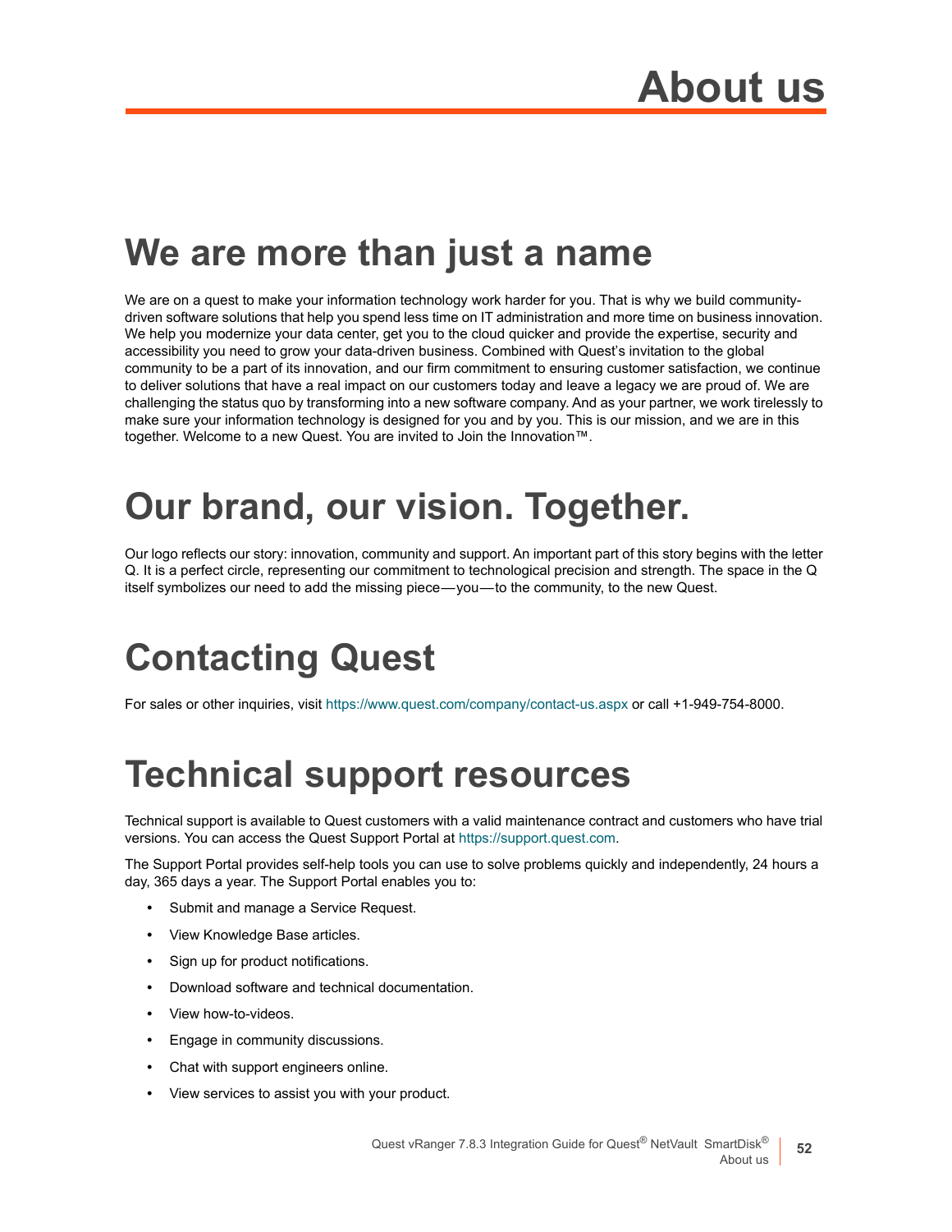# About us

## We are more than just a name

We are on a quest to make your information technology work harder for you. That is why we build community-driven software solutions that help you spend less time on IT administration and more time on business innovation. We help you modernize your data center, get you to the cloud quicker and provide the expertise, security and accessibility you need to grow your data-driven business. Combined with Quest's invitation to the global community to be a part of its innovation, and our firm commitment to ensuring customer satisfaction, we continue to deliver solutions that have a real impact on our customers today and leave a legacy we are proud of. We are challenging the status quo by transforming into a new software company. And as your partner, we work tirelessly to make sure your information technology is designed for you and by you. This is our mission, and we are in this together. Welcome to a new Quest. You are invited to Join the Innovation™.

## Our brand, our vision. Together.

Our logo reflects our story: innovation, community and support. An important part of this story begins with the letter Q. It is a perfect circle, representing our commitment to technological precision and strength. The space in the Q itself symbolizes our need to add the missing piece — you — to the community, to the new Quest.

## Contacting Quest

For sales or other inquiries, visit https://www.quest.com/company/contact-us.aspx or call +1-949-754-8000.

## Technical support resources

Technical support is available to Quest customers with a valid maintenance contract and customers who have trial versions. You can access the Quest Support Portal at https://support.quest.com.

The Support Portal provides self-help tools you can use to solve problems quickly and independently, 24 hours a day, 365 days a year. The Support Portal enables you to:

- Submit and manage a Service Request.
- View Knowledge Base articles.
- Sign up for product notifications.
- Download software and technical documentation.
- View how-to-videos.
- Engage in community discussions.
- Chat with support engineers online.
- View services to assist you with your product.